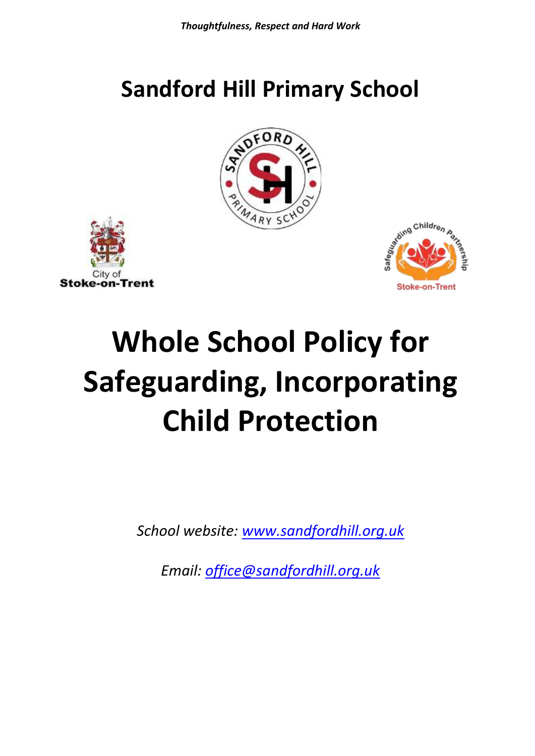*Thoughtfulness, Respect and Hard Work*

# Sandford Hill Primary School

# Whole School Policy for Safeguarding, Incorporating Child Protection

*School website: [www.sandfordhill.org.uk](http://www.sandfordhill.org.uk)*

*Email: [office@sandfordhill.org.uk](mailto:office@sandfordhill.org.uk)*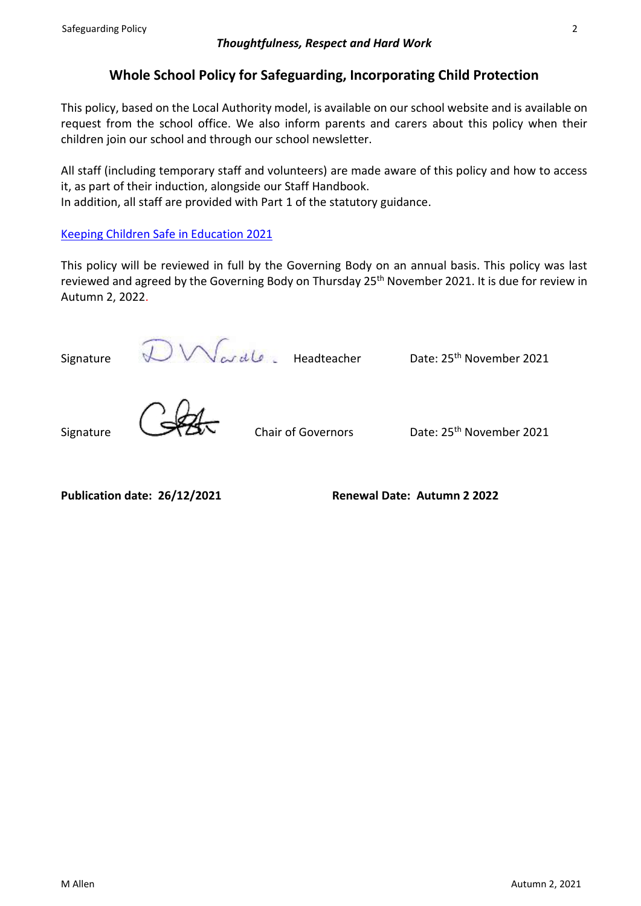*Thoughtfulness, Respect and Hard Work*

## Whole School Policy for Safeguarding, Incorporating Child Protection

This policy, based on the Local Authority model, is available on our school website and is available on request from the school office. We also inform parents and carers about this policy when their children join our school and through our school newsletter.

All staff (including temporary staff and volunteers) are made aware of this policy and how to access it, as part of their induction, alongside our Staff Handbook.
In addition, all staff are provided with Part 1 of the statutory guidance.

Keeping Children Safe in Education 2021

This policy will be reviewed in full by the Governing Body on an annual basis. This policy was last reviewed and agreed by the Governing Body on Thursday 25th November 2021. It is due for review in Autumn 2, 2022.

Signature D Wardle. Headteacher Date: 25th November 2021

Signature Chair of Governors Date: 25th November 2021

**Publication date: 26/12/2021** **Renewal Date: Autumn 2 2022**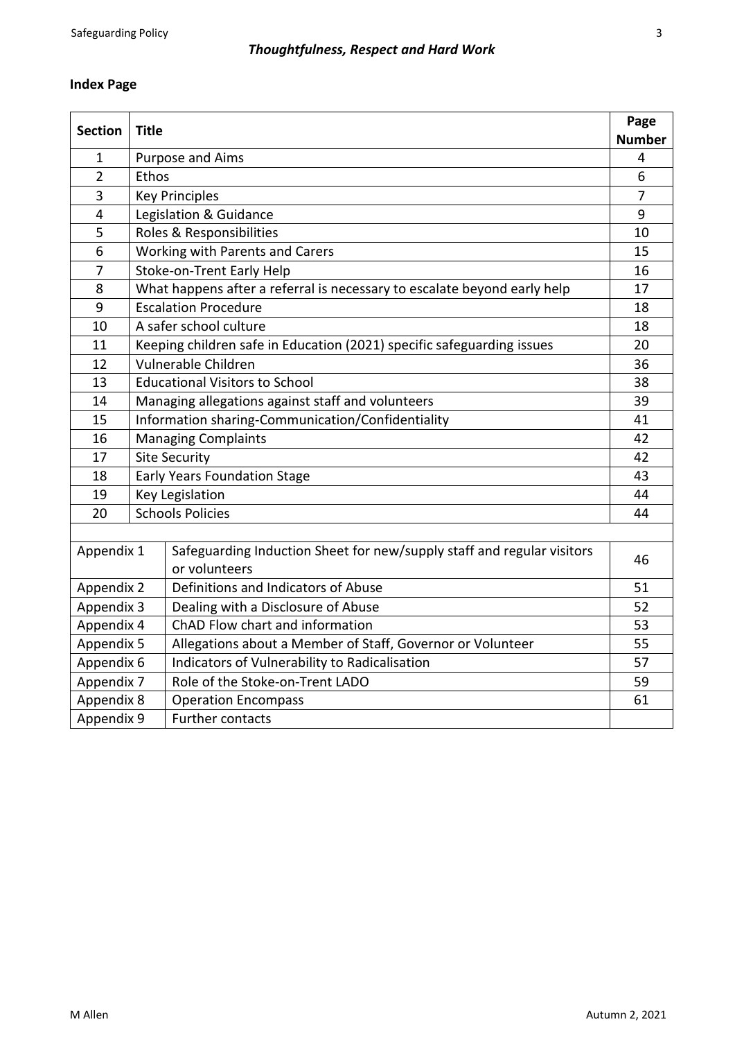***Thoughtfulness, Respect and Hard Work***

**Index Page**

| Section | Title | Page Number |
|---|---|---|
| 1 | Purpose and Aims | 4 |
| 2 | Ethos | 6 |
| 3 | Key Principles | 7 |
| 4 | Legislation & Guidance | 9 |
| 5 | Roles & Responsibilities | 10 |
| 6 | Working with Parents and Carers | 15 |
| 7 | Stoke-on-Trent Early Help | 16 |
| 8 | What happens after a referral is necessary to escalate beyond early help | 17 |
| 9 | Escalation Procedure | 18 |
| 10 | A safer school culture | 18 |
| 11 | Keeping children safe in Education (2021) specific safeguarding issues | 20 |
| 12 | Vulnerable Children | 36 |
| 13 | Educational Visitors to School | 38 |
| 14 | Managing allegations against staff and volunteers | 39 |
| 15 | Information sharing-Communication/Confidentiality | 41 |
| 16 | Managing Complaints | 42 |
| 17 | Site Security | 42 |
| 18 | Early Years Foundation Stage | 43 |
| 19 | Key Legislation | 44 |
| 20 | Schools Policies | 44 |

| Appendix | Title | Page Number |
|---|---|---|
| Appendix 1 | Safeguarding Induction Sheet for new/supply staff and regular visitors or volunteers | 46 |
| Appendix 2 | Definitions and Indicators of Abuse | 51 |
| Appendix 3 | Dealing with a Disclosure of Abuse | 52 |
| Appendix 4 | ChAD Flow chart and information | 53 |
| Appendix 5 | Allegations about a Member of Staff, Governor or Volunteer | 55 |
| Appendix 6 | Indicators of Vulnerability to Radicalisation | 57 |
| Appendix 7 | Role of the Stoke-on-Trent LADO | 59 |
| Appendix 8 | Operation Encompass | 61 |
| Appendix 9 | Further contacts | |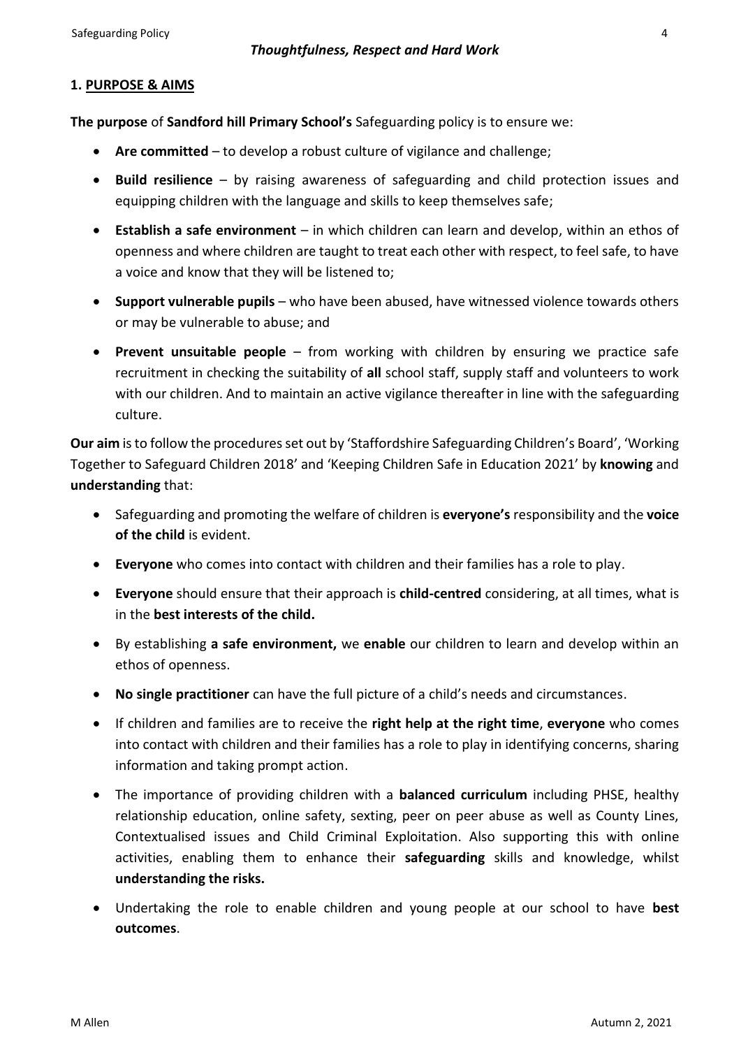*Thoughtfulness, Respect and Hard Work*

## 1. PURPOSE & AIMS

**The purpose** of **Sandford hill Primary School's** Safeguarding policy is to ensure we:

- **Are committed** – to develop a robust culture of vigilance and challenge;
- **Build resilience** – by raising awareness of safeguarding and child protection issues and equipping children with the language and skills to keep themselves safe;
- **Establish a safe environment** – in which children can learn and develop, within an ethos of openness and where children are taught to treat each other with respect, to feel safe, to have a voice and know that they will be listened to;
- **Support vulnerable pupils** – who have been abused, have witnessed violence towards others or may be vulnerable to abuse; and
- **Prevent unsuitable people** – from working with children by ensuring we practice safe recruitment in checking the suitability of **all** school staff, supply staff and volunteers to work with our children. And to maintain an active vigilance thereafter in line with the safeguarding culture.

**Our aim** is to follow the procedures set out by 'Staffordshire Safeguarding Children's Board', 'Working Together to Safeguard Children 2018' and 'Keeping Children Safe in Education 2021' by **knowing** and **understanding** that:

- Safeguarding and promoting the welfare of children is **everyone's** responsibility and the **voice of the child** is evident.
- **Everyone** who comes into contact with children and their families has a role to play.
- **Everyone** should ensure that their approach is **child-centred** considering, at all times, what is in the **best interests of the child.**
- By establishing **a safe environment,** we **enable** our children to learn and develop within an ethos of openness.
- **No single practitioner** can have the full picture of a child's needs and circumstances.
- If children and families are to receive the **right help at the right time**, **everyone** who comes into contact with children and their families has a role to play in identifying concerns, sharing information and taking prompt action.
- The importance of providing children with a **balanced curriculum** including PHSE, healthy relationship education, online safety, sexting, peer on peer abuse as well as County Lines, Contextualised issues and Child Criminal Exploitation. Also supporting this with online activities, enabling them to enhance their **safeguarding** skills and knowledge, whilst **understanding the risks.**
- Undertaking the role to enable children and young people at our school to have **best outcomes**.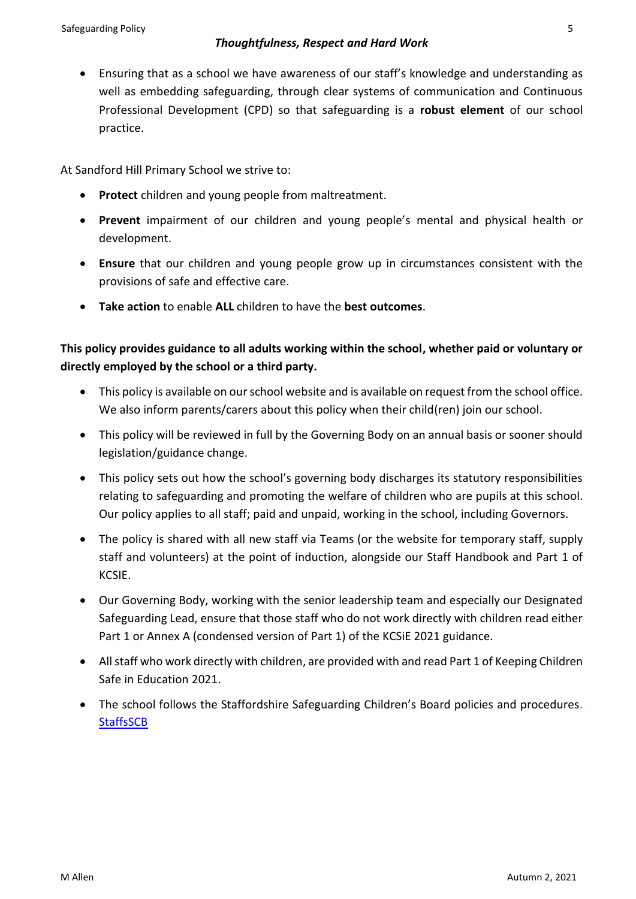- Ensuring that as a school we have awareness of our staff's knowledge and understanding as well as embedding safeguarding, through clear systems of communication and Continuous Professional Development (CPD) so that safeguarding is a **robust element** of our school practice.

At Sandford Hill Primary School we strive to:

- **Protect** children and young people from maltreatment.
- **Prevent** impairment of our children and young people's mental and physical health or development.
- **Ensure** that our children and young people grow up in circumstances consistent with the provisions of safe and effective care.
- **Take action** to enable **ALL** children to have the **best outcomes**.

**This policy provides guidance to all adults working within the school, whether paid or voluntary or directly employed by the school or a third party.**

- This policy is available on our school website and is available on request from the school office. We also inform parents/carers about this policy when their child(ren) join our school.
- This policy will be reviewed in full by the Governing Body on an annual basis or sooner should legislation/guidance change.
- This policy sets out how the school's governing body discharges its statutory responsibilities relating to safeguarding and promoting the welfare of children who are pupils at this school. Our policy applies to all staff; paid and unpaid, working in the school, including Governors.
- The policy is shared with all new staff via Teams (or the website for temporary staff, supply staff and volunteers) at the point of induction, alongside our Staff Handbook and Part 1 of KCSIE.
- Our Governing Body, working with the senior leadership team and especially our Designated Safeguarding Lead, ensure that those staff who do not work directly with children read either Part 1 or Annex A (condensed version of Part 1) of the KCSiE 2021 guidance.
- All staff who work directly with children, are provided with and read Part 1 of Keeping Children Safe in Education 2021.
- The school follows the Staffordshire Safeguarding Children's Board policies and procedures. StaffsSCB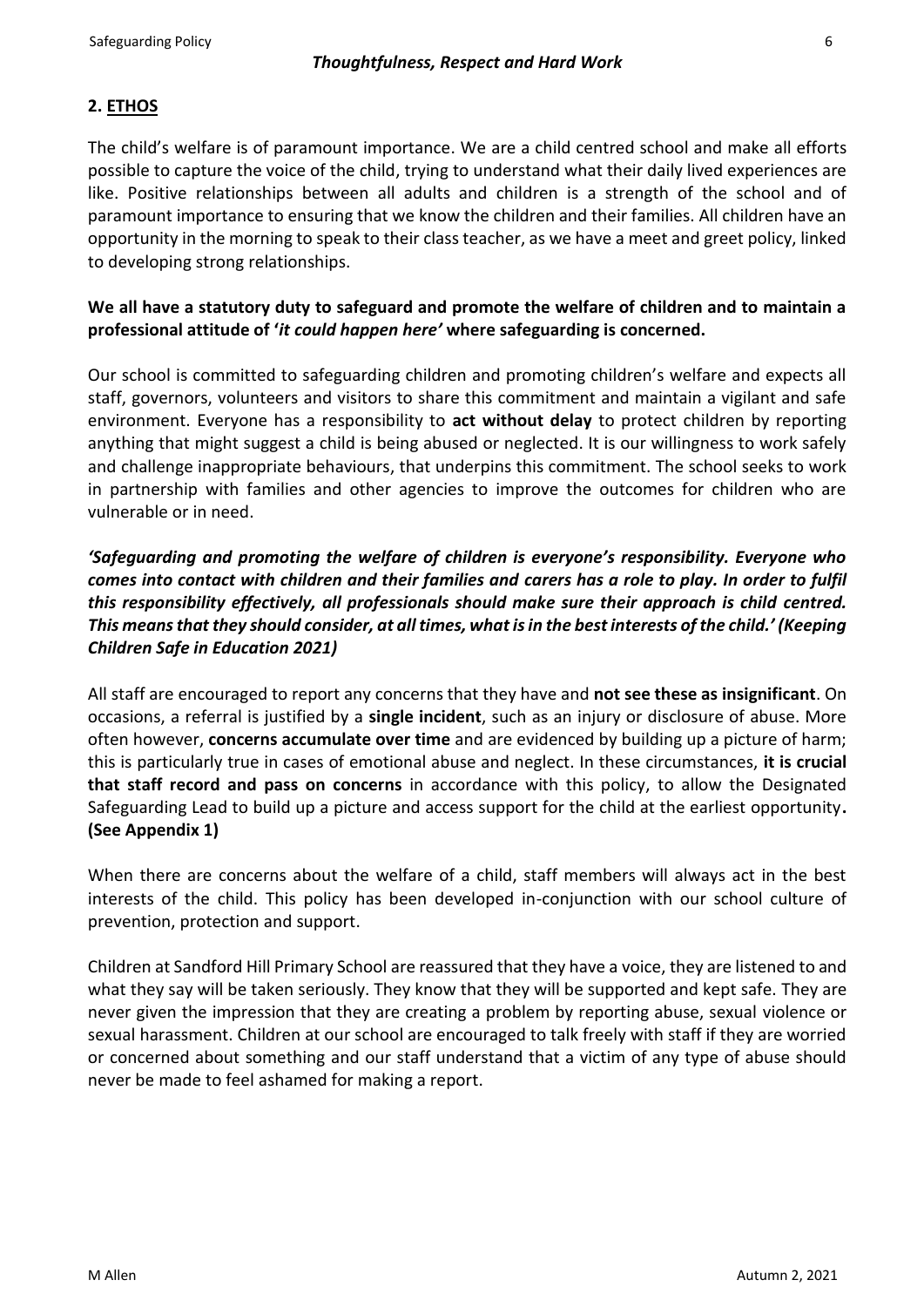*Thoughtfulness, Respect and Hard Work*

## 2. ETHOS

The child's welfare is of paramount importance. We are a child centred school and make all efforts possible to capture the voice of the child, trying to understand what their daily lived experiences are like. Positive relationships between all adults and children is a strength of the school and of paramount importance to ensuring that we know the children and their families. All children have an opportunity in the morning to speak to their class teacher, as we have a meet and greet policy, linked to developing strong relationships.

**We all have a statutory duty to safeguard and promote the welfare of children and to maintain a professional attitude of '*it could happen here*' where safeguarding is concerned.**

Our school is committed to safeguarding children and promoting children's welfare and expects all staff, governors, volunteers and visitors to share this commitment and maintain a vigilant and safe environment. Everyone has a responsibility to **act without delay** to protect children by reporting anything that might suggest a child is being abused or neglected. It is our willingness to work safely and challenge inappropriate behaviours, that underpins this commitment. The school seeks to work in partnership with families and other agencies to improve the outcomes for children who are vulnerable or in need.

***'Safeguarding and promoting the welfare of children is everyone's responsibility. Everyone who comes into contact with children and their families and carers has a role to play. In order to fulfil this responsibility effectively, all professionals should make sure their approach is child centred. This means that they should consider, at all times, what is in the best interests of the child.' (Keeping Children Safe in Education 2021)***

All staff are encouraged to report any concerns that they have and **not see these as insignificant**. On occasions, a referral is justified by a **single incident**, such as an injury or disclosure of abuse. More often however, **concerns accumulate over time** and are evidenced by building up a picture of harm; this is particularly true in cases of emotional abuse and neglect. In these circumstances, **it is crucial that staff record and pass on concerns** in accordance with this policy, to allow the Designated Safeguarding Lead to build up a picture and access support for the child at the earliest opportunity**. (See Appendix 1)**

When there are concerns about the welfare of a child, staff members will always act in the best interests of the child. This policy has been developed in-conjunction with our school culture of prevention, protection and support.

Children at Sandford Hill Primary School are reassured that they have a voice, they are listened to and what they say will be taken seriously. They know that they will be supported and kept safe. They are never given the impression that they are creating a problem by reporting abuse, sexual violence or sexual harassment. Children at our school are encouraged to talk freely with staff if they are worried or concerned about something and our staff understand that a victim of any type of abuse should never be made to feel ashamed for making a report.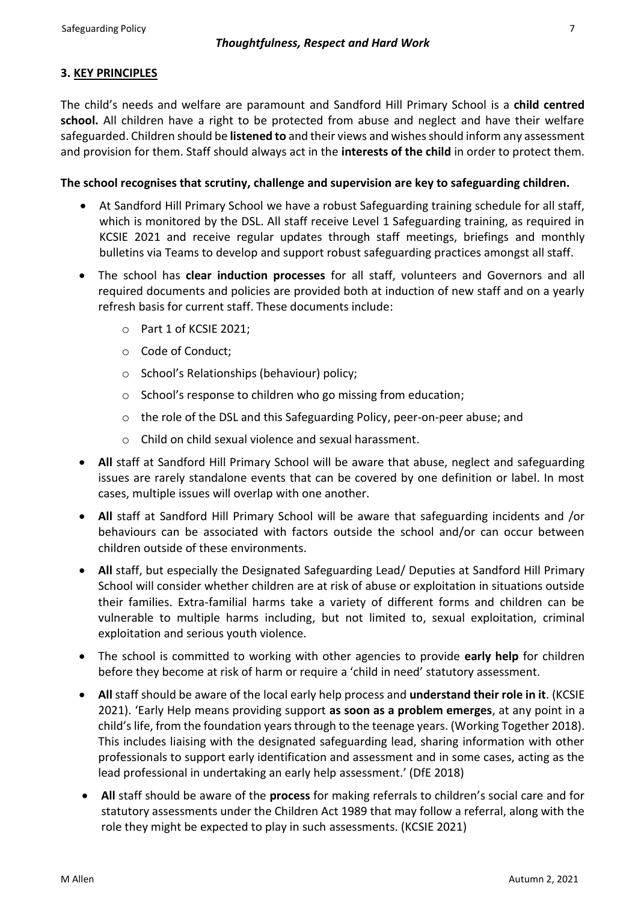## 3. KEY PRINCIPLES

The child's needs and welfare are paramount and Sandford Hill Primary School is a **child centred school.** All children have a right to be protected from abuse and neglect and have their welfare safeguarded. Children should be **listened to** and their views and wishes should inform any assessment and provision for them. Staff should always act in the **interests of the child** in order to protect them.

**The school recognises that scrutiny, challenge and supervision are key to safeguarding children.**

- At Sandford Hill Primary School we have a robust Safeguarding training schedule for all staff, which is monitored by the DSL. All staff receive Level 1 Safeguarding training, as required in KCSIE 2021 and receive regular updates through staff meetings, briefings and monthly bulletins via Teams to develop and support robust safeguarding practices amongst all staff.
- The school has **clear induction processes** for all staff, volunteers and Governors and all required documents and policies are provided both at induction of new staff and on a yearly refresh basis for current staff. These documents include:
  - Part 1 of KCSIE 2021;
  - Code of Conduct;
  - School's Relationships (behaviour) policy;
  - School's response to children who go missing from education;
  - the role of the DSL and this Safeguarding Policy, peer-on-peer abuse; and
  - Child on child sexual violence and sexual harassment.
- **All** staff at Sandford Hill Primary School will be aware that abuse, neglect and safeguarding issues are rarely standalone events that can be covered by one definition or label. In most cases, multiple issues will overlap with one another.
- **All** staff at Sandford Hill Primary School will be aware that safeguarding incidents and /or behaviours can be associated with factors outside the school and/or can occur between children outside of these environments.
- **All** staff, but especially the Designated Safeguarding Lead/ Deputies at Sandford Hill Primary School will consider whether children are at risk of abuse or exploitation in situations outside their families. Extra-familial harms take a variety of different forms and children can be vulnerable to multiple harms including, but not limited to, sexual exploitation, criminal exploitation and serious youth violence.
- The school is committed to working with other agencies to provide **early help** for children before they become at risk of harm or require a 'child in need' statutory assessment.
- **All** staff should be aware of the local early help process and **understand their role in it**. (KCSIE 2021). 'Early Help means providing support **as soon as a problem emerges**, at any point in a child's life, from the foundation years through to the teenage years. (Working Together 2018). This includes liaising with the designated safeguarding lead, sharing information with other professionals to support early identification and assessment and in some cases, acting as the lead professional in undertaking an early help assessment.' (DfE 2018)
- **All** staff should be aware of the **process** for making referrals to children's social care and for statutory assessments under the Children Act 1989 that may follow a referral, along with the role they might be expected to play in such assessments. (KCSIE 2021)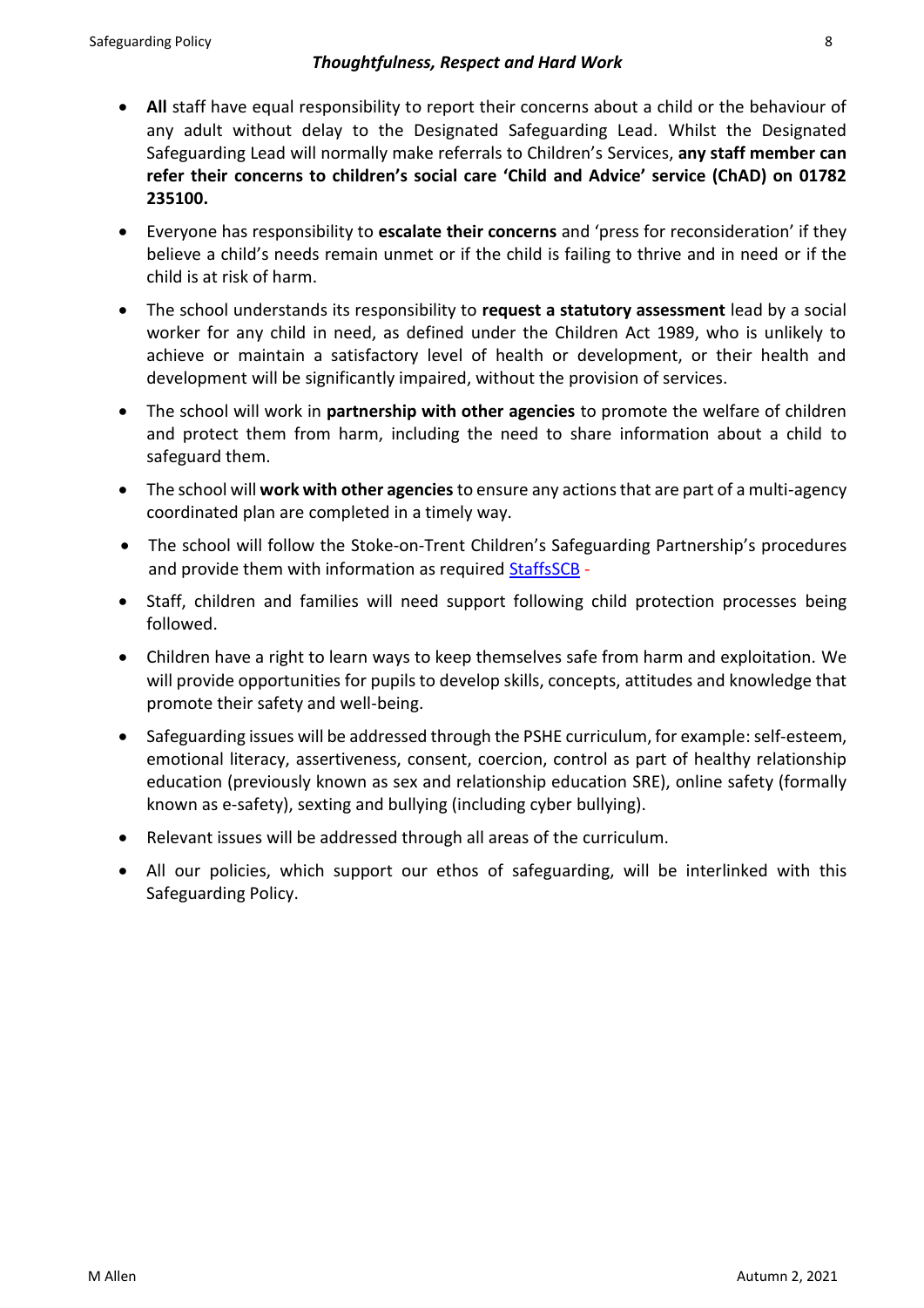- **All** staff have equal responsibility to report their concerns about a child or the behaviour of any adult without delay to the Designated Safeguarding Lead. Whilst the Designated Safeguarding Lead will normally make referrals to Children's Services, **any staff member can refer their concerns to children's social care 'Child and Advice' service (ChAD) on 01782 235100.**
- Everyone has responsibility to **escalate their concerns** and 'press for reconsideration' if they believe a child's needs remain unmet or if the child is failing to thrive and in need or if the child is at risk of harm.
- The school understands its responsibility to **request a statutory assessment** lead by a social worker for any child in need, as defined under the Children Act 1989, who is unlikely to achieve or maintain a satisfactory level of health or development, or their health and development will be significantly impaired, without the provision of services.
- The school will work in **partnership with other agencies** to promote the welfare of children and protect them from harm, including the need to share information about a child to safeguard them.
- The school will **work with other agencies** to ensure any actions that are part of a multi-agency coordinated plan are completed in a timely way.
- The school will follow the Stoke-on-Trent Children's Safeguarding Partnership's procedures and provide them with information as required StaffsSCB -
- Staff, children and families will need support following child protection processes being followed.
- Children have a right to learn ways to keep themselves safe from harm and exploitation. We will provide opportunities for pupils to develop skills, concepts, attitudes and knowledge that promote their safety and well-being.
- Safeguarding issues will be addressed through the PSHE curriculum, for example: self-esteem, emotional literacy, assertiveness, consent, coercion, control as part of healthy relationship education (previously known as sex and relationship education SRE), online safety (formally known as e-safety), sexting and bullying (including cyber bullying).
- Relevant issues will be addressed through all areas of the curriculum.
- All our policies, which support our ethos of safeguarding, will be interlinked with this Safeguarding Policy.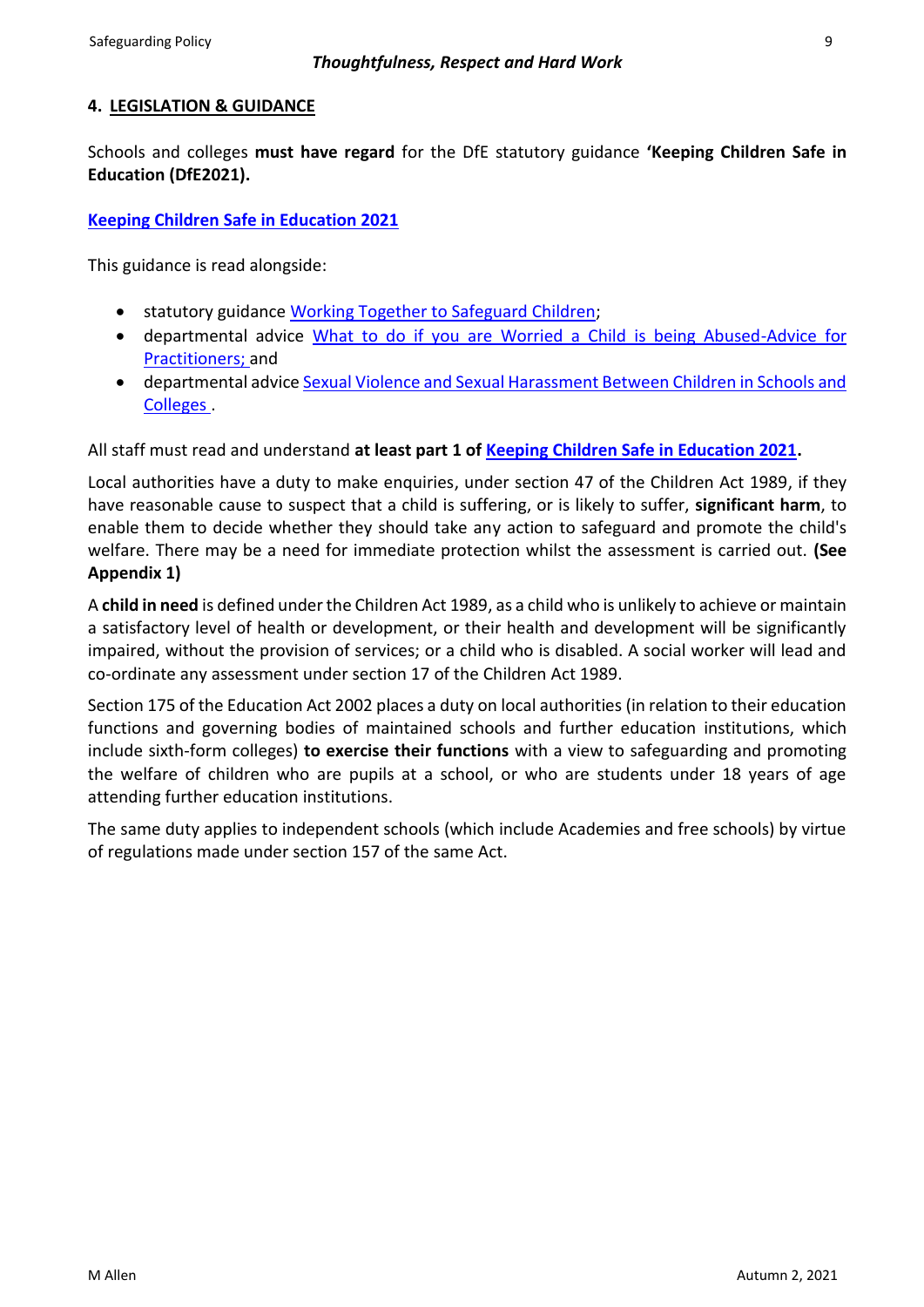## 4. LEGISLATION & GUIDANCE

Schools and colleges **must have regard** for the DfE statutory guidance **'Keeping Children Safe in Education (DfE2021).**

**Keeping Children Safe in Education 2021**

This guidance is read alongside:

- statutory guidance Working Together to Safeguard Children;
- departmental advice What to do if you are Worried a Child is being Abused-Advice for Practitioners; and
- departmental advice Sexual Violence and Sexual Harassment Between Children in Schools and Colleges .

All staff must read and understand **at least part 1 of Keeping Children Safe in Education 2021.**

Local authorities have a duty to make enquiries, under section 47 of the Children Act 1989, if they have reasonable cause to suspect that a child is suffering, or is likely to suffer, **significant harm**, to enable them to decide whether they should take any action to safeguard and promote the child's welfare. There may be a need for immediate protection whilst the assessment is carried out. **(See Appendix 1)**

A **child in need** is defined under the Children Act 1989, as a child who is unlikely to achieve or maintain a satisfactory level of health or development, or their health and development will be significantly impaired, without the provision of services; or a child who is disabled. A social worker will lead and co-ordinate any assessment under section 17 of the Children Act 1989.

Section 175 of the Education Act 2002 places a duty on local authorities (in relation to their education functions and governing bodies of maintained schools and further education institutions, which include sixth-form colleges) **to exercise their functions** with a view to safeguarding and promoting the welfare of children who are pupils at a school, or who are students under 18 years of age attending further education institutions.

The same duty applies to independent schools (which include Academies and free schools) by virtue of regulations made under section 157 of the same Act.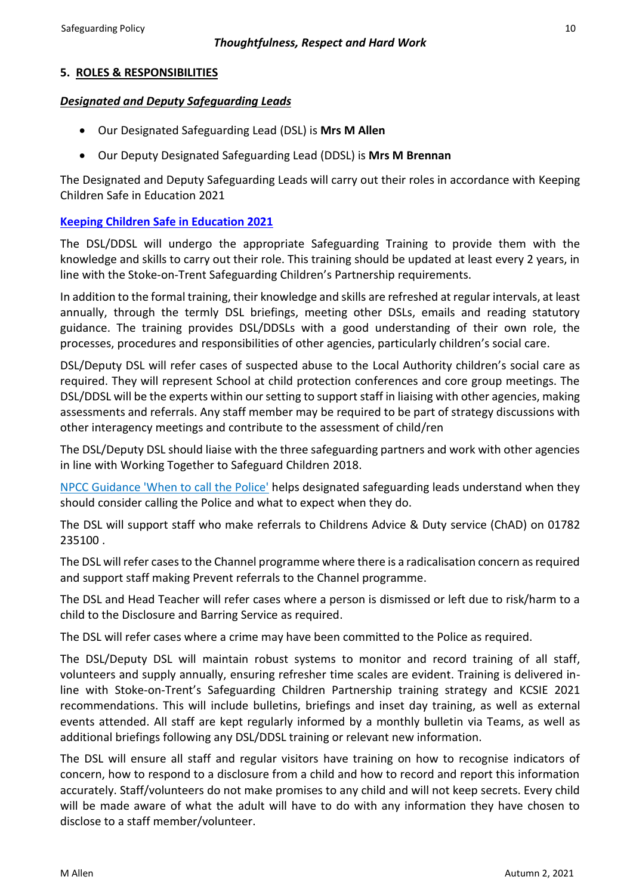*Thoughtfulness, Respect and Hard Work*

## 5. ROLES & RESPONSIBILITIES

### *Designated and Deputy Safeguarding Leads*

- Our Designated Safeguarding Lead (DSL) is **Mrs M Allen**
- Our Deputy Designated Safeguarding Lead (DDSL) is **Mrs M Brennan**

The Designated and Deputy Safeguarding Leads will carry out their roles in accordance with Keeping Children Safe in Education 2021

**Keeping Children Safe in Education 2021**

The DSL/DDSL will undergo the appropriate Safeguarding Training to provide them with the knowledge and skills to carry out their role. This training should be updated at least every 2 years, in line with the Stoke-on-Trent Safeguarding Children's Partnership requirements.

In addition to the formal training, their knowledge and skills are refreshed at regular intervals, at least annually, through the termly DSL briefings, meeting other DSLs, emails and reading statutory guidance. The training provides DSL/DDSLs with a good understanding of their own role, the processes, procedures and responsibilities of other agencies, particularly children's social care.

DSL/Deputy DSL will refer cases of suspected abuse to the Local Authority children's social care as required. They will represent School at child protection conferences and core group meetings. The DSL/DDSL will be the experts within our setting to support staff in liaising with other agencies, making assessments and referrals. Any staff member may be required to be part of strategy discussions with other interagency meetings and contribute to the assessment of child/ren

The DSL/Deputy DSL should liaise with the three safeguarding partners and work with other agencies in line with Working Together to Safeguard Children 2018.

NPCC Guidance 'When to call the Police' helps designated safeguarding leads understand when they should consider calling the Police and what to expect when they do.

The DSL will support staff who make referrals to Childrens Advice & Duty service (ChAD) on 01782 235100 .

The DSL will refer cases to the Channel programme where there is a radicalisation concern as required and support staff making Prevent referrals to the Channel programme.

The DSL and Head Teacher will refer cases where a person is dismissed or left due to risk/harm to a child to the Disclosure and Barring Service as required.

The DSL will refer cases where a crime may have been committed to the Police as required.

The DSL/Deputy DSL will maintain robust systems to monitor and record training of all staff, volunteers and supply annually, ensuring refresher time scales are evident. Training is delivered in-line with Stoke-on-Trent's Safeguarding Children Partnership training strategy and KCSIE 2021 recommendations. This will include bulletins, briefings and inset day training, as well as external events attended. All staff are kept regularly informed by a monthly bulletin via Teams, as well as additional briefings following any DSL/DDSL training or relevant new information.

The DSL will ensure all staff and regular visitors have training on how to recognise indicators of concern, how to respond to a disclosure from a child and how to record and report this information accurately. Staff/volunteers do not make promises to any child and will not keep secrets. Every child will be made aware of what the adult will have to do with any information they have chosen to disclose to a staff member/volunteer.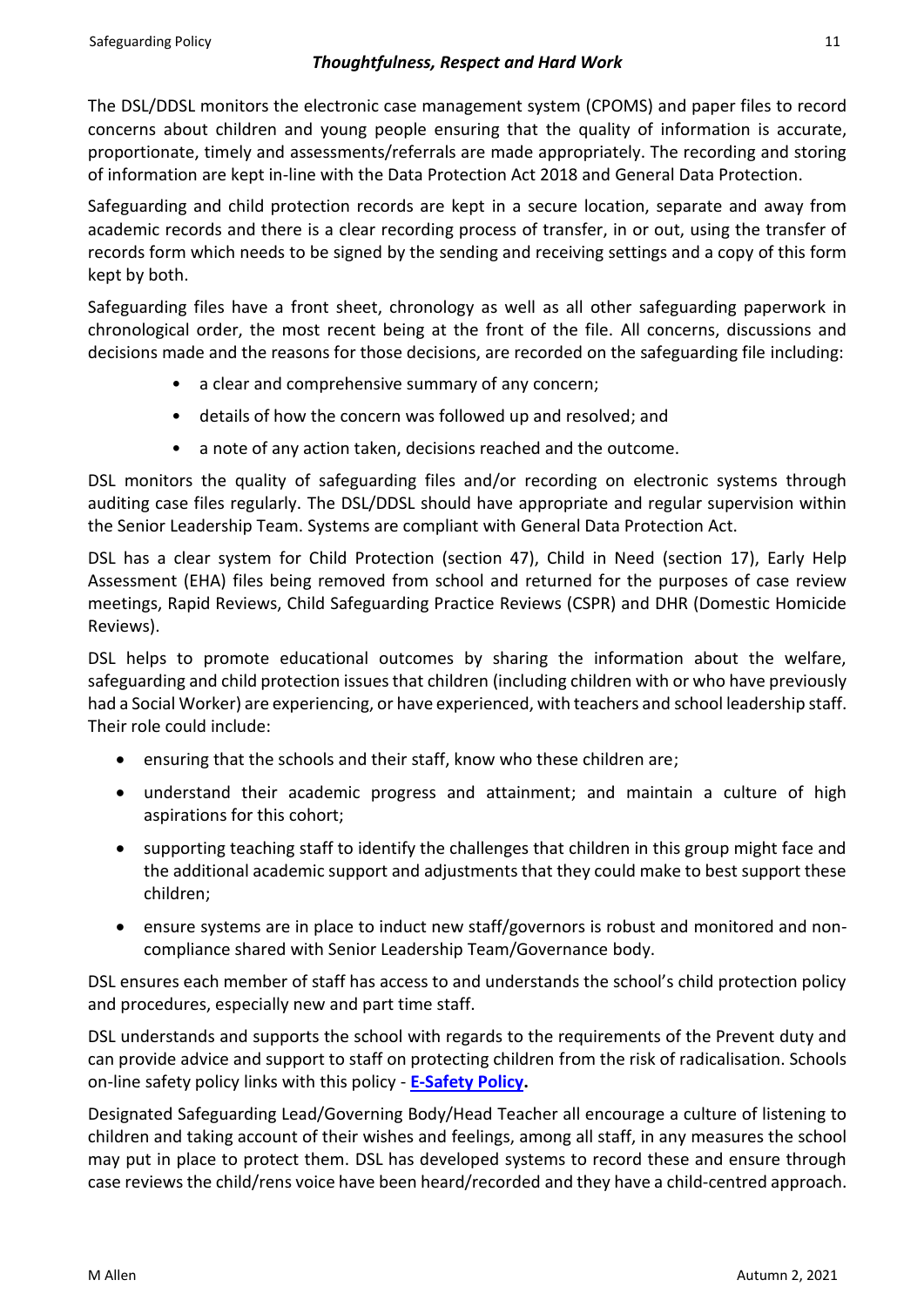The DSL/DDSL monitors the electronic case management system (CPOMS) and paper files to record concerns about children and young people ensuring that the quality of information is accurate, proportionate, timely and assessments/referrals are made appropriately. The recording and storing of information are kept in-line with the Data Protection Act 2018 and General Data Protection.

Safeguarding and child protection records are kept in a secure location, separate and away from academic records and there is a clear recording process of transfer, in or out, using the transfer of records form which needs to be signed by the sending and receiving settings and a copy of this form kept by both.

Safeguarding files have a front sheet, chronology as well as all other safeguarding paperwork in chronological order, the most recent being at the front of the file. All concerns, discussions and decisions made and the reasons for those decisions, are recorded on the safeguarding file including:

- a clear and comprehensive summary of any concern;
- details of how the concern was followed up and resolved; and
- a note of any action taken, decisions reached and the outcome.

DSL monitors the quality of safeguarding files and/or recording on electronic systems through auditing case files regularly. The DSL/DDSL should have appropriate and regular supervision within the Senior Leadership Team. Systems are compliant with General Data Protection Act.

DSL has a clear system for Child Protection (section 47), Child in Need (section 17), Early Help Assessment (EHA) files being removed from school and returned for the purposes of case review meetings, Rapid Reviews, Child Safeguarding Practice Reviews (CSPR) and DHR (Domestic Homicide Reviews).

DSL helps to promote educational outcomes by sharing the information about the welfare, safeguarding and child protection issues that children (including children with or who have previously had a Social Worker) are experiencing, or have experienced, with teachers and school leadership staff. Their role could include:

- ensuring that the schools and their staff, know who these children are;
- understand their academic progress and attainment; and maintain a culture of high aspirations for this cohort;
- supporting teaching staff to identify the challenges that children in this group might face and the additional academic support and adjustments that they could make to best support these children;
- ensure systems are in place to induct new staff/governors is robust and monitored and non-compliance shared with Senior Leadership Team/Governance body.

DSL ensures each member of staff has access to and understands the school's child protection policy and procedures, especially new and part time staff.

DSL understands and supports the school with regards to the requirements of the Prevent duty and can provide advice and support to staff on protecting children from the risk of radicalisation. Schools on-line safety policy links with this policy - **E-Safety Policy.**

Designated Safeguarding Lead/Governing Body/Head Teacher all encourage a culture of listening to children and taking account of their wishes and feelings, among all staff, in any measures the school may put in place to protect them. DSL has developed systems to record these and ensure through case reviews the child/rens voice have been heard/recorded and they have a child-centred approach.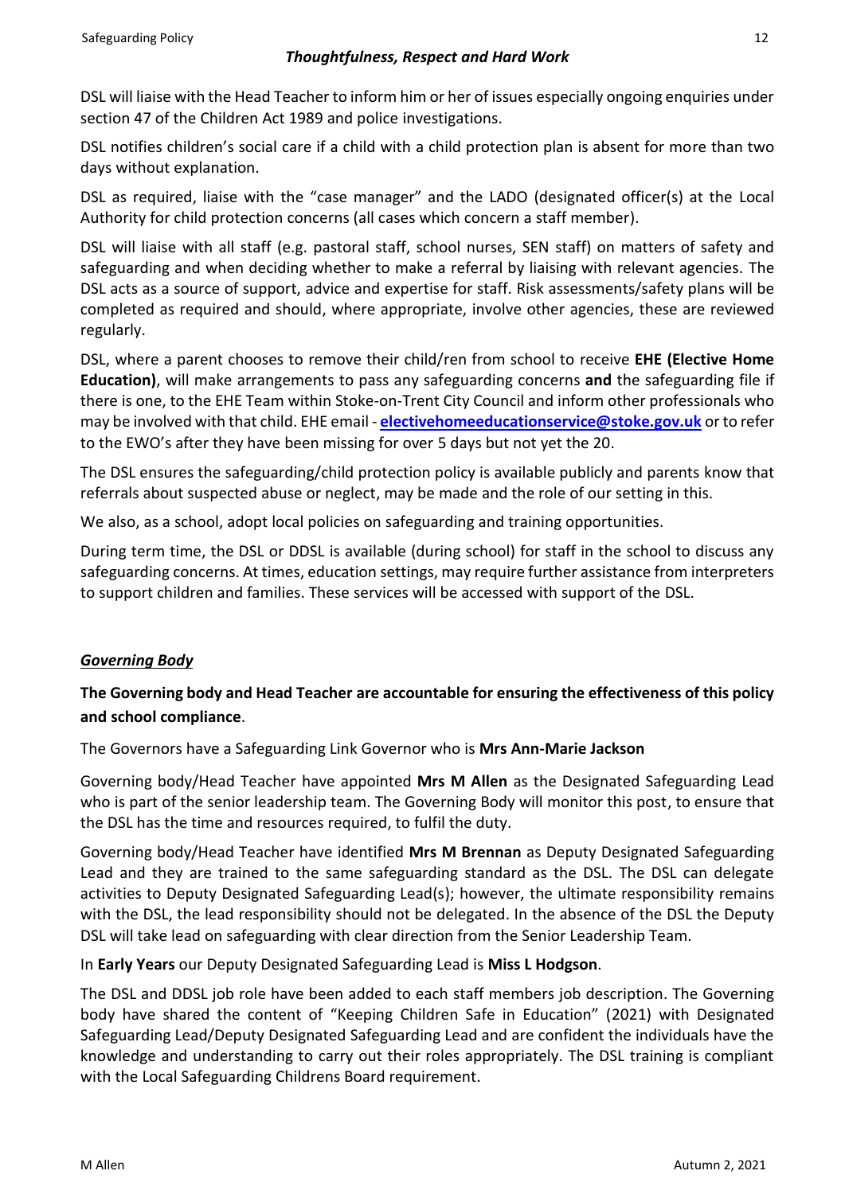DSL will liaise with the Head Teacher to inform him or her of issues especially ongoing enquiries under section 47 of the Children Act 1989 and police investigations.

DSL notifies children's social care if a child with a child protection plan is absent for more than two days without explanation.

DSL as required, liaise with the "case manager" and the LADO (designated officer(s) at the Local Authority for child protection concerns (all cases which concern a staff member).

DSL will liaise with all staff (e.g. pastoral staff, school nurses, SEN staff) on matters of safety and safeguarding and when deciding whether to make a referral by liaising with relevant agencies. The DSL acts as a source of support, advice and expertise for staff. Risk assessments/safety plans will be completed as required and should, where appropriate, involve other agencies, these are reviewed regularly.

DSL, where a parent chooses to remove their child/ren from school to receive **EHE (Elective Home Education)**, will make arrangements to pass any safeguarding concerns **and** the safeguarding file if there is one, to the EHE Team within Stoke-on-Trent City Council and inform other professionals who may be involved with that child. EHE email - **electivehomeeducationservice@stoke.gov.uk** or to refer to the EWO's after they have been missing for over 5 days but not yet the 20.

The DSL ensures the safeguarding/child protection policy is available publicly and parents know that referrals about suspected abuse or neglect, may be made and the role of our setting in this.

We also, as a school, adopt local policies on safeguarding and training opportunities.

During term time, the DSL or DDSL is available (during school) for staff in the school to discuss any safeguarding concerns. At times, education settings, may require further assistance from interpreters to support children and families. These services will be accessed with support of the DSL.

## *Governing Body*

**The Governing body and Head Teacher are accountable for ensuring the effectiveness of this policy and school compliance**.

The Governors have a Safeguarding Link Governor who is **Mrs Ann-Marie Jackson**

Governing body/Head Teacher have appointed **Mrs M Allen** as the Designated Safeguarding Lead who is part of the senior leadership team. The Governing Body will monitor this post, to ensure that the DSL has the time and resources required, to fulfil the duty.

Governing body/Head Teacher have identified **Mrs M Brennan** as Deputy Designated Safeguarding Lead and they are trained to the same safeguarding standard as the DSL. The DSL can delegate activities to Deputy Designated Safeguarding Lead(s); however, the ultimate responsibility remains with the DSL, the lead responsibility should not be delegated. In the absence of the DSL the Deputy DSL will take lead on safeguarding with clear direction from the Senior Leadership Team.

In **Early Years** our Deputy Designated Safeguarding Lead is **Miss L Hodgson**.

The DSL and DDSL job role have been added to each staff members job description. The Governing body have shared the content of "Keeping Children Safe in Education" (2021) with Designated Safeguarding Lead/Deputy Designated Safeguarding Lead and are confident the individuals have the knowledge and understanding to carry out their roles appropriately. The DSL training is compliant with the Local Safeguarding Childrens Board requirement.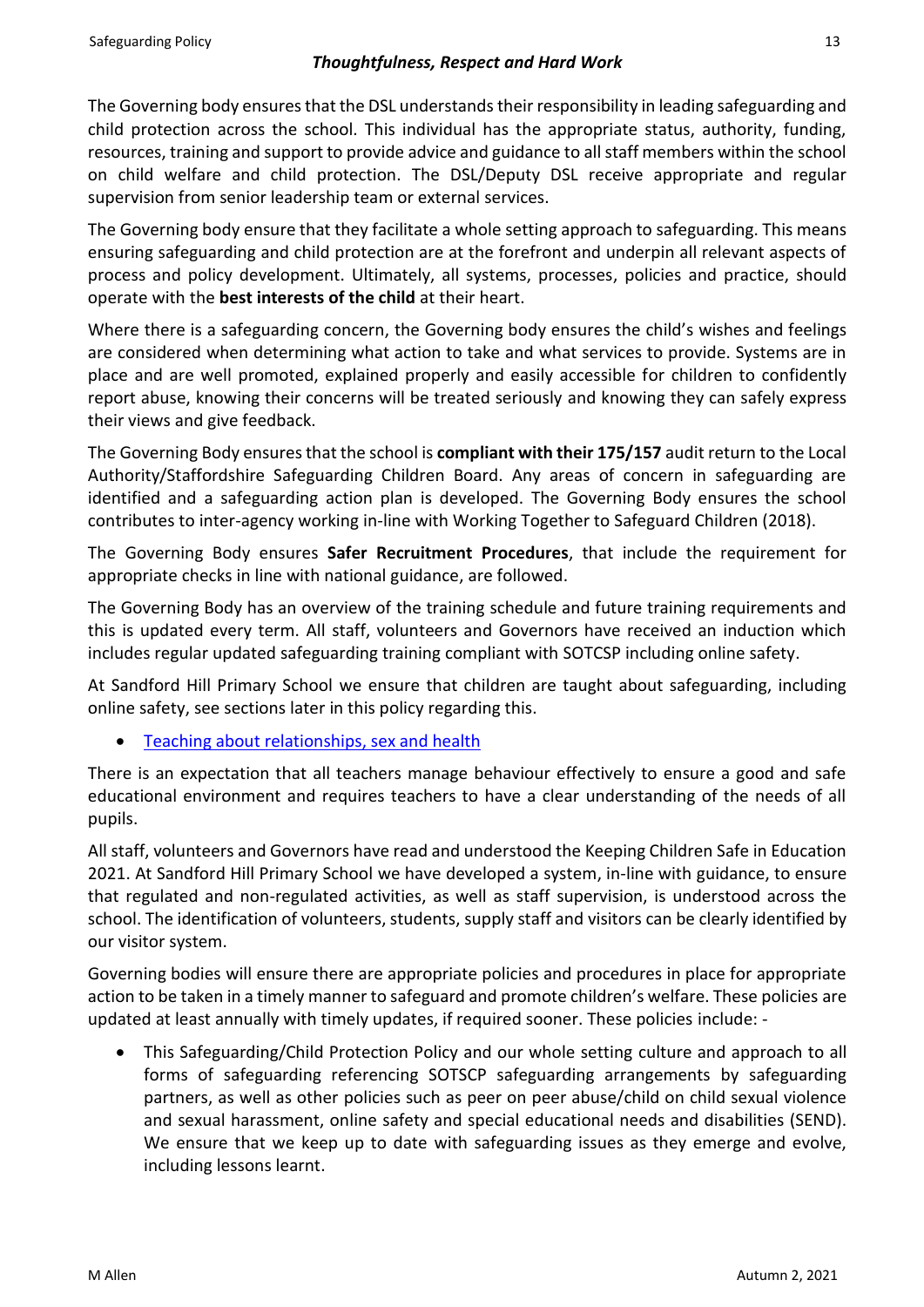The Governing body ensures that the DSL understands their responsibility in leading safeguarding and child protection across the school. This individual has the appropriate status, authority, funding, resources, training and support to provide advice and guidance to all staff members within the school on child welfare and child protection. The DSL/Deputy DSL receive appropriate and regular supervision from senior leadership team or external services.

The Governing body ensure that they facilitate a whole setting approach to safeguarding. This means ensuring safeguarding and child protection are at the forefront and underpin all relevant aspects of process and policy development. Ultimately, all systems, processes, policies and practice, should operate with the **best interests of the child** at their heart.

Where there is a safeguarding concern, the Governing body ensures the child's wishes and feelings are considered when determining what action to take and what services to provide. Systems are in place and are well promoted, explained properly and easily accessible for children to confidently report abuse, knowing their concerns will be treated seriously and knowing they can safely express their views and give feedback.

The Governing Body ensures that the school is **compliant with their 175/157** audit return to the Local Authority/Staffordshire Safeguarding Children Board. Any areas of concern in safeguarding are identified and a safeguarding action plan is developed. The Governing Body ensures the school contributes to inter-agency working in-line with Working Together to Safeguard Children (2018).

The Governing Body ensures **Safer Recruitment Procedures**, that include the requirement for appropriate checks in line with national guidance, are followed.

The Governing Body has an overview of the training schedule and future training requirements and this is updated every term. All staff, volunteers and Governors have received an induction which includes regular updated safeguarding training compliant with SOTCSP including online safety.

At Sandford Hill Primary School we ensure that children are taught about safeguarding, including online safety, see sections later in this policy regarding this.

- Teaching about relationships, sex and health

There is an expectation that all teachers manage behaviour effectively to ensure a good and safe educational environment and requires teachers to have a clear understanding of the needs of all pupils.

All staff, volunteers and Governors have read and understood the Keeping Children Safe in Education 2021. At Sandford Hill Primary School we have developed a system, in-line with guidance, to ensure that regulated and non-regulated activities, as well as staff supervision, is understood across the school. The identification of volunteers, students, supply staff and visitors can be clearly identified by our visitor system.

Governing bodies will ensure there are appropriate policies and procedures in place for appropriate action to be taken in a timely manner to safeguard and promote children's welfare. These policies are updated at least annually with timely updates, if required sooner. These policies include: -

- This Safeguarding/Child Protection Policy and our whole setting culture and approach to all forms of safeguarding referencing SOTSCP safeguarding arrangements by safeguarding partners, as well as other policies such as peer on peer abuse/child on child sexual violence and sexual harassment, online safety and special educational needs and disabilities (SEND). We ensure that we keep up to date with safeguarding issues as they emerge and evolve, including lessons learnt.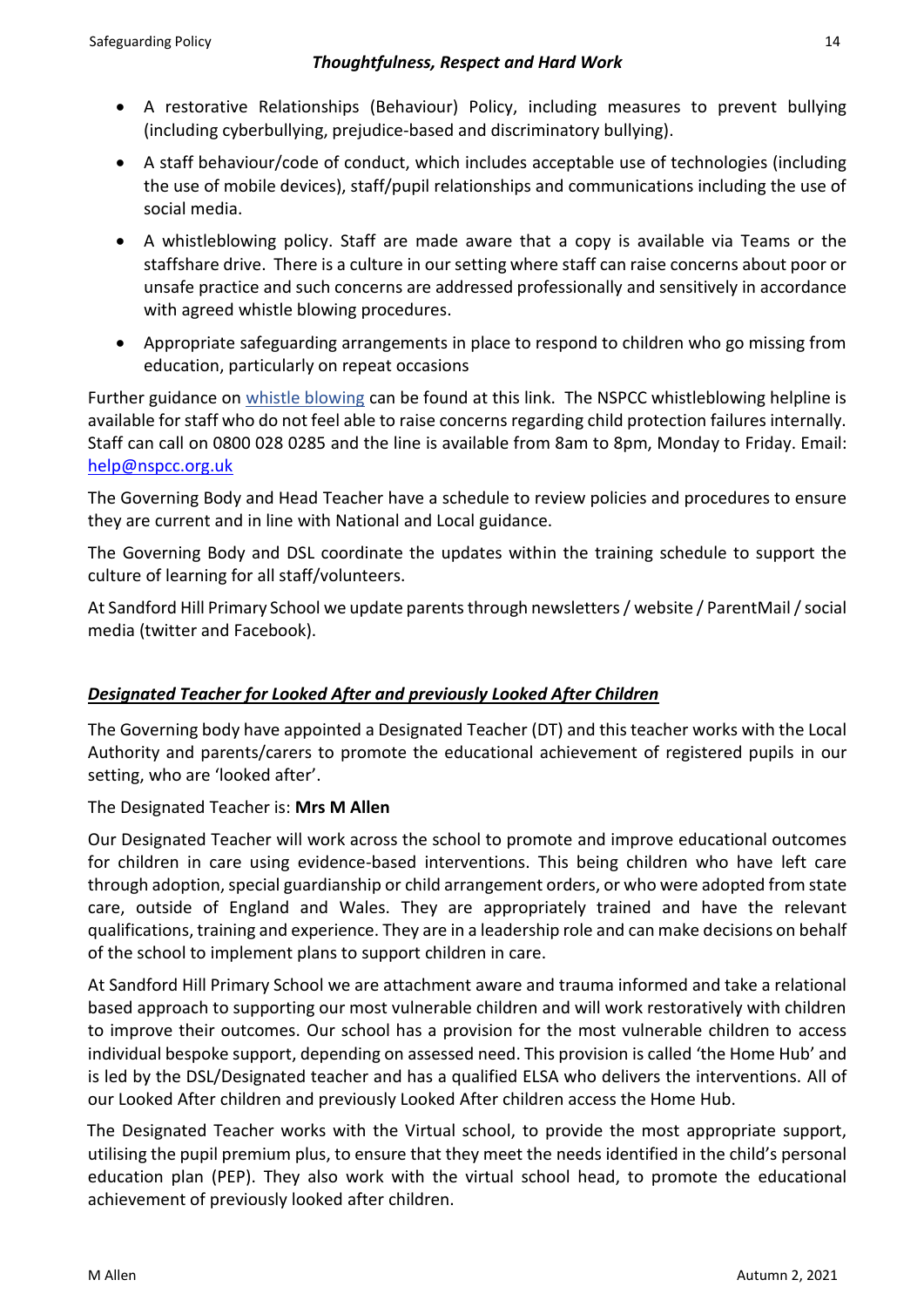- A restorative Relationships (Behaviour) Policy, including measures to prevent bullying (including cyberbullying, prejudice-based and discriminatory bullying).
- A staff behaviour/code of conduct, which includes acceptable use of technologies (including the use of mobile devices), staff/pupil relationships and communications including the use of social media.
- A whistleblowing policy. Staff are made aware that a copy is available via Teams or the staffshare drive. There is a culture in our setting where staff can raise concerns about poor or unsafe practice and such concerns are addressed professionally and sensitively in accordance with agreed whistle blowing procedures.
- Appropriate safeguarding arrangements in place to respond to children who go missing from education, particularly on repeat occasions

Further guidance on whistle blowing can be found at this link. The NSPCC whistleblowing helpline is available for staff who do not feel able to raise concerns regarding child protection failures internally. Staff can call on 0800 028 0285 and the line is available from 8am to 8pm, Monday to Friday. Email: help@nspcc.org.uk

The Governing Body and Head Teacher have a schedule to review policies and procedures to ensure they are current and in line with National and Local guidance.

The Governing Body and DSL coordinate the updates within the training schedule to support the culture of learning for all staff/volunteers.

At Sandford Hill Primary School we update parents through newsletters / website / ParentMail / social media (twitter and Facebook).

## ***Designated Teacher for Looked After and previously Looked After Children***

The Governing body have appointed a Designated Teacher (DT) and this teacher works with the Local Authority and parents/carers to promote the educational achievement of registered pupils in our setting, who are 'looked after'.

The Designated Teacher is: **Mrs M Allen**

Our Designated Teacher will work across the school to promote and improve educational outcomes for children in care using evidence-based interventions. This being children who have left care through adoption, special guardianship or child arrangement orders, or who were adopted from state care, outside of England and Wales. They are appropriately trained and have the relevant qualifications, training and experience. They are in a leadership role and can make decisions on behalf of the school to implement plans to support children in care.

At Sandford Hill Primary School we are attachment aware and trauma informed and take a relational based approach to supporting our most vulnerable children and will work restoratively with children to improve their outcomes. Our school has a provision for the most vulnerable children to access individual bespoke support, depending on assessed need. This provision is called 'the Home Hub' and is led by the DSL/Designated teacher and has a qualified ELSA who delivers the interventions. All of our Looked After children and previously Looked After children access the Home Hub.

The Designated Teacher works with the Virtual school, to provide the most appropriate support, utilising the pupil premium plus, to ensure that they meet the needs identified in the child's personal education plan (PEP). They also work with the virtual school head, to promote the educational achievement of previously looked after children.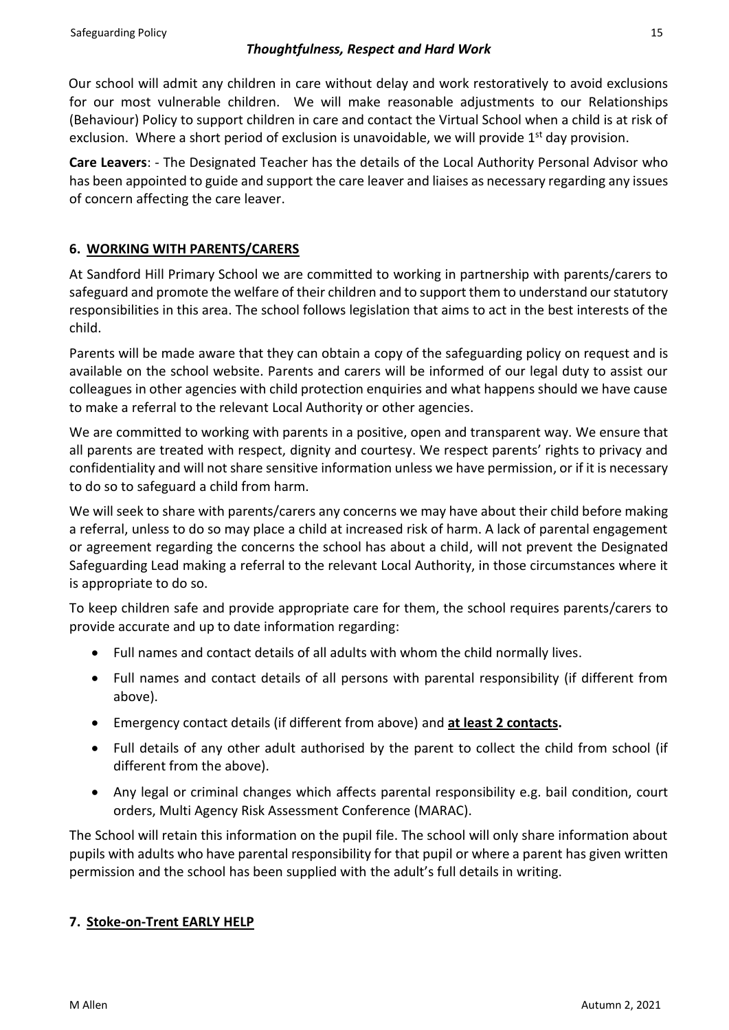Our school will admit any children in care without delay and work restoratively to avoid exclusions for our most vulnerable children. We will make reasonable adjustments to our Relationships (Behaviour) Policy to support children in care and contact the Virtual School when a child is at risk of exclusion. Where a short period of exclusion is unavoidable, we will provide 1st day provision.

**Care Leavers**: - The Designated Teacher has the details of the Local Authority Personal Advisor who has been appointed to guide and support the care leaver and liaises as necessary regarding any issues of concern affecting the care leaver.

## 6. WORKING WITH PARENTS/CARERS

At Sandford Hill Primary School we are committed to working in partnership with parents/carers to safeguard and promote the welfare of their children and to support them to understand our statutory responsibilities in this area. The school follows legislation that aims to act in the best interests of the child.

Parents will be made aware that they can obtain a copy of the safeguarding policy on request and is available on the school website. Parents and carers will be informed of our legal duty to assist our colleagues in other agencies with child protection enquiries and what happens should we have cause to make a referral to the relevant Local Authority or other agencies.

We are committed to working with parents in a positive, open and transparent way. We ensure that all parents are treated with respect, dignity and courtesy. We respect parents' rights to privacy and confidentiality and will not share sensitive information unless we have permission, or if it is necessary to do so to safeguard a child from harm.

We will seek to share with parents/carers any concerns we may have about their child before making a referral, unless to do so may place a child at increased risk of harm. A lack of parental engagement or agreement regarding the concerns the school has about a child, will not prevent the Designated Safeguarding Lead making a referral to the relevant Local Authority, in those circumstances where it is appropriate to do so.

To keep children safe and provide appropriate care for them, the school requires parents/carers to provide accurate and up to date information regarding:

- Full names and contact details of all adults with whom the child normally lives.
- Full names and contact details of all persons with parental responsibility (if different from above).
- Emergency contact details (if different from above) and **at least 2 contacts.**
- Full details of any other adult authorised by the parent to collect the child from school (if different from the above).
- Any legal or criminal changes which affects parental responsibility e.g. bail condition, court orders, Multi Agency Risk Assessment Conference (MARAC).

The School will retain this information on the pupil file. The school will only share information about pupils with adults who have parental responsibility for that pupil or where a parent has given written permission and the school has been supplied with the adult's full details in writing.

## 7. Stoke-on-Trent EARLY HELP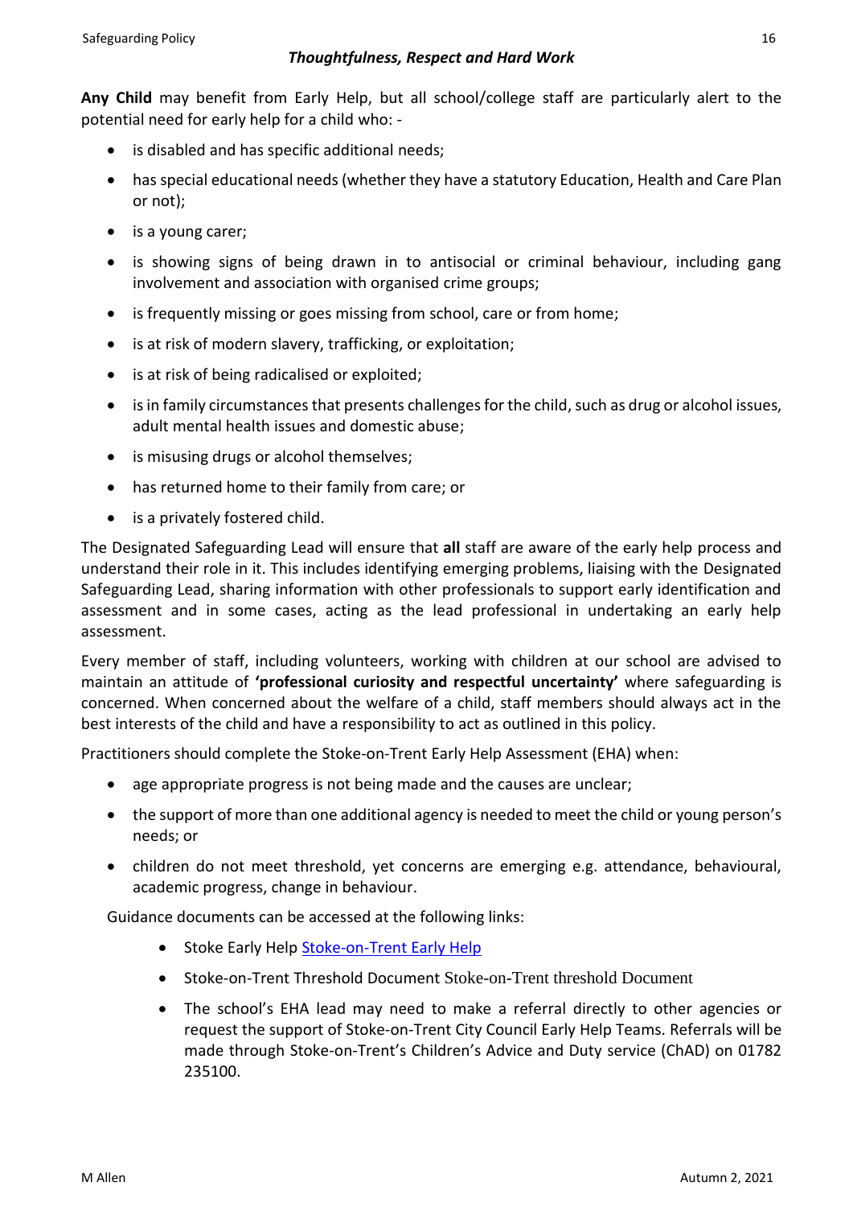**Any Child** may benefit from Early Help, but all school/college staff are particularly alert to the potential need for early help for a child who: -

- is disabled and has specific additional needs;
- has special educational needs (whether they have a statutory Education, Health and Care Plan or not);
- is a young carer;
- is showing signs of being drawn in to antisocial or criminal behaviour, including gang involvement and association with organised crime groups;
- is frequently missing or goes missing from school, care or from home;
- is at risk of modern slavery, trafficking, or exploitation;
- is at risk of being radicalised or exploited;
- is in family circumstances that presents challenges for the child, such as drug or alcohol issues, adult mental health issues and domestic abuse;
- is misusing drugs or alcohol themselves;
- has returned home to their family from care; or
- is a privately fostered child.

The Designated Safeguarding Lead will ensure that **all** staff are aware of the early help process and understand their role in it. This includes identifying emerging problems, liaising with the Designated Safeguarding Lead, sharing information with other professionals to support early identification and assessment and in some cases, acting as the lead professional in undertaking an early help assessment.

Every member of staff, including volunteers, working with children at our school are advised to maintain an attitude of **'professional curiosity and respectful uncertainty'** where safeguarding is concerned. When concerned about the welfare of a child, staff members should always act in the best interests of the child and have a responsibility to act as outlined in this policy.

Practitioners should complete the Stoke-on-Trent Early Help Assessment (EHA) when:

- age appropriate progress is not being made and the causes are unclear;
- the support of more than one additional agency is needed to meet the child or young person's needs; or
- children do not meet threshold, yet concerns are emerging e.g. attendance, behavioural, academic progress, change in behaviour.

Guidance documents can be accessed at the following links:

- Stoke Early Help Stoke-on-Trent Early Help
- Stoke-on-Trent Threshold Document Stoke-on-Trent threshold Document
- The school's EHA lead may need to make a referral directly to other agencies or request the support of Stoke-on-Trent City Council Early Help Teams. Referrals will be made through Stoke-on-Trent's Children's Advice and Duty service (ChAD) on 01782 235100.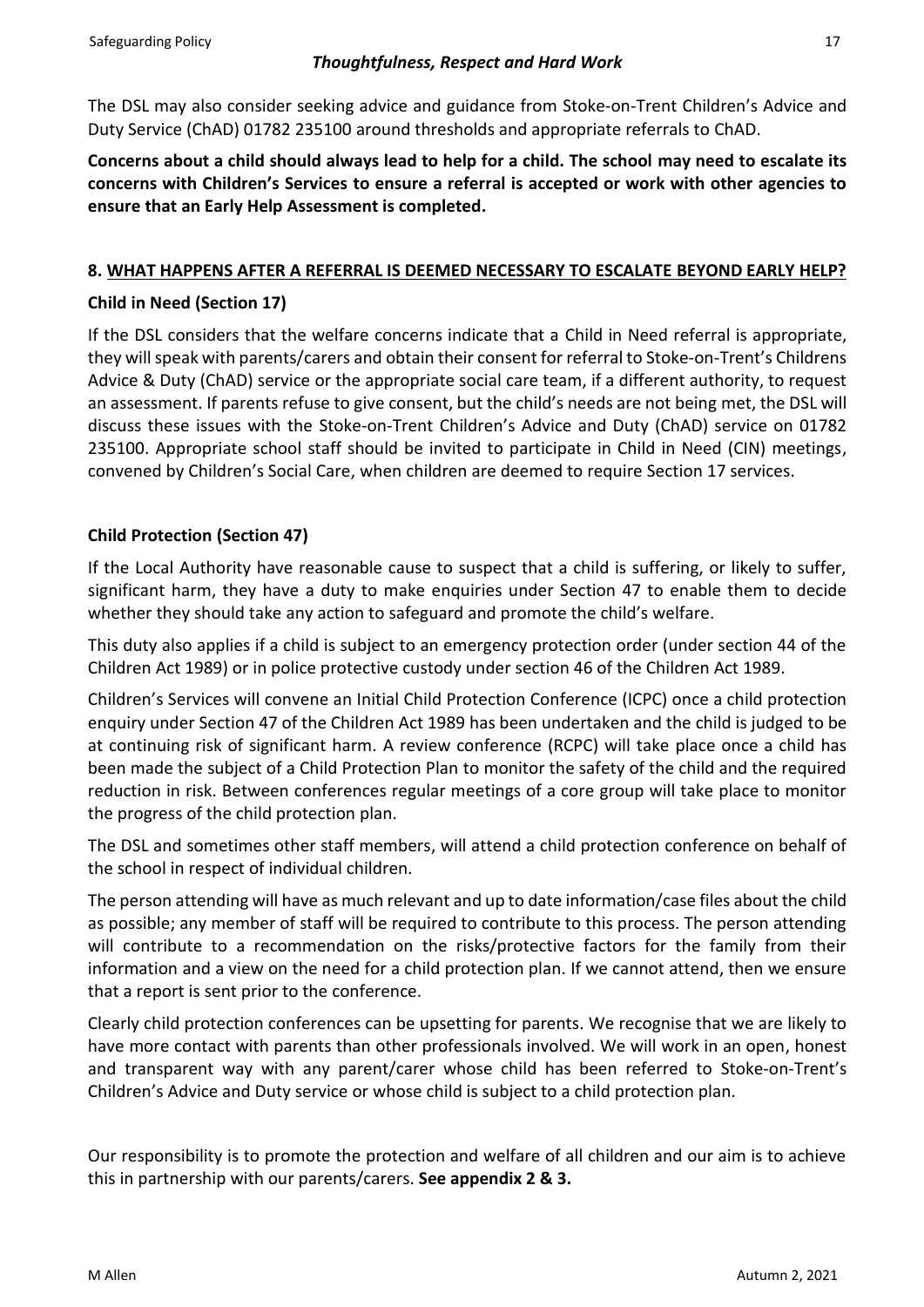The DSL may also consider seeking advice and guidance from Stoke-on-Trent Children's Advice and Duty Service (ChAD) 01782 235100 around thresholds and appropriate referrals to ChAD.

**Concerns about a child should always lead to help for a child. The school may need to escalate its concerns with Children's Services to ensure a referral is accepted or work with other agencies to ensure that an Early Help Assessment is completed.**

## 8. WHAT HAPPENS AFTER A REFERRAL IS DEEMED NECESSARY TO ESCALATE BEYOND EARLY HELP?

### Child in Need (Section 17)

If the DSL considers that the welfare concerns indicate that a Child in Need referral is appropriate, they will speak with parents/carers and obtain their consent for referral to Stoke-on-Trent's Childrens Advice & Duty (ChAD) service or the appropriate social care team, if a different authority, to request an assessment. If parents refuse to give consent, but the child's needs are not being met, the DSL will discuss these issues with the Stoke-on-Trent Children's Advice and Duty (ChAD) service on 01782 235100. Appropriate school staff should be invited to participate in Child in Need (CIN) meetings, convened by Children's Social Care, when children are deemed to require Section 17 services.

### Child Protection (Section 47)

If the Local Authority have reasonable cause to suspect that a child is suffering, or likely to suffer, significant harm, they have a duty to make enquiries under Section 47 to enable them to decide whether they should take any action to safeguard and promote the child's welfare.

This duty also applies if a child is subject to an emergency protection order (under section 44 of the Children Act 1989) or in police protective custody under section 46 of the Children Act 1989.

Children's Services will convene an Initial Child Protection Conference (ICPC) once a child protection enquiry under Section 47 of the Children Act 1989 has been undertaken and the child is judged to be at continuing risk of significant harm. A review conference (RCPC) will take place once a child has been made the subject of a Child Protection Plan to monitor the safety of the child and the required reduction in risk. Between conferences regular meetings of a core group will take place to monitor the progress of the child protection plan.

The DSL and sometimes other staff members, will attend a child protection conference on behalf of the school in respect of individual children.

The person attending will have as much relevant and up to date information/case files about the child as possible; any member of staff will be required to contribute to this process. The person attending will contribute to a recommendation on the risks/protective factors for the family from their information and a view on the need for a child protection plan. If we cannot attend, then we ensure that a report is sent prior to the conference.

Clearly child protection conferences can be upsetting for parents. We recognise that we are likely to have more contact with parents than other professionals involved. We will work in an open, honest and transparent way with any parent/carer whose child has been referred to Stoke-on-Trent's Children's Advice and Duty service or whose child is subject to a child protection plan.

Our responsibility is to promote the protection and welfare of all children and our aim is to achieve this in partnership with our parents/carers. **See appendix 2 & 3.**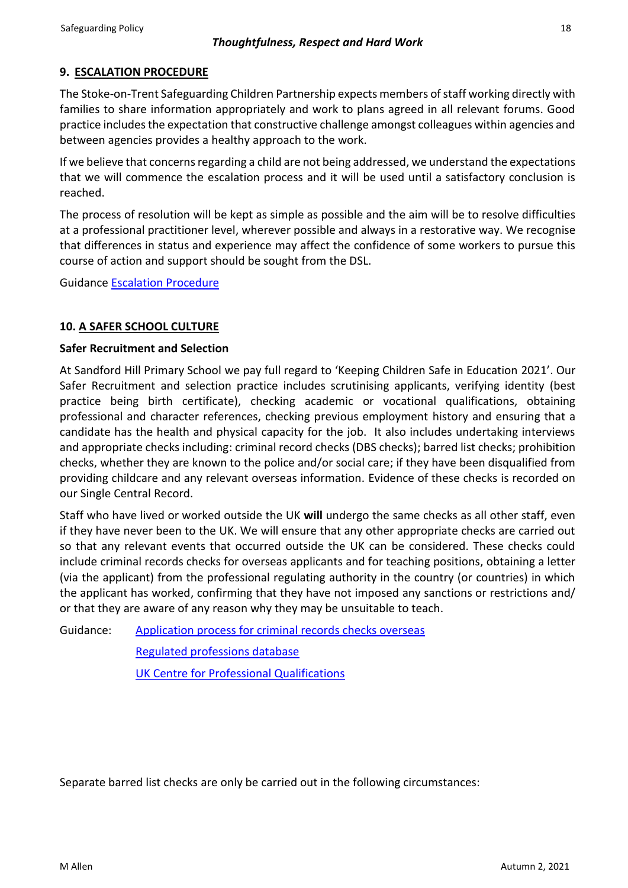## 9. ESCALATION PROCEDURE

The Stoke-on-Trent Safeguarding Children Partnership expects members of staff working directly with families to share information appropriately and work to plans agreed in all relevant forums. Good practice includes the expectation that constructive challenge amongst colleagues within agencies and between agencies provides a healthy approach to the work.

If we believe that concerns regarding a child are not being addressed, we understand the expectations that we will commence the escalation process and it will be used until a satisfactory conclusion is reached.

The process of resolution will be kept as simple as possible and the aim will be to resolve difficulties at a professional practitioner level, wherever possible and always in a restorative way. We recognise that differences in status and experience may affect the confidence of some workers to pursue this course of action and support should be sought from the DSL.

Guidance Escalation Procedure

## 10. A SAFER SCHOOL CULTURE

### Safer Recruitment and Selection

At Sandford Hill Primary School we pay full regard to 'Keeping Children Safe in Education 2021'. Our Safer Recruitment and selection practice includes scrutinising applicants, verifying identity (best practice being birth certificate), checking academic or vocational qualifications, obtaining professional and character references, checking previous employment history and ensuring that a candidate has the health and physical capacity for the job. It also includes undertaking interviews and appropriate checks including: criminal record checks (DBS checks); barred list checks; prohibition checks, whether they are known to the police and/or social care; if they have been disqualified from providing childcare and any relevant overseas information. Evidence of these checks is recorded on our Single Central Record.

Staff who have lived or worked outside the UK **will** undergo the same checks as all other staff, even if they have never been to the UK. We will ensure that any other appropriate checks are carried out so that any relevant events that occurred outside the UK can be considered. These checks could include criminal records checks for overseas applicants and for teaching positions, obtaining a letter (via the applicant) from the professional regulating authority in the country (or countries) in which the applicant has worked, confirming that they have not imposed any sanctions or restrictions and/ or that they are aware of any reason why they may be unsuitable to teach.

Guidance: Application process for criminal records checks overseas

Regulated professions database

UK Centre for Professional Qualifications

Separate barred list checks are only be carried out in the following circumstances: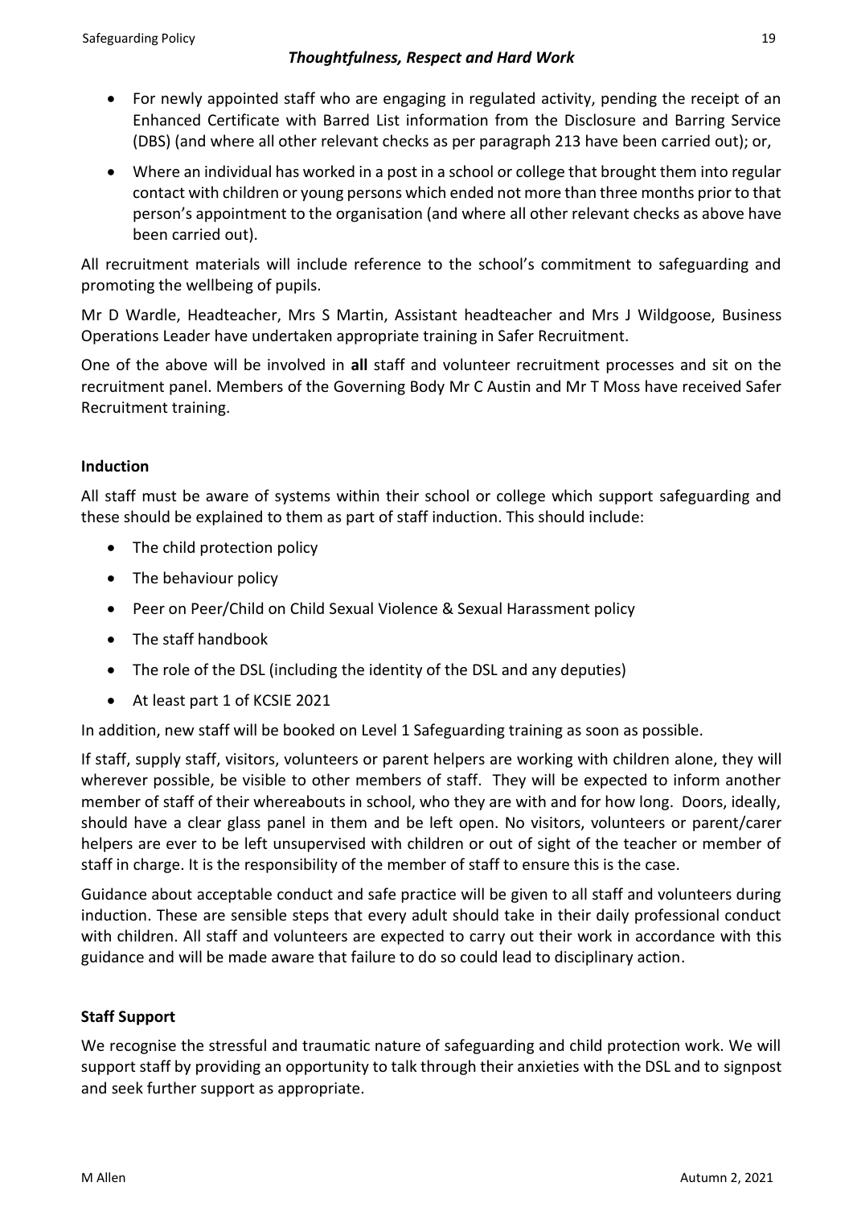- For newly appointed staff who are engaging in regulated activity, pending the receipt of an Enhanced Certificate with Barred List information from the Disclosure and Barring Service (DBS) (and where all other relevant checks as per paragraph 213 have been carried out); or,
- Where an individual has worked in a post in a school or college that brought them into regular contact with children or young persons which ended not more than three months prior to that person's appointment to the organisation (and where all other relevant checks as above have been carried out).

All recruitment materials will include reference to the school's commitment to safeguarding and promoting the wellbeing of pupils.

Mr D Wardle, Headteacher, Mrs S Martin, Assistant headteacher and Mrs J Wildgoose, Business Operations Leader have undertaken appropriate training in Safer Recruitment.

One of the above will be involved in **all** staff and volunteer recruitment processes and sit on the recruitment panel. Members of the Governing Body Mr C Austin and Mr T Moss have received Safer Recruitment training.

**Induction**

All staff must be aware of systems within their school or college which support safeguarding and these should be explained to them as part of staff induction. This should include:

- The child protection policy
- The behaviour policy
- Peer on Peer/Child on Child Sexual Violence & Sexual Harassment policy
- The staff handbook
- The role of the DSL (including the identity of the DSL and any deputies)
- At least part 1 of KCSIE 2021

In addition, new staff will be booked on Level 1 Safeguarding training as soon as possible.

If staff, supply staff, visitors, volunteers or parent helpers are working with children alone, they will wherever possible, be visible to other members of staff. They will be expected to inform another member of staff of their whereabouts in school, who they are with and for how long. Doors, ideally, should have a clear glass panel in them and be left open. No visitors, volunteers or parent/carer helpers are ever to be left unsupervised with children or out of sight of the teacher or member of staff in charge. It is the responsibility of the member of staff to ensure this is the case.

Guidance about acceptable conduct and safe practice will be given to all staff and volunteers during induction. These are sensible steps that every adult should take in their daily professional conduct with children. All staff and volunteers are expected to carry out their work in accordance with this guidance and will be made aware that failure to do so could lead to disciplinary action.

**Staff Support**

We recognise the stressful and traumatic nature of safeguarding and child protection work. We will support staff by providing an opportunity to talk through their anxieties with the DSL and to signpost and seek further support as appropriate.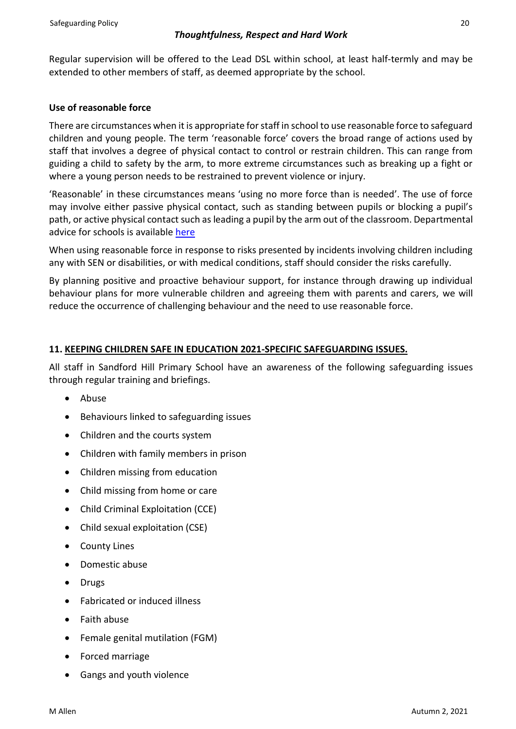Regular supervision will be offered to the Lead DSL within school, at least half-termly and may be extended to other members of staff, as deemed appropriate by the school.

**Use of reasonable force**

There are circumstances when it is appropriate for staff in school to use reasonable force to safeguard children and young people. The term 'reasonable force' covers the broad range of actions used by staff that involves a degree of physical contact to control or restrain children. This can range from guiding a child to safety by the arm, to more extreme circumstances such as breaking up a fight or where a young person needs to be restrained to prevent violence or injury.

'Reasonable' in these circumstances means 'using no more force than is needed'. The use of force may involve either passive physical contact, such as standing between pupils or blocking a pupil's path, or active physical contact such as leading a pupil by the arm out of the classroom. Departmental advice for schools is available here

When using reasonable force in response to risks presented by incidents involving children including any with SEN or disabilities, or with medical conditions, staff should consider the risks carefully.

By planning positive and proactive behaviour support, for instance through drawing up individual behaviour plans for more vulnerable children and agreeing them with parents and carers, we will reduce the occurrence of challenging behaviour and the need to use reasonable force.

## 11. KEEPING CHILDREN SAFE IN EDUCATION 2021-SPECIFIC SAFEGUARDING ISSUES.

All staff in Sandford Hill Primary School have an awareness of the following safeguarding issues through regular training and briefings.

- Abuse
- Behaviours linked to safeguarding issues
- Children and the courts system
- Children with family members in prison
- Children missing from education
- Child missing from home or care
- Child Criminal Exploitation (CCE)
- Child sexual exploitation (CSE)
- County Lines
- Domestic abuse
- Drugs
- Fabricated or induced illness
- Faith abuse
- Female genital mutilation (FGM)
- Forced marriage
- Gangs and youth violence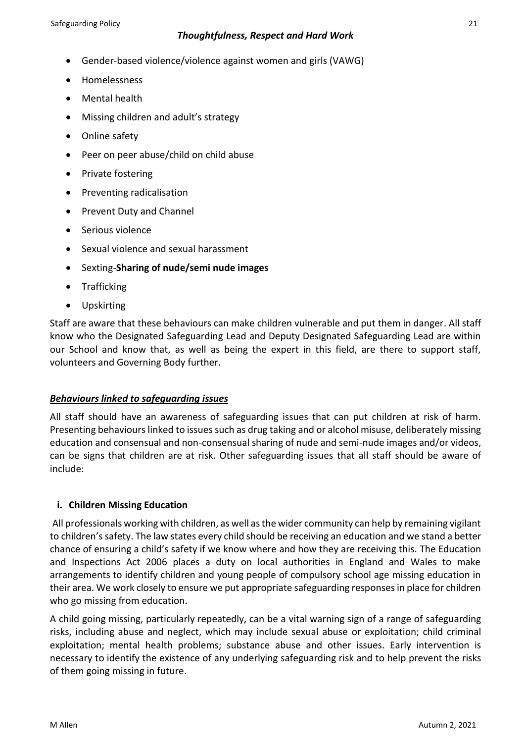- Gender-based violence/violence against women and girls (VAWG)
- Homelessness
- Mental health
- Missing children and adult's strategy
- Online safety
- Peer on peer abuse/child on child abuse
- Private fostering
- Preventing radicalisation
- Prevent Duty and Channel
- Serious violence
- Sexual violence and sexual harassment
- Sexting-**Sharing of nude/semi nude images**
- Trafficking
- Upskirting

Staff are aware that these behaviours can make children vulnerable and put them in danger. All staff know who the Designated Safeguarding Lead and Deputy Designated Safeguarding Lead are within our School and know that, as well as being the expert in this field, are there to support staff, volunteers and Governing Body further.

***Behaviours linked to safeguarding issues***

All staff should have an awareness of safeguarding issues that can put children at risk of harm. Presenting behaviours linked to issues such as drug taking and or alcohol misuse, deliberately missing education and consensual and non-consensual sharing of nude and semi-nude images and/or videos, can be signs that children are at risk. Other safeguarding issues that all staff should be aware of include:

**i. Children Missing Education**

All professionals working with children, as well as the wider community can help by remaining vigilant to children's safety. The law states every child should be receiving an education and we stand a better chance of ensuring a child's safety if we know where and how they are receiving this. The Education and Inspections Act 2006 places a duty on local authorities in England and Wales to make arrangements to identify children and young people of compulsory school age missing education in their area. We work closely to ensure we put appropriate safeguarding responses in place for children who go missing from education.

A child going missing, particularly repeatedly, can be a vital warning sign of a range of safeguarding risks, including abuse and neglect, which may include sexual abuse or exploitation; child criminal exploitation; mental health problems; substance abuse and other issues. Early intervention is necessary to identify the existence of any underlying safeguarding risk and to help prevent the risks of them going missing in future.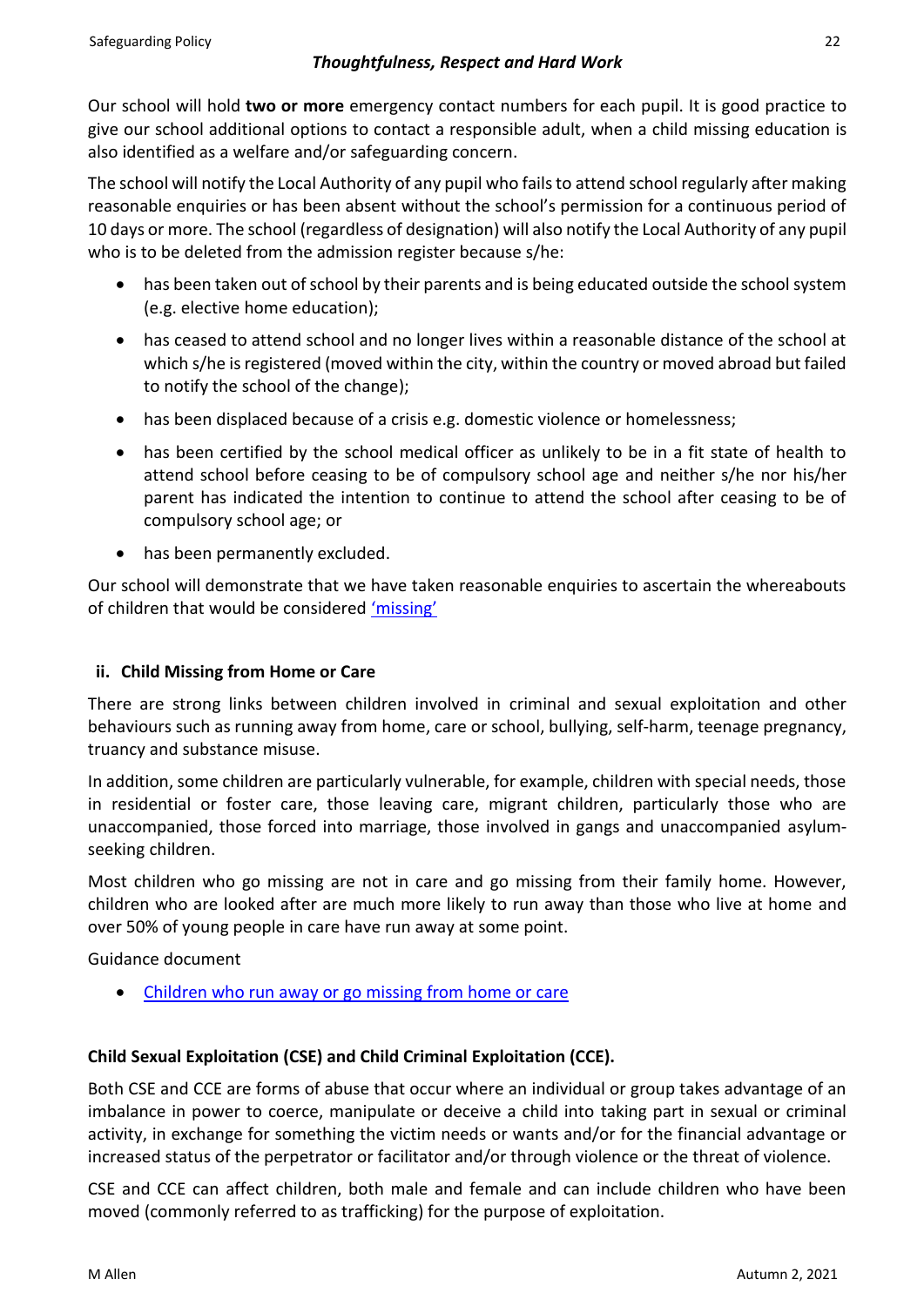Our school will hold **two or more** emergency contact numbers for each pupil. It is good practice to give our school additional options to contact a responsible adult, when a child missing education is also identified as a welfare and/or safeguarding concern.

The school will notify the Local Authority of any pupil who fails to attend school regularly after making reasonable enquiries or has been absent without the school's permission for a continuous period of 10 days or more. The school (regardless of designation) will also notify the Local Authority of any pupil who is to be deleted from the admission register because s/he:

- has been taken out of school by their parents and is being educated outside the school system (e.g. elective home education);
- has ceased to attend school and no longer lives within a reasonable distance of the school at which s/he is registered (moved within the city, within the country or moved abroad but failed to notify the school of the change);
- has been displaced because of a crisis e.g. domestic violence or homelessness;
- has been certified by the school medical officer as unlikely to be in a fit state of health to attend school before ceasing to be of compulsory school age and neither s/he nor his/her parent has indicated the intention to continue to attend the school after ceasing to be of compulsory school age; or
- has been permanently excluded.

Our school will demonstrate that we have taken reasonable enquiries to ascertain the whereabouts of children that would be considered 'missing'

### ii. Child Missing from Home or Care

There are strong links between children involved in criminal and sexual exploitation and other behaviours such as running away from home, care or school, bullying, self-harm, teenage pregnancy, truancy and substance misuse.

In addition, some children are particularly vulnerable, for example, children with special needs, those in residential or foster care, those leaving care, migrant children, particularly those who are unaccompanied, those forced into marriage, those involved in gangs and unaccompanied asylum-seeking children.

Most children who go missing are not in care and go missing from their family home. However, children who are looked after are much more likely to run away than those who live at home and over 50% of young people in care have run away at some point.

Guidance document

- Children who run away or go missing from home or care

### Child Sexual Exploitation (CSE) and Child Criminal Exploitation (CCE).

Both CSE and CCE are forms of abuse that occur where an individual or group takes advantage of an imbalance in power to coerce, manipulate or deceive a child into taking part in sexual or criminal activity, in exchange for something the victim needs or wants and/or for the financial advantage or increased status of the perpetrator or facilitator and/or through violence or the threat of violence.

CSE and CCE can affect children, both male and female and can include children who have been moved (commonly referred to as trafficking) for the purpose of exploitation.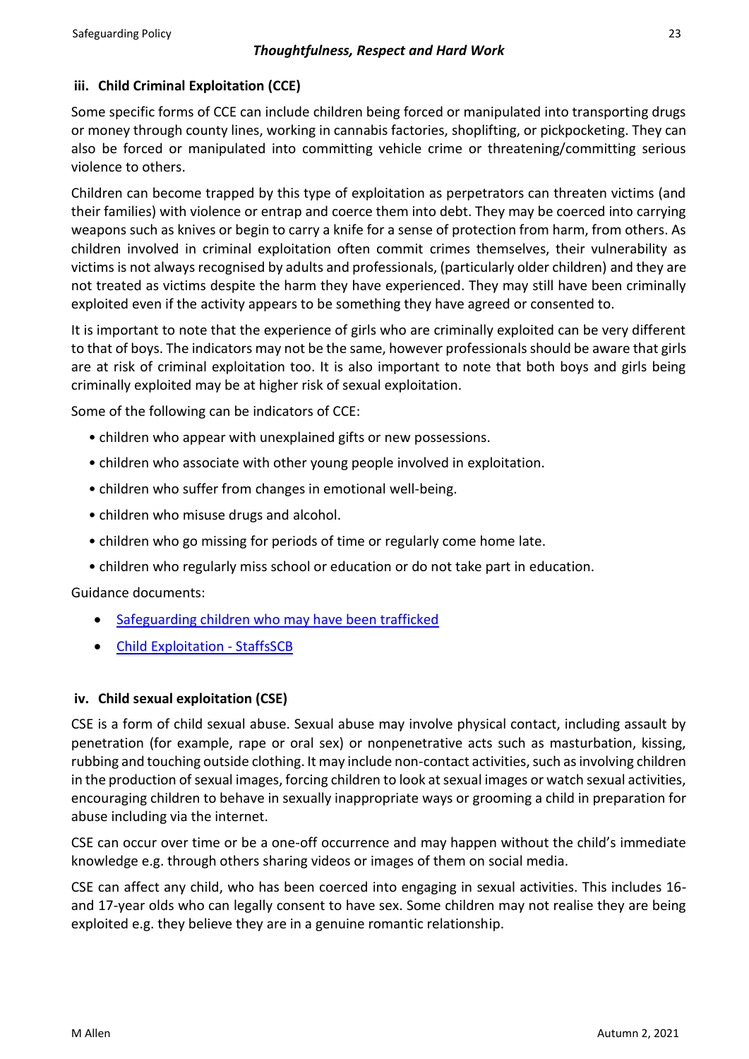### iii. Child Criminal Exploitation (CCE)

Some specific forms of CCE can include children being forced or manipulated into transporting drugs or money through county lines, working in cannabis factories, shoplifting, or pickpocketing. They can also be forced or manipulated into committing vehicle crime or threatening/committing serious violence to others.

Children can become trapped by this type of exploitation as perpetrators can threaten victims (and their families) with violence or entrap and coerce them into debt. They may be coerced into carrying weapons such as knives or begin to carry a knife for a sense of protection from harm, from others. As children involved in criminal exploitation often commit crimes themselves, their vulnerability as victims is not always recognised by adults and professionals, (particularly older children) and they are not treated as victims despite the harm they have experienced. They may still have been criminally exploited even if the activity appears to be something they have agreed or consented to.

It is important to note that the experience of girls who are criminally exploited can be very different to that of boys. The indicators may not be the same, however professionals should be aware that girls are at risk of criminal exploitation too. It is also important to note that both boys and girls being criminally exploited may be at higher risk of sexual exploitation.

Some of the following can be indicators of CCE:

- children who appear with unexplained gifts or new possessions.
- children who associate with other young people involved in exploitation.
- children who suffer from changes in emotional well-being.
- children who misuse drugs and alcohol.
- children who go missing for periods of time or regularly come home late.
- children who regularly miss school or education or do not take part in education.

Guidance documents:

- Safeguarding children who may have been trafficked
- Child Exploitation - StaffsSCB

### iv. Child sexual exploitation (CSE)

CSE is a form of child sexual abuse. Sexual abuse may involve physical contact, including assault by penetration (for example, rape or oral sex) or nonpenetrative acts such as masturbation, kissing, rubbing and touching outside clothing. It may include non-contact activities, such as involving children in the production of sexual images, forcing children to look at sexual images or watch sexual activities, encouraging children to behave in sexually inappropriate ways or grooming a child in preparation for abuse including via the internet.

CSE can occur over time or be a one-off occurrence and may happen without the child's immediate knowledge e.g. through others sharing videos or images of them on social media.

CSE can affect any child, who has been coerced into engaging in sexual activities. This includes 16- and 17-year olds who can legally consent to have sex. Some children may not realise they are being exploited e.g. they believe they are in a genuine romantic relationship.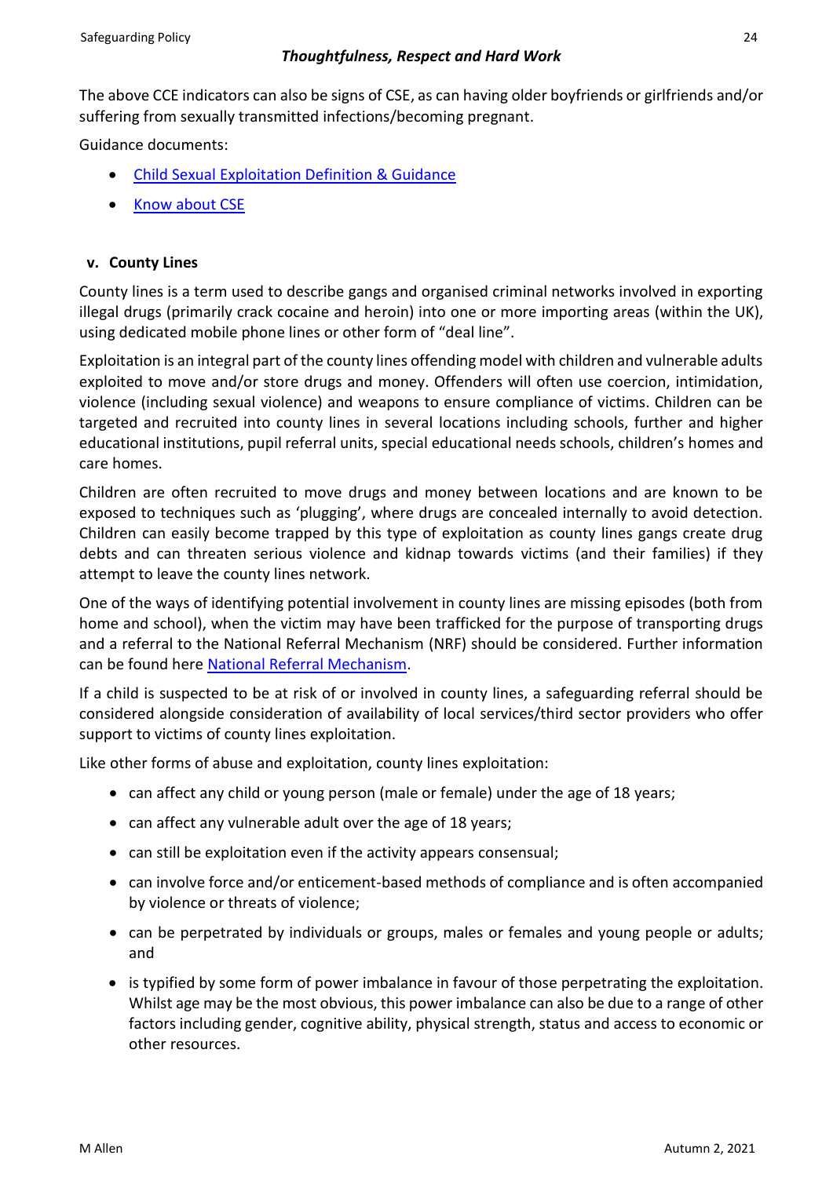The above CCE indicators can also be signs of CSE, as can having older boyfriends or girlfriends and/or suffering from sexually transmitted infections/becoming pregnant.

Guidance documents:

- Child Sexual Exploitation Definition & Guidance
- Know about CSE

### v. County Lines

County lines is a term used to describe gangs and organised criminal networks involved in exporting illegal drugs (primarily crack cocaine and heroin) into one or more importing areas (within the UK), using dedicated mobile phone lines or other form of "deal line".

Exploitation is an integral part of the county lines offending model with children and vulnerable adults exploited to move and/or store drugs and money. Offenders will often use coercion, intimidation, violence (including sexual violence) and weapons to ensure compliance of victims. Children can be targeted and recruited into county lines in several locations including schools, further and higher educational institutions, pupil referral units, special educational needs schools, children's homes and care homes.

Children are often recruited to move drugs and money between locations and are known to be exposed to techniques such as 'plugging', where drugs are concealed internally to avoid detection. Children can easily become trapped by this type of exploitation as county lines gangs create drug debts and can threaten serious violence and kidnap towards victims (and their families) if they attempt to leave the county lines network.

One of the ways of identifying potential involvement in county lines are missing episodes (both from home and school), when the victim may have been trafficked for the purpose of transporting drugs and a referral to the National Referral Mechanism (NRF) should be considered. Further information can be found here National Referral Mechanism.

If a child is suspected to be at risk of or involved in county lines, a safeguarding referral should be considered alongside consideration of availability of local services/third sector providers who offer support to victims of county lines exploitation.

Like other forms of abuse and exploitation, county lines exploitation:

- can affect any child or young person (male or female) under the age of 18 years;
- can affect any vulnerable adult over the age of 18 years;
- can still be exploitation even if the activity appears consensual;
- can involve force and/or enticement-based methods of compliance and is often accompanied by violence or threats of violence;
- can be perpetrated by individuals or groups, males or females and young people or adults; and
- is typified by some form of power imbalance in favour of those perpetrating the exploitation. Whilst age may be the most obvious, this power imbalance can also be due to a range of other factors including gender, cognitive ability, physical strength, status and access to economic or other resources.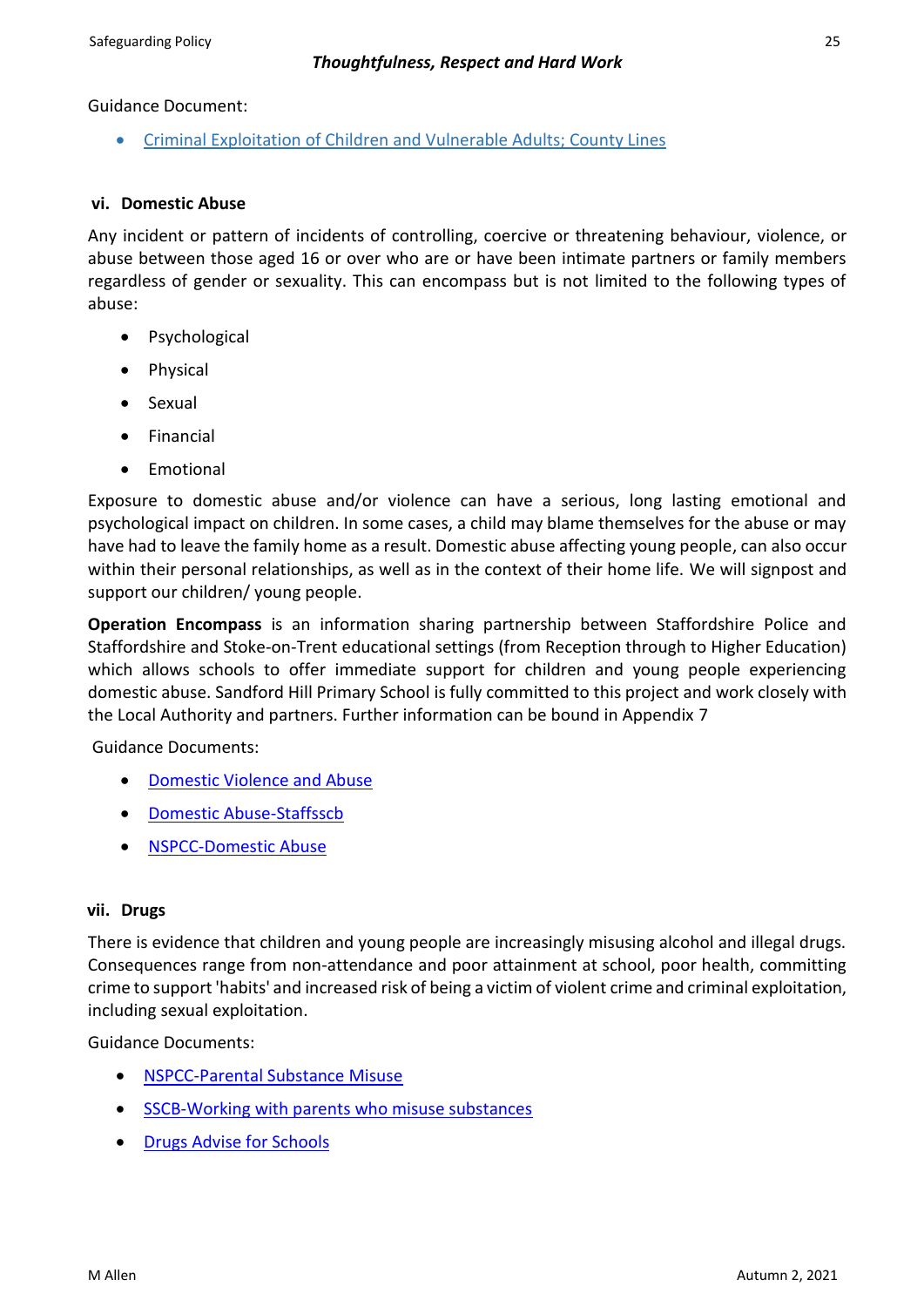Guidance Document:

- Criminal Exploitation of Children and Vulnerable Adults; County Lines

### vi. Domestic Abuse

Any incident or pattern of incidents of controlling, coercive or threatening behaviour, violence, or abuse between those aged 16 or over who are or have been intimate partners or family members regardless of gender or sexuality. This can encompass but is not limited to the following types of abuse:

- Psychological
- Physical
- Sexual
- Financial
- Emotional

Exposure to domestic abuse and/or violence can have a serious, long lasting emotional and psychological impact on children. In some cases, a child may blame themselves for the abuse or may have had to leave the family home as a result. Domestic abuse affecting young people, can also occur within their personal relationships, as well as in the context of their home life. We will signpost and support our children/ young people.

**Operation Encompass** is an information sharing partnership between Staffordshire Police and Staffordshire and Stoke-on-Trent educational settings (from Reception through to Higher Education) which allows schools to offer immediate support for children and young people experiencing domestic abuse. Sandford Hill Primary School is fully committed to this project and work closely with the Local Authority and partners. Further information can be bound in Appendix 7

Guidance Documents:

- Domestic Violence and Abuse
- Domestic Abuse-Staffsscb
- NSPCC-Domestic Abuse

### vii. Drugs

There is evidence that children and young people are increasingly misusing alcohol and illegal drugs. Consequences range from non-attendance and poor attainment at school, poor health, committing crime to support 'habits' and increased risk of being a victim of violent crime and criminal exploitation, including sexual exploitation.

Guidance Documents:

- NSPCC-Parental Substance Misuse
- SSCB-Working with parents who misuse substances
- Drugs Advise for Schools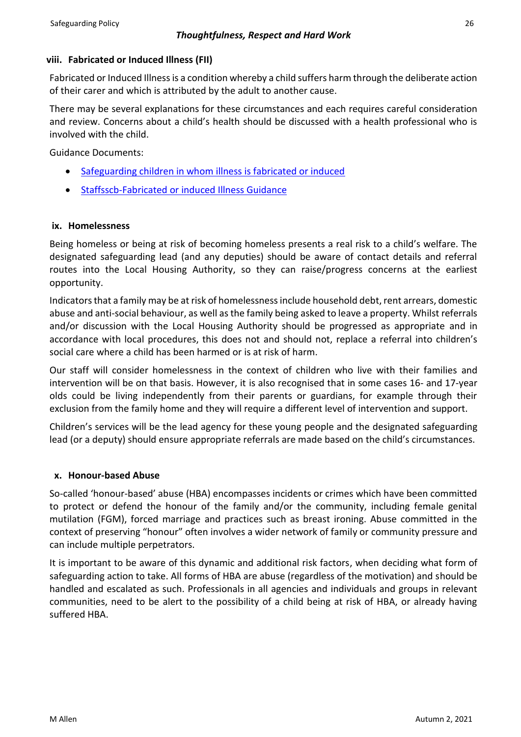#### viii. Fabricated or Induced Illness (FII)

Fabricated or Induced Illness is a condition whereby a child suffers harm through the deliberate action of their carer and which is attributed by the adult to another cause.

There may be several explanations for these circumstances and each requires careful consideration and review. Concerns about a child's health should be discussed with a health professional who is involved with the child.

Guidance Documents:

- Safeguarding children in whom illness is fabricated or induced
- Staffsscb-Fabricated or induced Illness Guidance

#### ix. Homelessness

Being homeless or being at risk of becoming homeless presents a real risk to a child's welfare. The designated safeguarding lead (and any deputies) should be aware of contact details and referral routes into the Local Housing Authority, so they can raise/progress concerns at the earliest opportunity.

Indicators that a family may be at risk of homelessness include household debt, rent arrears, domestic abuse and anti-social behaviour, as well as the family being asked to leave a property. Whilst referrals and/or discussion with the Local Housing Authority should be progressed as appropriate and in accordance with local procedures, this does not and should not, replace a referral into children's social care where a child has been harmed or is at risk of harm.

Our staff will consider homelessness in the context of children who live with their families and intervention will be on that basis. However, it is also recognised that in some cases 16- and 17-year olds could be living independently from their parents or guardians, for example through their exclusion from the family home and they will require a different level of intervention and support.

Children's services will be the lead agency for these young people and the designated safeguarding lead (or a deputy) should ensure appropriate referrals are made based on the child's circumstances.

#### x. Honour-based Abuse

So-called 'honour-based' abuse (HBA) encompasses incidents or crimes which have been committed to protect or defend the honour of the family and/or the community, including female genital mutilation (FGM), forced marriage and practices such as breast ironing. Abuse committed in the context of preserving "honour" often involves a wider network of family or community pressure and can include multiple perpetrators.

It is important to be aware of this dynamic and additional risk factors, when deciding what form of safeguarding action to take. All forms of HBA are abuse (regardless of the motivation) and should be handled and escalated as such. Professionals in all agencies and individuals and groups in relevant communities, need to be alert to the possibility of a child being at risk of HBA, or already having suffered HBA.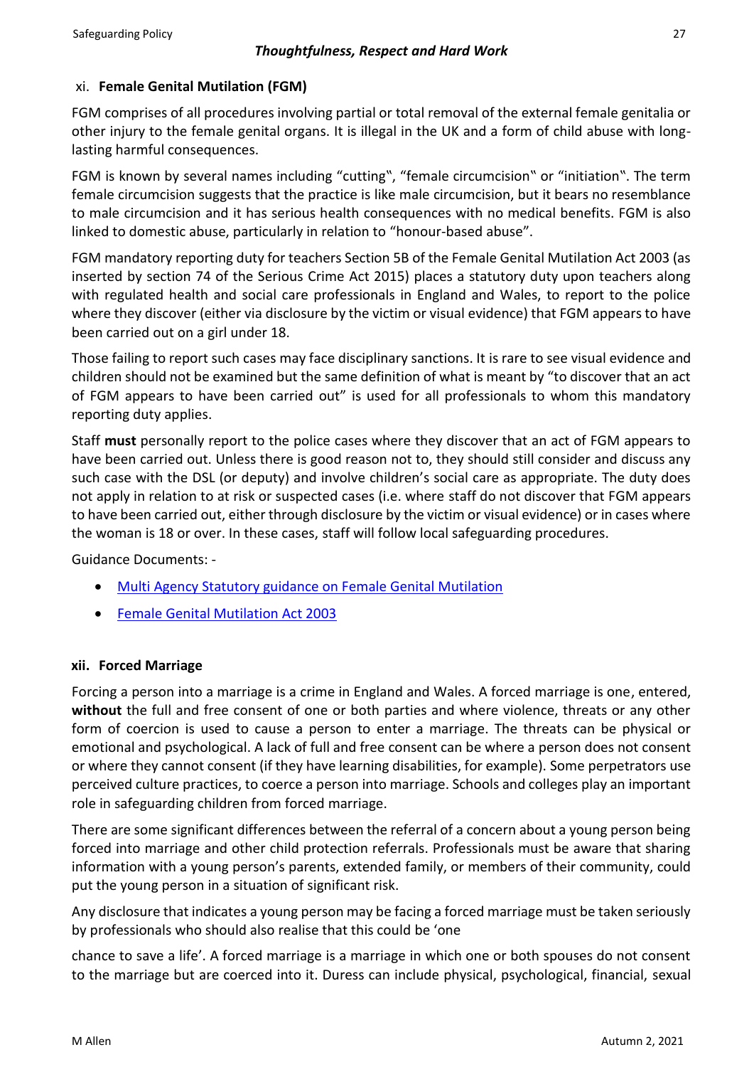### xi. Female Genital Mutilation (FGM)

FGM comprises of all procedures involving partial or total removal of the external female genitalia or other injury to the female genital organs. It is illegal in the UK and a form of child abuse with long-lasting harmful consequences.

FGM is known by several names including "cutting‟, "female circumcision‟ or "initiation‟. The term female circumcision suggests that the practice is like male circumcision, but it bears no resemblance to male circumcision and it has serious health consequences with no medical benefits. FGM is also linked to domestic abuse, particularly in relation to "honour-based abuse".

FGM mandatory reporting duty for teachers Section 5B of the Female Genital Mutilation Act 2003 (as inserted by section 74 of the Serious Crime Act 2015) places a statutory duty upon teachers along with regulated health and social care professionals in England and Wales, to report to the police where they discover (either via disclosure by the victim or visual evidence) that FGM appears to have been carried out on a girl under 18.

Those failing to report such cases may face disciplinary sanctions. It is rare to see visual evidence and children should not be examined but the same definition of what is meant by "to discover that an act of FGM appears to have been carried out" is used for all professionals to whom this mandatory reporting duty applies.

Staff **must** personally report to the police cases where they discover that an act of FGM appears to have been carried out. Unless there is good reason not to, they should still consider and discuss any such case with the DSL (or deputy) and involve children's social care as appropriate. The duty does not apply in relation to at risk or suspected cases (i.e. where staff do not discover that FGM appears to have been carried out, either through disclosure by the victim or visual evidence) or in cases where the woman is 18 or over. In these cases, staff will follow local safeguarding procedures.

Guidance Documents: -

- [Multi Agency Statutory guidance on Female Genital Mutilation]()
- [Female Genital Mutilation Act 2003]()

### xii. Forced Marriage

Forcing a person into a marriage is a crime in England and Wales. A forced marriage is one, entered, **without** the full and free consent of one or both parties and where violence, threats or any other form of coercion is used to cause a person to enter a marriage. The threats can be physical or emotional and psychological. A lack of full and free consent can be where a person does not consent or where they cannot consent (if they have learning disabilities, for example). Some perpetrators use perceived culture practices, to coerce a person into marriage. Schools and colleges play an important role in safeguarding children from forced marriage.

There are some significant differences between the referral of a concern about a young person being forced into marriage and other child protection referrals. Professionals must be aware that sharing information with a young person's parents, extended family, or members of their community, could put the young person in a situation of significant risk.

Any disclosure that indicates a young person may be facing a forced marriage must be taken seriously by professionals who should also realise that this could be 'one

chance to save a life'. A forced marriage is a marriage in which one or both spouses do not consent to the marriage but are coerced into it. Duress can include physical, psychological, financial, sexual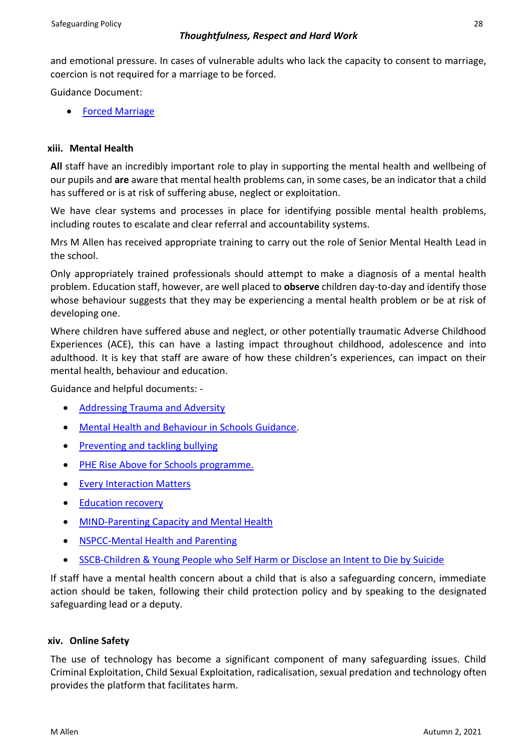and emotional pressure. In cases of vulnerable adults who lack the capacity to consent to marriage, coercion is not required for a marriage to be forced.

Guidance Document:

- Forced Marriage

### xiii. Mental Health

**All** staff have an incredibly important role to play in supporting the mental health and wellbeing of our pupils and **are** aware that mental health problems can, in some cases, be an indicator that a child has suffered or is at risk of suffering abuse, neglect or exploitation.

We have clear systems and processes in place for identifying possible mental health problems, including routes to escalate and clear referral and accountability systems.

Mrs M Allen has received appropriate training to carry out the role of Senior Mental Health Lead in the school.

Only appropriately trained professionals should attempt to make a diagnosis of a mental health problem. Education staff, however, are well placed to **observe** children day-to-day and identify those whose behaviour suggests that they may be experiencing a mental health problem or be at risk of developing one.

Where children have suffered abuse and neglect, or other potentially traumatic Adverse Childhood Experiences (ACE), this can have a lasting impact throughout childhood, adolescence and into adulthood. It is key that staff are aware of how these children's experiences, can impact on their mental health, behaviour and education.

Guidance and helpful documents: -

- Addressing Trauma and Adversity
- Mental Health and Behaviour in Schools Guidance.
- Preventing and tackling bullying
- PHE Rise Above for Schools programme.
- Every Interaction Matters
- Education recovery
- MIND-Parenting Capacity and Mental Health
- NSPCC-Mental Health and Parenting
- SSCB-Children & Young People who Self Harm or Disclose an Intent to Die by Suicide

If staff have a mental health concern about a child that is also a safeguarding concern, immediate action should be taken, following their child protection policy and by speaking to the designated safeguarding lead or a deputy.

### xiv. Online Safety

The use of technology has become a significant component of many safeguarding issues. Child Criminal Exploitation, Child Sexual Exploitation, radicalisation, sexual predation and technology often provides the platform that facilitates harm.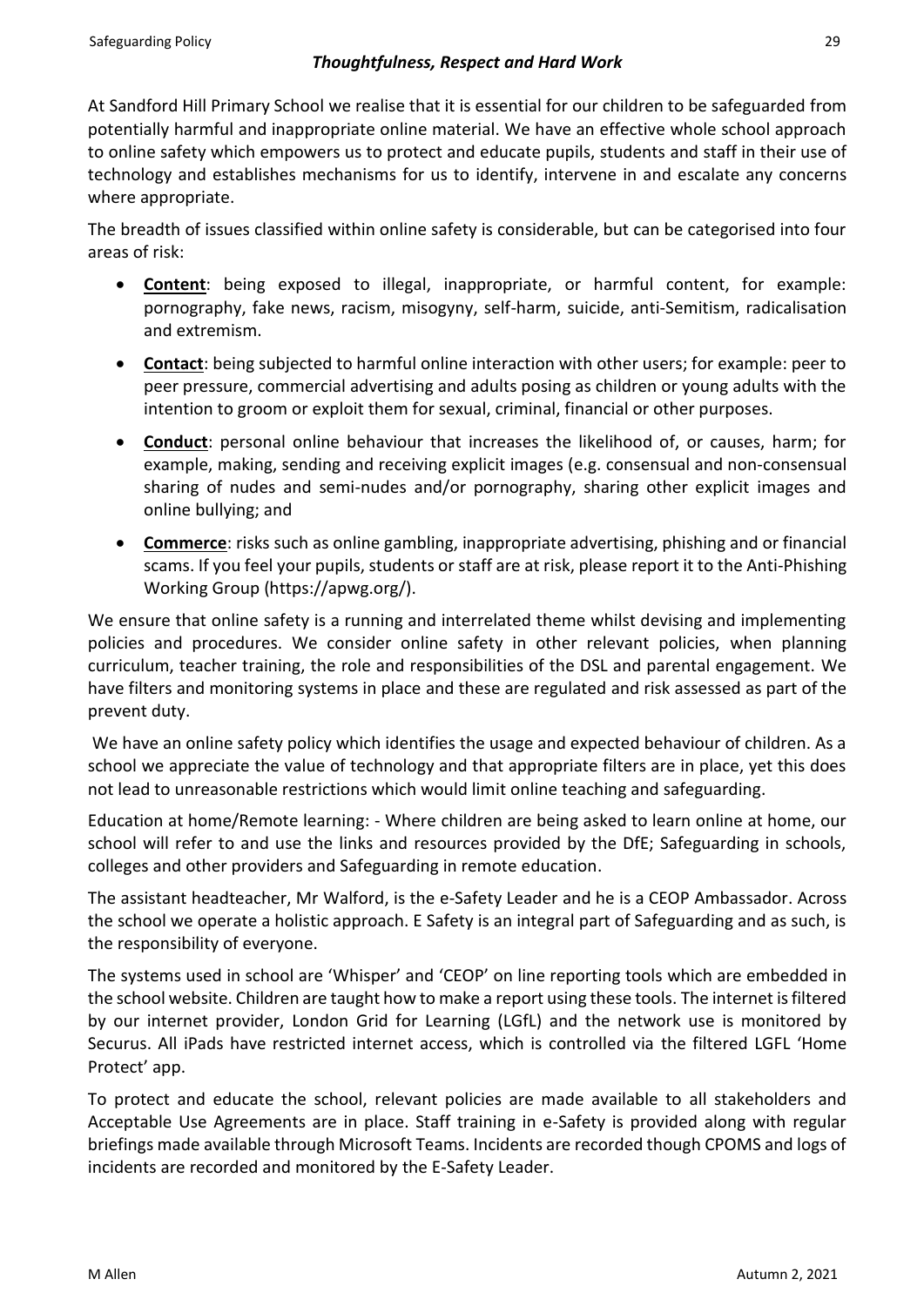## *Thoughtfulness, Respect and Hard Work*

At Sandford Hill Primary School we realise that it is essential for our children to be safeguarded from potentially harmful and inappropriate online material. We have an effective whole school approach to online safety which empowers us to protect and educate pupils, students and staff in their use of technology and establishes mechanisms for us to identify, intervene in and escalate any concerns where appropriate.

The breadth of issues classified within online safety is considerable, but can be categorised into four areas of risk:

- **Content**: being exposed to illegal, inappropriate, or harmful content, for example: pornography, fake news, racism, misogyny, self-harm, suicide, anti-Semitism, radicalisation and extremism.
- **Contact**: being subjected to harmful online interaction with other users; for example: peer to peer pressure, commercial advertising and adults posing as children or young adults with the intention to groom or exploit them for sexual, criminal, financial or other purposes.
- **Conduct**: personal online behaviour that increases the likelihood of, or causes, harm; for example, making, sending and receiving explicit images (e.g. consensual and non-consensual sharing of nudes and semi-nudes and/or pornography, sharing other explicit images and online bullying; and
- **Commerce**: risks such as online gambling, inappropriate advertising, phishing and or financial scams. If you feel your pupils, students or staff are at risk, please report it to the Anti-Phishing Working Group (https://apwg.org/).

We ensure that online safety is a running and interrelated theme whilst devising and implementing policies and procedures. We consider online safety in other relevant policies, when planning curriculum, teacher training, the role and responsibilities of the DSL and parental engagement. We have filters and monitoring systems in place and these are regulated and risk assessed as part of the prevent duty.

We have an online safety policy which identifies the usage and expected behaviour of children. As a school we appreciate the value of technology and that appropriate filters are in place, yet this does not lead to unreasonable restrictions which would limit online teaching and safeguarding.

Education at home/Remote learning: - Where children are being asked to learn online at home, our school will refer to and use the links and resources provided by the DfE; Safeguarding in schools, colleges and other providers and Safeguarding in remote education.

The assistant headteacher, Mr Walford, is the e-Safety Leader and he is a CEOP Ambassador. Across the school we operate a holistic approach. E Safety is an integral part of Safeguarding and as such, is the responsibility of everyone.

The systems used in school are 'Whisper' and 'CEOP' on line reporting tools which are embedded in the school website. Children are taught how to make a report using these tools. The internet is filtered by our internet provider, London Grid for Learning (LGfL) and the network use is monitored by Securus. All iPads have restricted internet access, which is controlled via the filtered LGFL 'Home Protect' app.

To protect and educate the school, relevant policies are made available to all stakeholders and Acceptable Use Agreements are in place. Staff training in e-Safety is provided along with regular briefings made available through Microsoft Teams. Incidents are recorded though CPOMS and logs of incidents are recorded and monitored by the E-Safety Leader.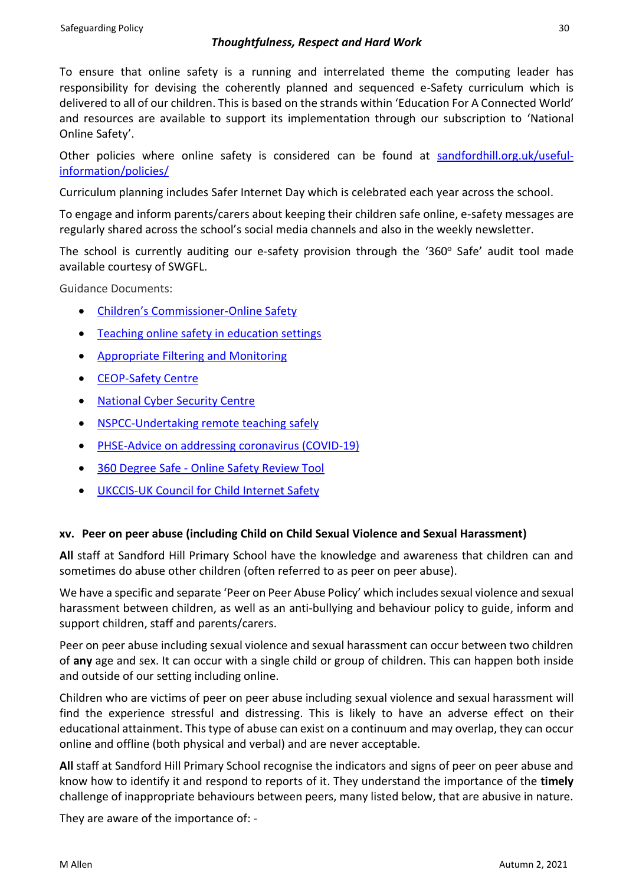To ensure that online safety is a running and interrelated theme the computing leader has responsibility for devising the coherently planned and sequenced e-Safety curriculum which is delivered to all of our children. This is based on the strands within 'Education For A Connected World' and resources are available to support its implementation through our subscription to 'National Online Safety'.

Other policies where online safety is considered can be found at [sandfordhill.org.uk/useful-information/policies/](sandfordhill.org.uk/useful-information/policies/)

Curriculum planning includes Safer Internet Day which is celebrated each year across the school.

To engage and inform parents/carers about keeping their children safe online, e-safety messages are regularly shared across the school's social media channels and also in the weekly newsletter.

The school is currently auditing our e-safety provision through the '360° Safe' audit tool made available courtesy of SWGFL.

Guidance Documents:

- Children's Commissioner-Online Safety
- Teaching online safety in education settings
- Appropriate Filtering and Monitoring
- CEOP-Safety Centre
- National Cyber Security Centre
- NSPCC-Undertaking remote teaching safely
- PHSE-Advice on addressing coronavirus (COVID-19)
- 360 Degree Safe - Online Safety Review Tool
- UKCCIS-UK Council for Child Internet Safety

### xv. Peer on peer abuse (including Child on Child Sexual Violence and Sexual Harassment)

**All** staff at Sandford Hill Primary School have the knowledge and awareness that children can and sometimes do abuse other children (often referred to as peer on peer abuse).

We have a specific and separate 'Peer on Peer Abuse Policy' which includes sexual violence and sexual harassment between children, as well as an anti-bullying and behaviour policy to guide, inform and support children, staff and parents/carers.

Peer on peer abuse including sexual violence and sexual harassment can occur between two children of **any** age and sex. It can occur with a single child or group of children. This can happen both inside and outside of our setting including online.

Children who are victims of peer on peer abuse including sexual violence and sexual harassment will find the experience stressful and distressing. This is likely to have an adverse effect on their educational attainment. This type of abuse can exist on a continuum and may overlap, they can occur online and offline (both physical and verbal) and are never acceptable.

**All** staff at Sandford Hill Primary School recognise the indicators and signs of peer on peer abuse and know how to identify it and respond to reports of it. They understand the importance of the **timely** challenge of inappropriate behaviours between peers, many listed below, that are abusive in nature.

They are aware of the importance of: -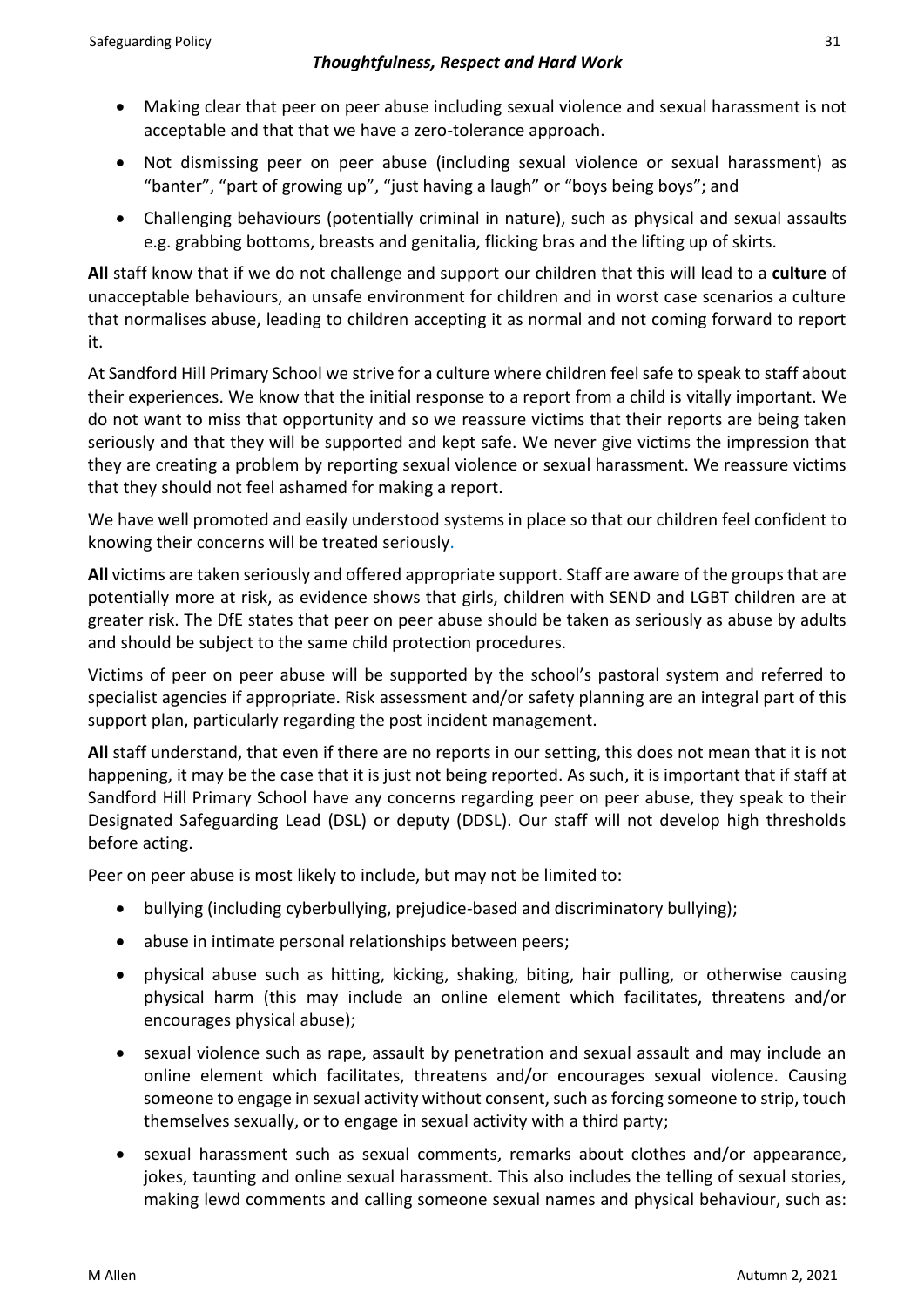- Making clear that peer on peer abuse including sexual violence and sexual harassment is not acceptable and that that we have a zero-tolerance approach.
- Not dismissing peer on peer abuse (including sexual violence or sexual harassment) as "banter", "part of growing up", "just having a laugh" or "boys being boys"; and
- Challenging behaviours (potentially criminal in nature), such as physical and sexual assaults e.g. grabbing bottoms, breasts and genitalia, flicking bras and the lifting up of skirts.

**All** staff know that if we do not challenge and support our children that this will lead to a **culture** of unacceptable behaviours, an unsafe environment for children and in worst case scenarios a culture that normalises abuse, leading to children accepting it as normal and not coming forward to report it.

At Sandford Hill Primary School we strive for a culture where children feel safe to speak to staff about their experiences. We know that the initial response to a report from a child is vitally important. We do not want to miss that opportunity and so we reassure victims that their reports are being taken seriously and that they will be supported and kept safe. We never give victims the impression that they are creating a problem by reporting sexual violence or sexual harassment. We reassure victims that they should not feel ashamed for making a report.

We have well promoted and easily understood systems in place so that our children feel confident to knowing their concerns will be treated seriously.

**All** victims are taken seriously and offered appropriate support. Staff are aware of the groups that are potentially more at risk, as evidence shows that girls, children with SEND and LGBT children are at greater risk. The DfE states that peer on peer abuse should be taken as seriously as abuse by adults and should be subject to the same child protection procedures.

Victims of peer on peer abuse will be supported by the school's pastoral system and referred to specialist agencies if appropriate. Risk assessment and/or safety planning are an integral part of this support plan, particularly regarding the post incident management.

**All** staff understand, that even if there are no reports in our setting, this does not mean that it is not happening, it may be the case that it is just not being reported. As such, it is important that if staff at Sandford Hill Primary School have any concerns regarding peer on peer abuse, they speak to their Designated Safeguarding Lead (DSL) or deputy (DDSL). Our staff will not develop high thresholds before acting.

Peer on peer abuse is most likely to include, but may not be limited to:

- bullying (including cyberbullying, prejudice-based and discriminatory bullying);
- abuse in intimate personal relationships between peers;
- physical abuse such as hitting, kicking, shaking, biting, hair pulling, or otherwise causing physical harm (this may include an online element which facilitates, threatens and/or encourages physical abuse);
- sexual violence such as rape, assault by penetration and sexual assault and may include an online element which facilitates, threatens and/or encourages sexual violence. Causing someone to engage in sexual activity without consent, such as forcing someone to strip, touch themselves sexually, or to engage in sexual activity with a third party;
- sexual harassment such as sexual comments, remarks about clothes and/or appearance, jokes, taunting and online sexual harassment. This also includes the telling of sexual stories, making lewd comments and calling someone sexual names and physical behaviour, such as: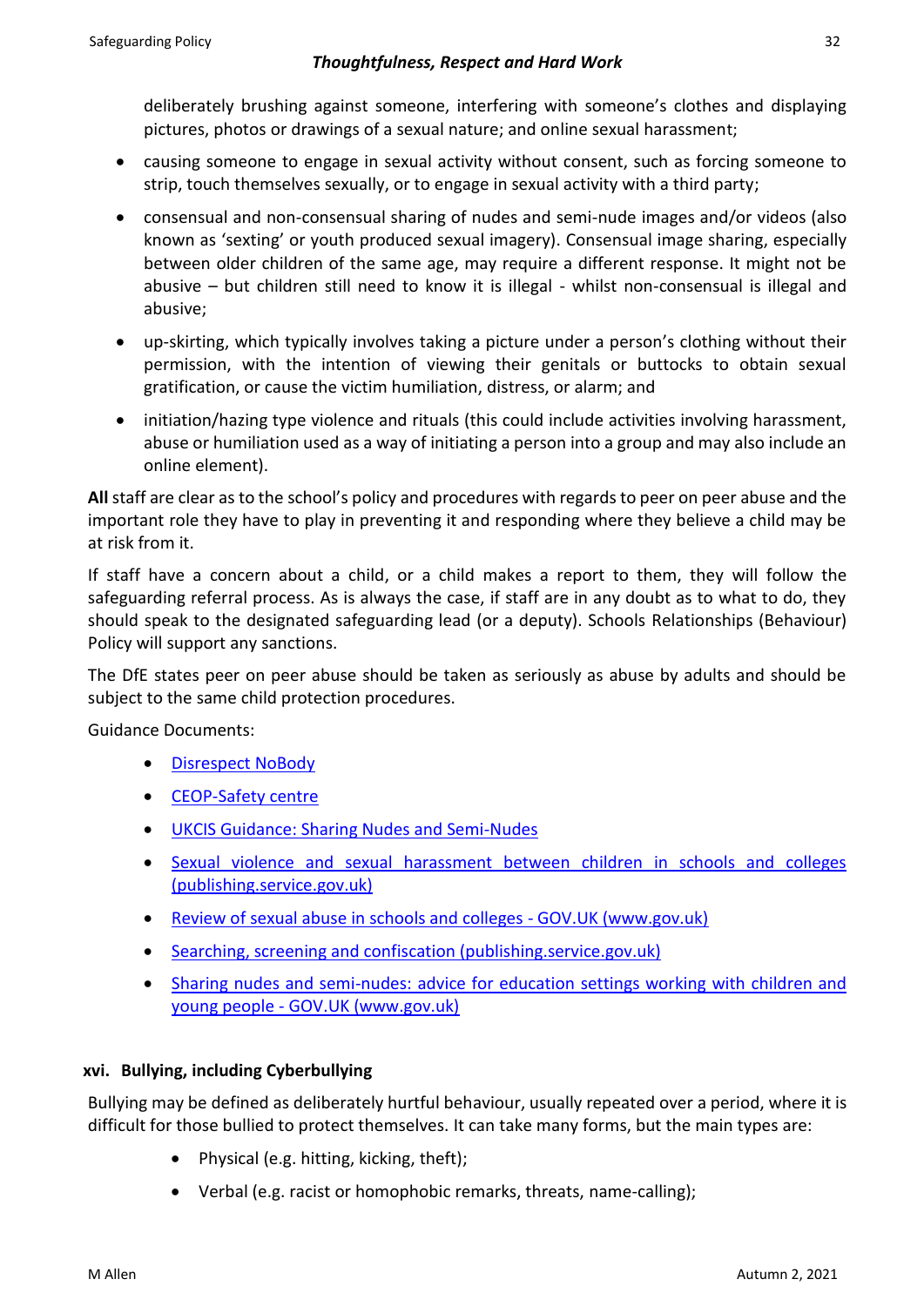deliberately brushing against someone, interfering with someone's clothes and displaying pictures, photos or drawings of a sexual nature; and online sexual harassment;

- causing someone to engage in sexual activity without consent, such as forcing someone to strip, touch themselves sexually, or to engage in sexual activity with a third party;
- consensual and non-consensual sharing of nudes and semi-nude images and/or videos (also known as 'sexting' or youth produced sexual imagery). Consensual image sharing, especially between older children of the same age, may require a different response. It might not be abusive – but children still need to know it is illegal - whilst non-consensual is illegal and abusive;
- up-skirting, which typically involves taking a picture under a person's clothing without their permission, with the intention of viewing their genitals or buttocks to obtain sexual gratification, or cause the victim humiliation, distress, or alarm; and
- initiation/hazing type violence and rituals (this could include activities involving harassment, abuse or humiliation used as a way of initiating a person into a group and may also include an online element).

**All** staff are clear as to the school's policy and procedures with regards to peer on peer abuse and the important role they have to play in preventing it and responding where they believe a child may be at risk from it.

If staff have a concern about a child, or a child makes a report to them, they will follow the safeguarding referral process. As is always the case, if staff are in any doubt as to what to do, they should speak to the designated safeguarding lead (or a deputy). Schools Relationships (Behaviour) Policy will support any sanctions.

The DfE states peer on peer abuse should be taken as seriously as abuse by adults and should be subject to the same child protection procedures.

Guidance Documents:

- Disrespect NoBody
- CEOP-Safety centre
- UKCIS Guidance: Sharing Nudes and Semi-Nudes
- Sexual violence and sexual harassment between children in schools and colleges (publishing.service.gov.uk)
- Review of sexual abuse in schools and colleges - GOV.UK (www.gov.uk)
- Searching, screening and confiscation (publishing.service.gov.uk)
- Sharing nudes and semi-nudes: advice for education settings working with children and young people - GOV.UK (www.gov.uk)

### xvi. Bullying, including Cyberbullying

Bullying may be defined as deliberately hurtful behaviour, usually repeated over a period, where it is difficult for those bullied to protect themselves. It can take many forms, but the main types are:

- Physical (e.g. hitting, kicking, theft);
- Verbal (e.g. racist or homophobic remarks, threats, name-calling);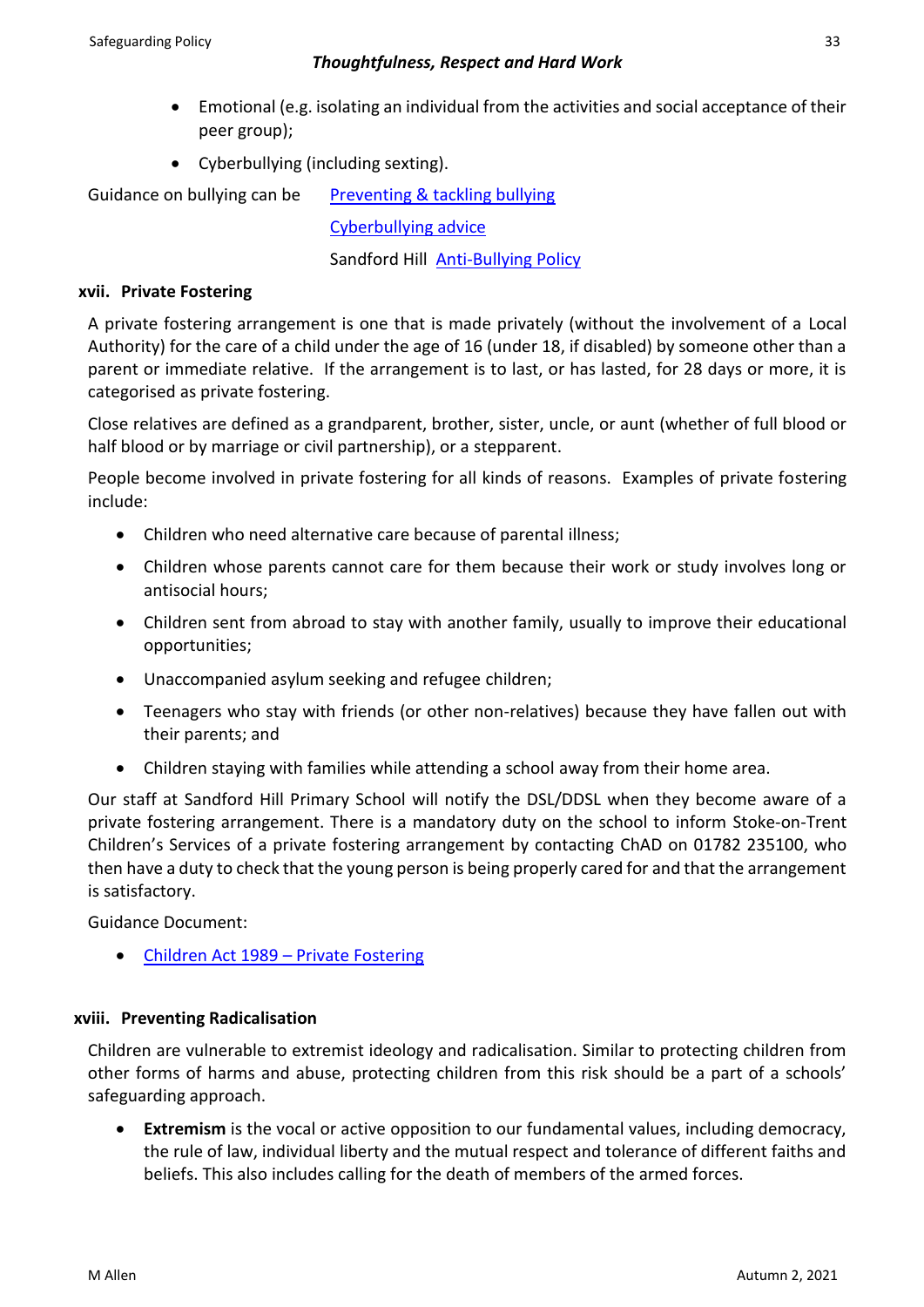- Emotional (e.g. isolating an individual from the activities and social acceptance of their peer group);
- Cyberbullying (including sexting).

Guidance on bullying can be [Preventing & tackling bullying](#)
[Cyberbullying advice](#)
Sandford Hill [Anti-Bullying Policy](#)

### xvii. Private Fostering

A private fostering arrangement is one that is made privately (without the involvement of a Local Authority) for the care of a child under the age of 16 (under 18, if disabled) by someone other than a parent or immediate relative. If the arrangement is to last, or has lasted, for 28 days or more, it is categorised as private fostering.

Close relatives are defined as a grandparent, brother, sister, uncle, or aunt (whether of full blood or half blood or by marriage or civil partnership), or a stepparent.

People become involved in private fostering for all kinds of reasons. Examples of private fostering include:

- Children who need alternative care because of parental illness;
- Children whose parents cannot care for them because their work or study involves long or antisocial hours;
- Children sent from abroad to stay with another family, usually to improve their educational opportunities;
- Unaccompanied asylum seeking and refugee children;
- Teenagers who stay with friends (or other non-relatives) because they have fallen out with their parents; and
- Children staying with families while attending a school away from their home area.

Our staff at Sandford Hill Primary School will notify the DSL/DDSL when they become aware of a private fostering arrangement. There is a mandatory duty on the school to inform Stoke-on-Trent Children's Services of a private fostering arrangement by contacting ChAD on 01782 235100, who then have a duty to check that the young person is being properly cared for and that the arrangement is satisfactory.

Guidance Document:

- [Children Act 1989 – Private Fostering](#)

### xviii. Preventing Radicalisation

Children are vulnerable to extremist ideology and radicalisation. Similar to protecting children from other forms of harms and abuse, protecting children from this risk should be a part of a schools' safeguarding approach.

- **Extremism** is the vocal or active opposition to our fundamental values, including democracy, the rule of law, individual liberty and the mutual respect and tolerance of different faiths and beliefs. This also includes calling for the death of members of the armed forces.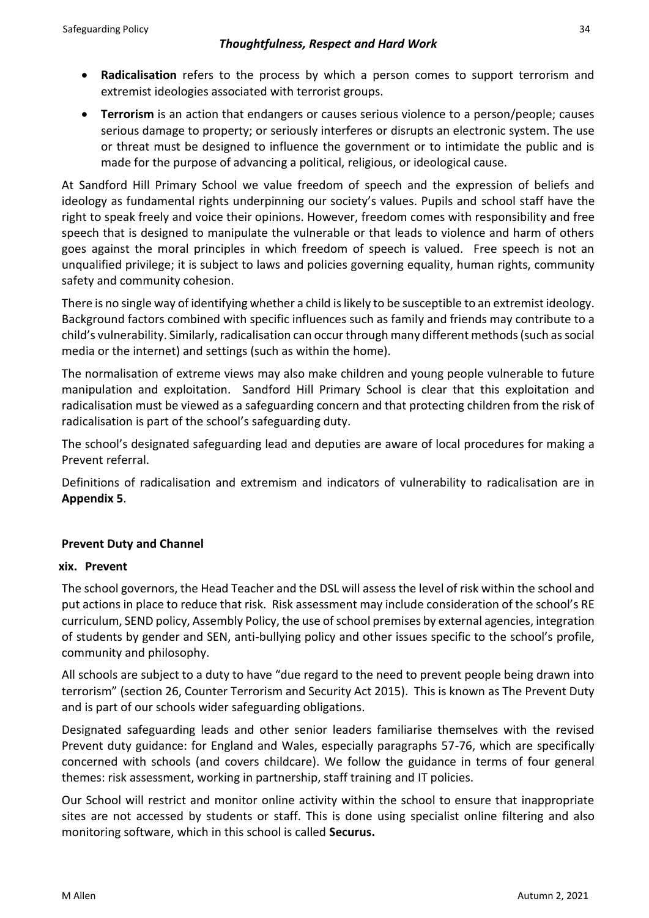- **Radicalisation** refers to the process by which a person comes to support terrorism and extremist ideologies associated with terrorist groups.
- **Terrorism** is an action that endangers or causes serious violence to a person/people; causes serious damage to property; or seriously interferes or disrupts an electronic system. The use or threat must be designed to influence the government or to intimidate the public and is made for the purpose of advancing a political, religious, or ideological cause.

At Sandford Hill Primary School we value freedom of speech and the expression of beliefs and ideology as fundamental rights underpinning our society's values. Pupils and school staff have the right to speak freely and voice their opinions. However, freedom comes with responsibility and free speech that is designed to manipulate the vulnerable or that leads to violence and harm of others goes against the moral principles in which freedom of speech is valued. Free speech is not an unqualified privilege; it is subject to laws and policies governing equality, human rights, community safety and community cohesion.

There is no single way of identifying whether a child is likely to be susceptible to an extremist ideology. Background factors combined with specific influences such as family and friends may contribute to a child's vulnerability. Similarly, radicalisation can occur through many different methods (such as social media or the internet) and settings (such as within the home).

The normalisation of extreme views may also make children and young people vulnerable to future manipulation and exploitation. Sandford Hill Primary School is clear that this exploitation and radicalisation must be viewed as a safeguarding concern and that protecting children from the risk of radicalisation is part of the school's safeguarding duty.

The school's designated safeguarding lead and deputies are aware of local procedures for making a Prevent referral.

Definitions of radicalisation and extremism and indicators of vulnerability to radicalisation are in **Appendix 5**.

**Prevent Duty and Channel**

**xix. Prevent**

The school governors, the Head Teacher and the DSL will assess the level of risk within the school and put actions in place to reduce that risk. Risk assessment may include consideration of the school's RE curriculum, SEND policy, Assembly Policy, the use of school premises by external agencies, integration of students by gender and SEN, anti-bullying policy and other issues specific to the school's profile, community and philosophy.

All schools are subject to a duty to have "due regard to the need to prevent people being drawn into terrorism" (section 26, Counter Terrorism and Security Act 2015). This is known as The Prevent Duty and is part of our schools wider safeguarding obligations.

Designated safeguarding leads and other senior leaders familiarise themselves with the revised Prevent duty guidance: for England and Wales, especially paragraphs 57-76, which are specifically concerned with schools (and covers childcare). We follow the guidance in terms of four general themes: risk assessment, working in partnership, staff training and IT policies.

Our School will restrict and monitor online activity within the school to ensure that inappropriate sites are not accessed by students or staff. This is done using specialist online filtering and also monitoring software, which in this school is called **Securus.**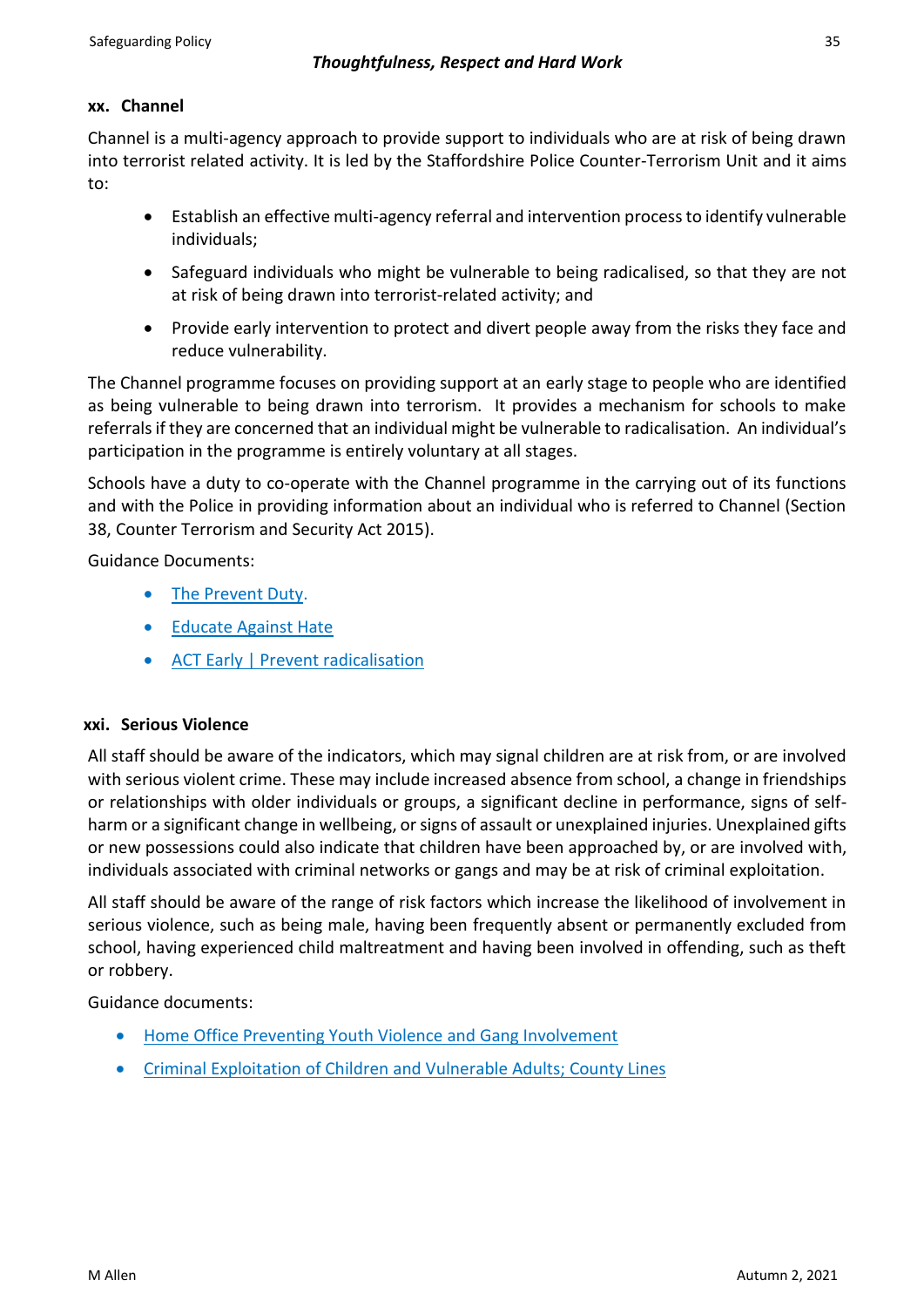### xx. Channel

Channel is a multi-agency approach to provide support to individuals who are at risk of being drawn into terrorist related activity. It is led by the Staffordshire Police Counter-Terrorism Unit and it aims to:

- Establish an effective multi-agency referral and intervention process to identify vulnerable individuals;
- Safeguard individuals who might be vulnerable to being radicalised, so that they are not at risk of being drawn into terrorist-related activity; and
- Provide early intervention to protect and divert people away from the risks they face and reduce vulnerability.

The Channel programme focuses on providing support at an early stage to people who are identified as being vulnerable to being drawn into terrorism. It provides a mechanism for schools to make referrals if they are concerned that an individual might be vulnerable to radicalisation. An individual's participation in the programme is entirely voluntary at all stages.

Schools have a duty to co-operate with the Channel programme in the carrying out of its functions and with the Police in providing information about an individual who is referred to Channel (Section 38, Counter Terrorism and Security Act 2015).

Guidance Documents:

- The Prevent Duty.
- Educate Against Hate
- ACT Early | Prevent radicalisation

### xxi. Serious Violence

All staff should be aware of the indicators, which may signal children are at risk from, or are involved with serious violent crime. These may include increased absence from school, a change in friendships or relationships with older individuals or groups, a significant decline in performance, signs of self-harm or a significant change in wellbeing, or signs of assault or unexplained injuries. Unexplained gifts or new possessions could also indicate that children have been approached by, or are involved with, individuals associated with criminal networks or gangs and may be at risk of criminal exploitation.

All staff should be aware of the range of risk factors which increase the likelihood of involvement in serious violence, such as being male, having been frequently absent or permanently excluded from school, having experienced child maltreatment and having been involved in offending, such as theft or robbery.

Guidance documents:

- Home Office Preventing Youth Violence and Gang Involvement
- Criminal Exploitation of Children and Vulnerable Adults; County Lines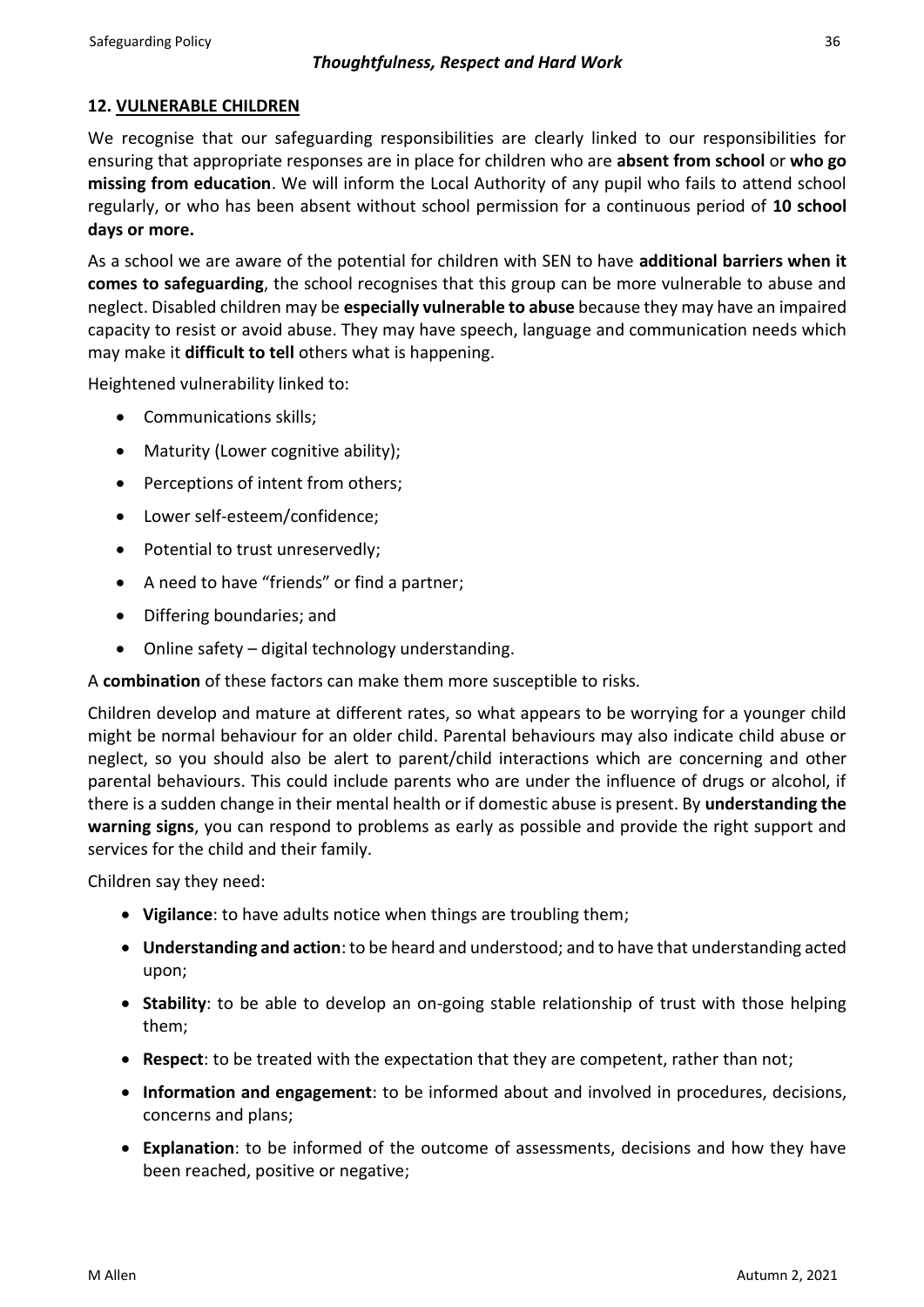## 12. VULNERABLE CHILDREN

We recognise that our safeguarding responsibilities are clearly linked to our responsibilities for ensuring that appropriate responses are in place for children who are **absent from school** or **who go missing from education**. We will inform the Local Authority of any pupil who fails to attend school regularly, or who has been absent without school permission for a continuous period of **10 school days or more.**

As a school we are aware of the potential for children with SEN to have **additional barriers when it comes to safeguarding**, the school recognises that this group can be more vulnerable to abuse and neglect. Disabled children may be **especially vulnerable to abuse** because they may have an impaired capacity to resist or avoid abuse. They may have speech, language and communication needs which may make it **difficult to tell** others what is happening.

Heightened vulnerability linked to:

- Communications skills;
- Maturity (Lower cognitive ability);
- Perceptions of intent from others;
- Lower self-esteem/confidence;
- Potential to trust unreservedly;
- A need to have "friends" or find a partner;
- Differing boundaries; and
- Online safety – digital technology understanding.

A **combination** of these factors can make them more susceptible to risks.

Children develop and mature at different rates, so what appears to be worrying for a younger child might be normal behaviour for an older child. Parental behaviours may also indicate child abuse or neglect, so you should also be alert to parent/child interactions which are concerning and other parental behaviours. This could include parents who are under the influence of drugs or alcohol, if there is a sudden change in their mental health or if domestic abuse is present. By **understanding the warning signs**, you can respond to problems as early as possible and provide the right support and services for the child and their family.

Children say they need:

- **Vigilance**: to have adults notice when things are troubling them;
- **Understanding and action**: to be heard and understood; and to have that understanding acted upon;
- **Stability**: to be able to develop an on-going stable relationship of trust with those helping them;
- **Respect**: to be treated with the expectation that they are competent, rather than not;
- **Information and engagement**: to be informed about and involved in procedures, decisions, concerns and plans;
- **Explanation**: to be informed of the outcome of assessments, decisions and how they have been reached, positive or negative;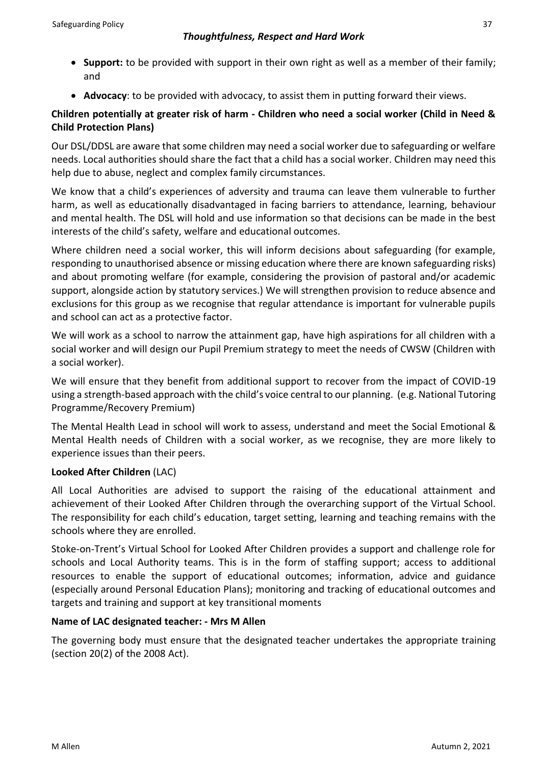- **Support:** to be provided with support in their own right as well as a member of their family; and
- **Advocacy**: to be provided with advocacy, to assist them in putting forward their views.

**Children potentially at greater risk of harm - Children who need a social worker (Child in Need & Child Protection Plans)**

Our DSL/DDSL are aware that some children may need a social worker due to safeguarding or welfare needs. Local authorities should share the fact that a child has a social worker. Children may need this help due to abuse, neglect and complex family circumstances.

We know that a child's experiences of adversity and trauma can leave them vulnerable to further harm, as well as educationally disadvantaged in facing barriers to attendance, learning, behaviour and mental health. The DSL will hold and use information so that decisions can be made in the best interests of the child's safety, welfare and educational outcomes.

Where children need a social worker, this will inform decisions about safeguarding (for example, responding to unauthorised absence or missing education where there are known safeguarding risks) and about promoting welfare (for example, considering the provision of pastoral and/or academic support, alongside action by statutory services.) We will strengthen provision to reduce absence and exclusions for this group as we recognise that regular attendance is important for vulnerable pupils and school can act as a protective factor.

We will work as a school to narrow the attainment gap, have high aspirations for all children with a social worker and will design our Pupil Premium strategy to meet the needs of CWSW (Children with a social worker).

We will ensure that they benefit from additional support to recover from the impact of COVID-19 using a strength-based approach with the child's voice central to our planning. (e.g. National Tutoring Programme/Recovery Premium)

The Mental Health Lead in school will work to assess, understand and meet the Social Emotional & Mental Health needs of Children with a social worker, as we recognise, they are more likely to experience issues than their peers.

**Looked After Children** (LAC)

All Local Authorities are advised to support the raising of the educational attainment and achievement of their Looked After Children through the overarching support of the Virtual School. The responsibility for each child's education, target setting, learning and teaching remains with the schools where they are enrolled.

Stoke-on-Trent's Virtual School for Looked After Children provides a support and challenge role for schools and Local Authority teams. This is in the form of staffing support; access to additional resources to enable the support of educational outcomes; information, advice and guidance (especially around Personal Education Plans); monitoring and tracking of educational outcomes and targets and training and support at key transitional moments

**Name of LAC designated teacher: - Mrs M Allen**

The governing body must ensure that the designated teacher undertakes the appropriate training (section 20(2) of the 2008 Act).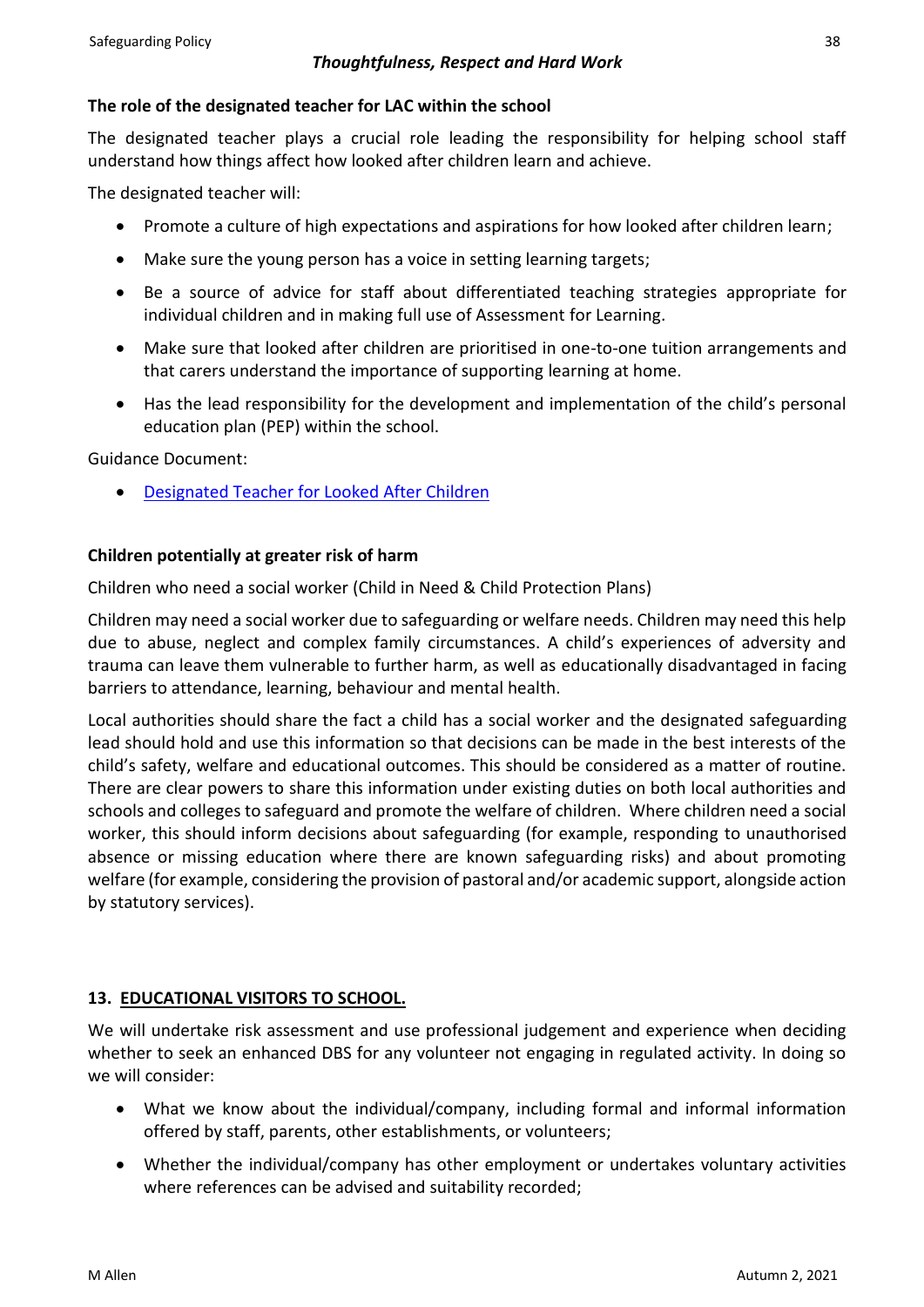### The role of the designated teacher for LAC within the school

The designated teacher plays a crucial role leading the responsibility for helping school staff understand how things affect how looked after children learn and achieve.

The designated teacher will:

- Promote a culture of high expectations and aspirations for how looked after children learn;
- Make sure the young person has a voice in setting learning targets;
- Be a source of advice for staff about differentiated teaching strategies appropriate for individual children and in making full use of Assessment for Learning.
- Make sure that looked after children are prioritised in one-to-one tuition arrangements and that carers understand the importance of supporting learning at home.
- Has the lead responsibility for the development and implementation of the child's personal education plan (PEP) within the school.

Guidance Document:

- Designated Teacher for Looked After Children

### Children potentially at greater risk of harm

Children who need a social worker (Child in Need & Child Protection Plans)

Children may need a social worker due to safeguarding or welfare needs. Children may need this help due to abuse, neglect and complex family circumstances. A child's experiences of adversity and trauma can leave them vulnerable to further harm, as well as educationally disadvantaged in facing barriers to attendance, learning, behaviour and mental health.

Local authorities should share the fact a child has a social worker and the designated safeguarding lead should hold and use this information so that decisions can be made in the best interests of the child's safety, welfare and educational outcomes. This should be considered as a matter of routine. There are clear powers to share this information under existing duties on both local authorities and schools and colleges to safeguard and promote the welfare of children. Where children need a social worker, this should inform decisions about safeguarding (for example, responding to unauthorised absence or missing education where there are known safeguarding risks) and about promoting welfare (for example, considering the provision of pastoral and/or academic support, alongside action by statutory services).

## 13. EDUCATIONAL VISITORS TO SCHOOL.

We will undertake risk assessment and use professional judgement and experience when deciding whether to seek an enhanced DBS for any volunteer not engaging in regulated activity. In doing so we will consider:

- What we know about the individual/company, including formal and informal information offered by staff, parents, other establishments, or volunteers;
- Whether the individual/company has other employment or undertakes voluntary activities where references can be advised and suitability recorded;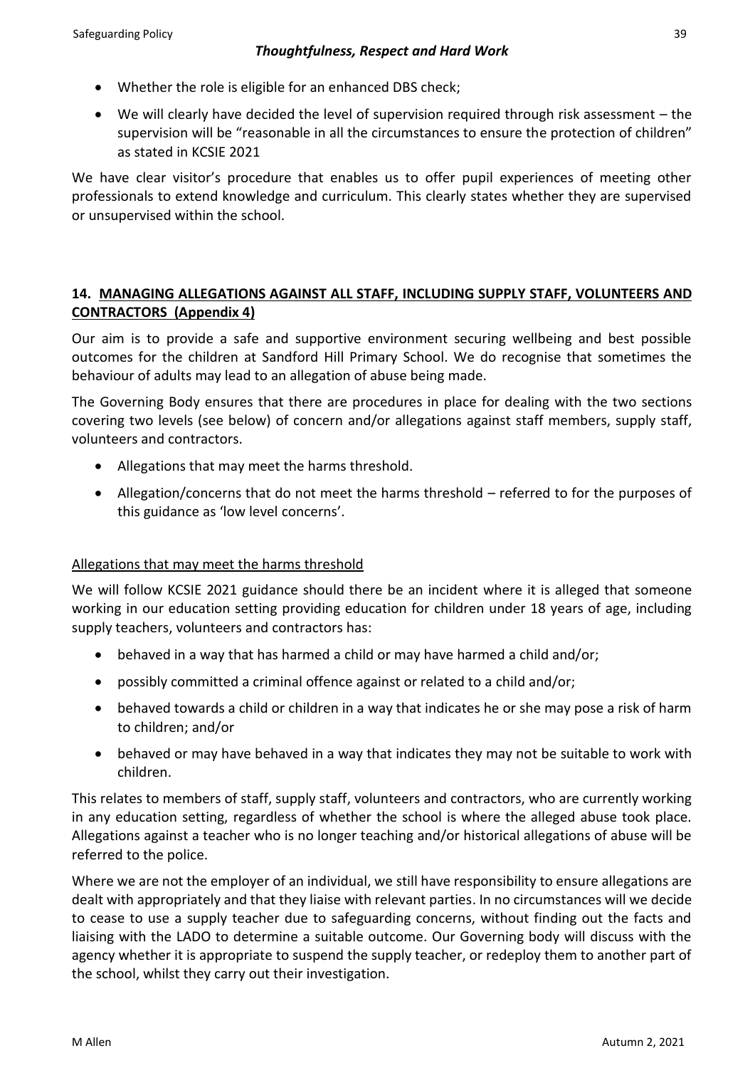- Whether the role is eligible for an enhanced DBS check;
- We will clearly have decided the level of supervision required through risk assessment – the supervision will be "reasonable in all the circumstances to ensure the protection of children" as stated in KCSIE 2021

We have clear visitor's procedure that enables us to offer pupil experiences of meeting other professionals to extend knowledge and curriculum. This clearly states whether they are supervised or unsupervised within the school.

## 14. MANAGING ALLEGATIONS AGAINST ALL STAFF, INCLUDING SUPPLY STAFF, VOLUNTEERS AND CONTRACTORS (Appendix 4)

Our aim is to provide a safe and supportive environment securing wellbeing and best possible outcomes for the children at Sandford Hill Primary School. We do recognise that sometimes the behaviour of adults may lead to an allegation of abuse being made.

The Governing Body ensures that there are procedures in place for dealing with the two sections covering two levels (see below) of concern and/or allegations against staff members, supply staff, volunteers and contractors.

- Allegations that may meet the harms threshold.
- Allegation/concerns that do not meet the harms threshold – referred to for the purposes of this guidance as 'low level concerns'.

### Allegations that may meet the harms threshold

We will follow KCSIE 2021 guidance should there be an incident where it is alleged that someone working in our education setting providing education for children under 18 years of age, including supply teachers, volunteers and contractors has:

- behaved in a way that has harmed a child or may have harmed a child and/or;
- possibly committed a criminal offence against or related to a child and/or;
- behaved towards a child or children in a way that indicates he or she may pose a risk of harm to children; and/or
- behaved or may have behaved in a way that indicates they may not be suitable to work with children.

This relates to members of staff, supply staff, volunteers and contractors, who are currently working in any education setting, regardless of whether the school is where the alleged abuse took place. Allegations against a teacher who is no longer teaching and/or historical allegations of abuse will be referred to the police.

Where we are not the employer of an individual, we still have responsibility to ensure allegations are dealt with appropriately and that they liaise with relevant parties. In no circumstances will we decide to cease to use a supply teacher due to safeguarding concerns, without finding out the facts and liaising with the LADO to determine a suitable outcome. Our Governing body will discuss with the agency whether it is appropriate to suspend the supply teacher, or redeploy them to another part of the school, whilst they carry out their investigation.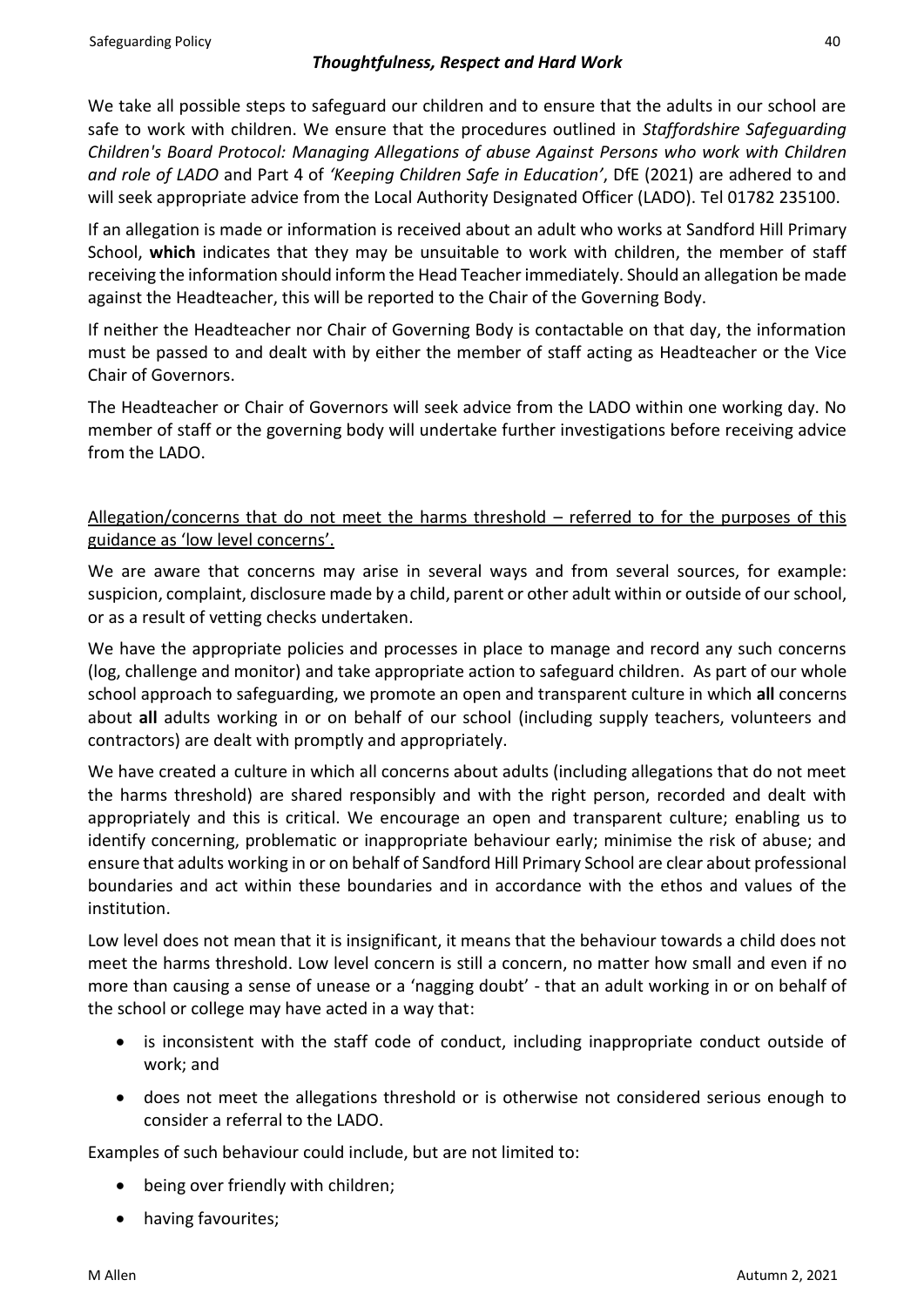*Thoughtfulness, Respect and Hard Work*

We take all possible steps to safeguard our children and to ensure that the adults in our school are safe to work with children. We ensure that the procedures outlined in *Staffordshire Safeguarding Children's Board Protocol: Managing Allegations of abuse Against Persons who work with Children and role of LADO* and Part 4 of *'Keeping Children Safe in Education'*, DfE (2021) are adhered to and will seek appropriate advice from the Local Authority Designated Officer (LADO). Tel 01782 235100.

If an allegation is made or information is received about an adult who works at Sandford Hill Primary School, **which** indicates that they may be unsuitable to work with children, the member of staff receiving the information should inform the Head Teacher immediately. Should an allegation be made against the Headteacher, this will be reported to the Chair of the Governing Body.

If neither the Headteacher nor Chair of Governing Body is contactable on that day, the information must be passed to and dealt with by either the member of staff acting as Headteacher or the Vice Chair of Governors.

The Headteacher or Chair of Governors will seek advice from the LADO within one working day. No member of staff or the governing body will undertake further investigations before receiving advice from the LADO.

<u>Allegation/concerns that do not meet the harms threshold – referred to for the purposes of this guidance as 'low level concerns'.</u>

We are aware that concerns may arise in several ways and from several sources, for example: suspicion, complaint, disclosure made by a child, parent or other adult within or outside of our school, or as a result of vetting checks undertaken.

We have the appropriate policies and processes in place to manage and record any such concerns (log, challenge and monitor) and take appropriate action to safeguard children. As part of our whole school approach to safeguarding, we promote an open and transparent culture in which **all** concerns about **all** adults working in or on behalf of our school (including supply teachers, volunteers and contractors) are dealt with promptly and appropriately.

We have created a culture in which all concerns about adults (including allegations that do not meet the harms threshold) are shared responsibly and with the right person, recorded and dealt with appropriately and this is critical. We encourage an open and transparent culture; enabling us to identify concerning, problematic or inappropriate behaviour early; minimise the risk of abuse; and ensure that adults working in or on behalf of Sandford Hill Primary School are clear about professional boundaries and act within these boundaries and in accordance with the ethos and values of the institution.

Low level does not mean that it is insignificant, it means that the behaviour towards a child does not meet the harms threshold. Low level concern is still a concern, no matter how small and even if no more than causing a sense of unease or a 'nagging doubt' - that an adult working in or on behalf of the school or college may have acted in a way that:

- is inconsistent with the staff code of conduct, including inappropriate conduct outside of work; and
- does not meet the allegations threshold or is otherwise not considered serious enough to consider a referral to the LADO.

Examples of such behaviour could include, but are not limited to:

- being over friendly with children;
- having favourites;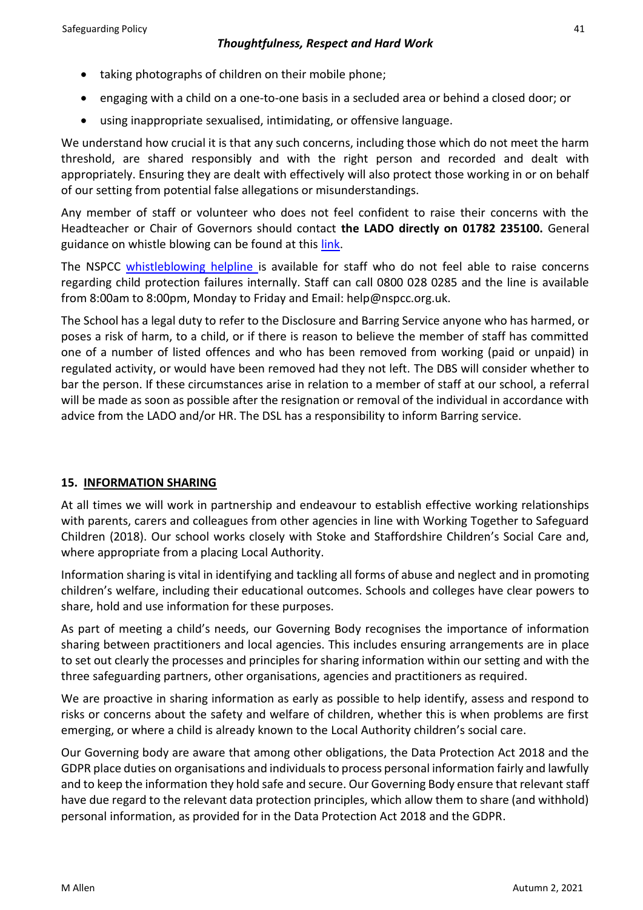- taking photographs of children on their mobile phone;
- engaging with a child on a one-to-one basis in a secluded area or behind a closed door; or
- using inappropriate sexualised, intimidating, or offensive language.

We understand how crucial it is that any such concerns, including those which do not meet the harm threshold, are shared responsibly and with the right person and recorded and dealt with appropriately. Ensuring they are dealt with effectively will also protect those working in or on behalf of our setting from potential false allegations or misunderstandings.

Any member of staff or volunteer who does not feel confident to raise their concerns with the Headteacher or Chair of Governors should contact **the LADO directly on 01782 235100.** General guidance on whistle blowing can be found at this link.

The NSPCC whistleblowing helpline is available for staff who do not feel able to raise concerns regarding child protection failures internally. Staff can call 0800 028 0285 and the line is available from 8:00am to 8:00pm, Monday to Friday and Email: help@nspcc.org.uk.

The School has a legal duty to refer to the Disclosure and Barring Service anyone who has harmed, or poses a risk of harm, to a child, or if there is reason to believe the member of staff has committed one of a number of listed offences and who has been removed from working (paid or unpaid) in regulated activity, or would have been removed had they not left. The DBS will consider whether to bar the person. If these circumstances arise in relation to a member of staff at our school, a referral will be made as soon as possible after the resignation or removal of the individual in accordance with advice from the LADO and/or HR. The DSL has a responsibility to inform Barring service.

## 15. INFORMATION SHARING

At all times we will work in partnership and endeavour to establish effective working relationships with parents, carers and colleagues from other agencies in line with Working Together to Safeguard Children (2018). Our school works closely with Stoke and Staffordshire Children's Social Care and, where appropriate from a placing Local Authority.

Information sharing is vital in identifying and tackling all forms of abuse and neglect and in promoting children's welfare, including their educational outcomes. Schools and colleges have clear powers to share, hold and use information for these purposes.

As part of meeting a child's needs, our Governing Body recognises the importance of information sharing between practitioners and local agencies. This includes ensuring arrangements are in place to set out clearly the processes and principles for sharing information within our setting and with the three safeguarding partners, other organisations, agencies and practitioners as required.

We are proactive in sharing information as early as possible to help identify, assess and respond to risks or concerns about the safety and welfare of children, whether this is when problems are first emerging, or where a child is already known to the Local Authority children's social care.

Our Governing body are aware that among other obligations, the Data Protection Act 2018 and the GDPR place duties on organisations and individuals to process personal information fairly and lawfully and to keep the information they hold safe and secure. Our Governing Body ensure that relevant staff have due regard to the relevant data protection principles, which allow them to share (and withhold) personal information, as provided for in the Data Protection Act 2018 and the GDPR.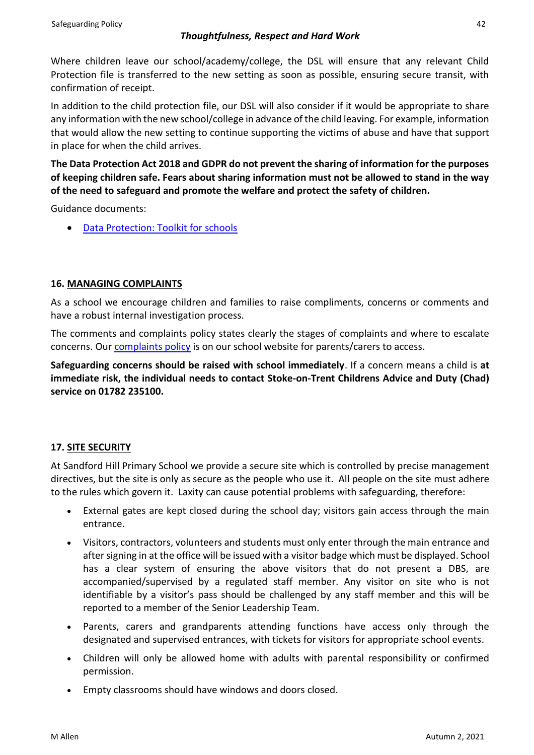Where children leave our school/academy/college, the DSL will ensure that any relevant Child Protection file is transferred to the new setting as soon as possible, ensuring secure transit, with confirmation of receipt.

In addition to the child protection file, our DSL will also consider if it would be appropriate to share any information with the new school/college in advance of the child leaving. For example, information that would allow the new setting to continue supporting the victims of abuse and have that support in place for when the child arrives.

**The Data Protection Act 2018 and GDPR do not prevent the sharing of information for the purposes of keeping children safe. Fears about sharing information must not be allowed to stand in the way of the need to safeguard and promote the welfare and protect the safety of children.**

Guidance documents:

- Data Protection: Toolkit for schools

## 16. MANAGING COMPLAINTS

As a school we encourage children and families to raise compliments, concerns or comments and have a robust internal investigation process.

The comments and complaints policy states clearly the stages of complaints and where to escalate concerns. Our complaints policy is on our school website for parents/carers to access.

**Safeguarding concerns should be raised with school immediately**. If a concern means a child is **at immediate risk, the individual needs to contact Stoke-on-Trent Childrens Advice and Duty (Chad) service on 01782 235100.**

## 17. SITE SECURITY

At Sandford Hill Primary School we provide a secure site which is controlled by precise management directives, but the site is only as secure as the people who use it. All people on the site must adhere to the rules which govern it. Laxity can cause potential problems with safeguarding, therefore:

- External gates are kept closed during the school day; visitors gain access through the main entrance.
- Visitors, contractors, volunteers and students must only enter through the main entrance and after signing in at the office will be issued with a visitor badge which must be displayed. School has a clear system of ensuring the above visitors that do not present a DBS, are accompanied/supervised by a regulated staff member. Any visitor on site who is not identifiable by a visitor's pass should be challenged by any staff member and this will be reported to a member of the Senior Leadership Team.
- Parents, carers and grandparents attending functions have access only through the designated and supervised entrances, with tickets for visitors for appropriate school events.
- Children will only be allowed home with adults with parental responsibility or confirmed permission.
- Empty classrooms should have windows and doors closed.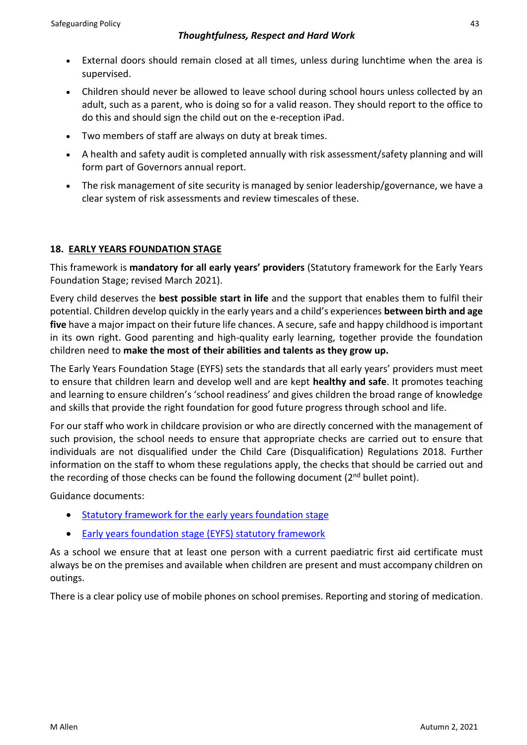- External doors should remain closed at all times, unless during lunchtime when the area is supervised.
- Children should never be allowed to leave school during school hours unless collected by an adult, such as a parent, who is doing so for a valid reason. They should report to the office to do this and should sign the child out on the e-reception iPad.
- Two members of staff are always on duty at break times.
- A health and safety audit is completed annually with risk assessment/safety planning and will form part of Governors annual report.
- The risk management of site security is managed by senior leadership/governance, we have a clear system of risk assessments and review timescales of these.

## 18. EARLY YEARS FOUNDATION STAGE

This framework is **mandatory for all early years' providers** (Statutory framework for the Early Years Foundation Stage; revised March 2021).

Every child deserves the **best possible start in life** and the support that enables them to fulfil their potential. Children develop quickly in the early years and a child's experiences **between birth and age five** have a major impact on their future life chances. A secure, safe and happy childhood is important in its own right. Good parenting and high-quality early learning, together provide the foundation children need to **make the most of their abilities and talents as they grow up.**

The Early Years Foundation Stage (EYFS) sets the standards that all early years' providers must meet to ensure that children learn and develop well and are kept **healthy and safe**. It promotes teaching and learning to ensure children's 'school readiness' and gives children the broad range of knowledge and skills that provide the right foundation for good future progress through school and life.

For our staff who work in childcare provision or who are directly concerned with the management of such provision, the school needs to ensure that appropriate checks are carried out to ensure that individuals are not disqualified under the Child Care (Disqualification) Regulations 2018. Further information on the staff to whom these regulations apply, the checks that should be carried out and the recording of those checks can be found the following document (2nd bullet point).

Guidance documents:

- Statutory framework for the early years foundation stage
- Early years foundation stage (EYFS) statutory framework

As a school we ensure that at least one person with a current paediatric first aid certificate must always be on the premises and available when children are present and must accompany children on outings.

There is a clear policy use of mobile phones on school premises. Reporting and storing of medication.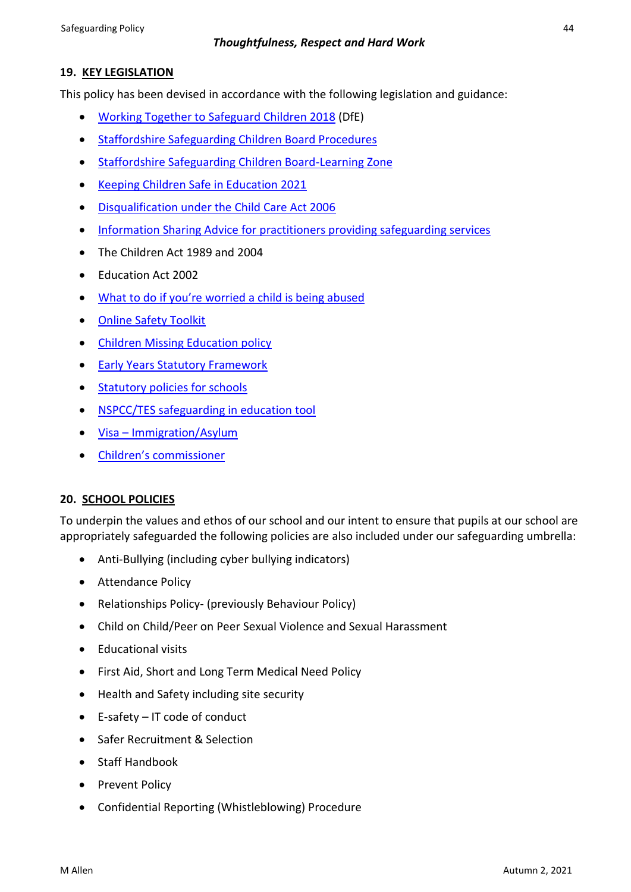## 19. KEY LEGISLATION

This policy has been devised in accordance with the following legislation and guidance:

- Working Together to Safeguard Children 2018 (DfE)
- Staffordshire Safeguarding Children Board Procedures
- Staffordshire Safeguarding Children Board-Learning Zone
- Keeping Children Safe in Education 2021
- Disqualification under the Child Care Act 2006
- Information Sharing Advice for practitioners providing safeguarding services
- The Children Act 1989 and 2004
- Education Act 2002
- What to do if you're worried a child is being abused
- Online Safety Toolkit
- Children Missing Education policy
- Early Years Statutory Framework
- Statutory policies for schools
- NSPCC/TES safeguarding in education tool
- Visa – Immigration/Asylum
- Children's commissioner

## 20. SCHOOL POLICIES

To underpin the values and ethos of our school and our intent to ensure that pupils at our school are appropriately safeguarded the following policies are also included under our safeguarding umbrella:

- Anti-Bullying (including cyber bullying indicators)
- Attendance Policy
- Relationships Policy- (previously Behaviour Policy)
- Child on Child/Peer on Peer Sexual Violence and Sexual Harassment
- Educational visits
- First Aid, Short and Long Term Medical Need Policy
- Health and Safety including site security
- E-safety – IT code of conduct
- Safer Recruitment & Selection
- Staff Handbook
- Prevent Policy
- Confidential Reporting (Whistleblowing) Procedure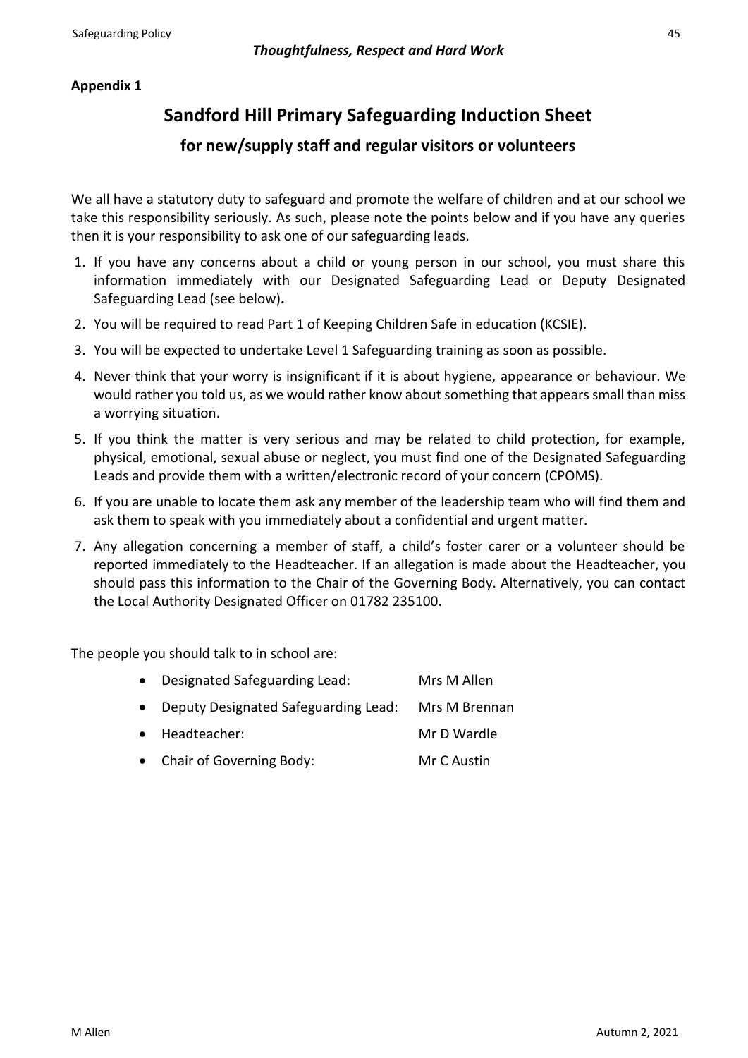**Appendix 1**

# Sandford Hill Primary Safeguarding Induction Sheet

## for new/supply staff and regular visitors or volunteers

We all have a statutory duty to safeguard and promote the welfare of children and at our school we take this responsibility seriously. As such, please note the points below and if you have any queries then it is your responsibility to ask one of our safeguarding leads.

1. If you have any concerns about a child or young person in our school, you must share this information immediately with our Designated Safeguarding Lead or Deputy Designated Safeguarding Lead (see below)**.**
2. You will be required to read Part 1 of Keeping Children Safe in education (KCSIE).
3. You will be expected to undertake Level 1 Safeguarding training as soon as possible.
4. Never think that your worry is insignificant if it is about hygiene, appearance or behaviour. We would rather you told us, as we would rather know about something that appears small than miss a worrying situation.
5. If you think the matter is very serious and may be related to child protection, for example, physical, emotional, sexual abuse or neglect, you must find one of the Designated Safeguarding Leads and provide them with a written/electronic record of your concern (CPOMS).
6. If you are unable to locate them ask any member of the leadership team who will find them and ask them to speak with you immediately about a confidential and urgent matter.
7. Any allegation concerning a member of staff, a child's foster carer or a volunteer should be reported immediately to the Headteacher. If an allegation is made about the Headteacher, you should pass this information to the Chair of the Governing Body. Alternatively, you can contact the Local Authority Designated Officer on 01782 235100.

The people you should talk to in school are:

- Designated Safeguarding Lead: Mrs M Allen
- Deputy Designated Safeguarding Lead: Mrs M Brennan
- Headteacher: Mr D Wardle
- Chair of Governing Body: Mr C Austin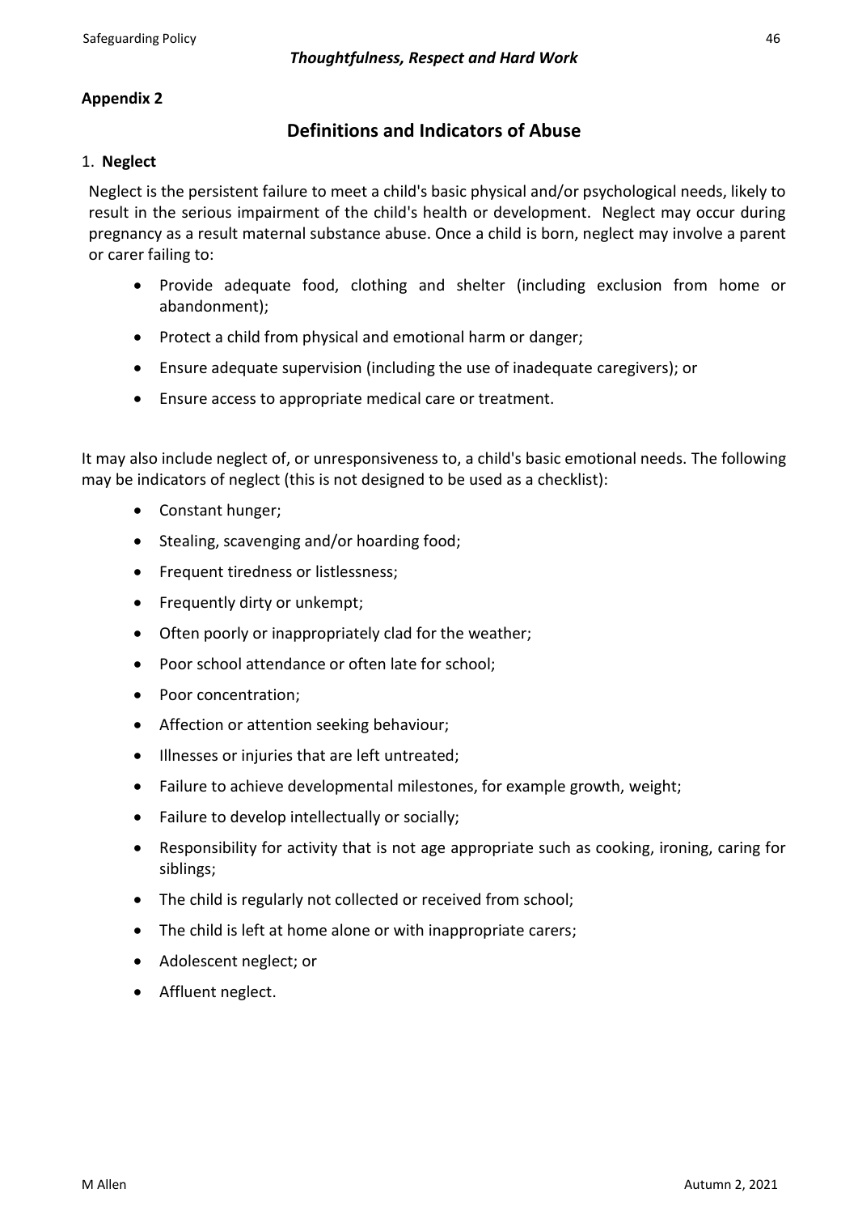## Appendix 2

# Definitions and Indicators of Abuse

1. **Neglect**

Neglect is the persistent failure to meet a child's basic physical and/or psychological needs, likely to result in the serious impairment of the child's health or development. Neglect may occur during pregnancy as a result maternal substance abuse. Once a child is born, neglect may involve a parent or carer failing to:

- Provide adequate food, clothing and shelter (including exclusion from home or abandonment);
- Protect a child from physical and emotional harm or danger;
- Ensure adequate supervision (including the use of inadequate caregivers); or
- Ensure access to appropriate medical care or treatment.

It may also include neglect of, or unresponsiveness to, a child's basic emotional needs. The following may be indicators of neglect (this is not designed to be used as a checklist):

- Constant hunger;
- Stealing, scavenging and/or hoarding food;
- Frequent tiredness or listlessness;
- Frequently dirty or unkempt;
- Often poorly or inappropriately clad for the weather;
- Poor school attendance or often late for school;
- Poor concentration;
- Affection or attention seeking behaviour;
- Illnesses or injuries that are left untreated;
- Failure to achieve developmental milestones, for example growth, weight;
- Failure to develop intellectually or socially;
- Responsibility for activity that is not age appropriate such as cooking, ironing, caring for siblings;
- The child is regularly not collected or received from school;
- The child is left at home alone or with inappropriate carers;
- Adolescent neglect; or
- Affluent neglect.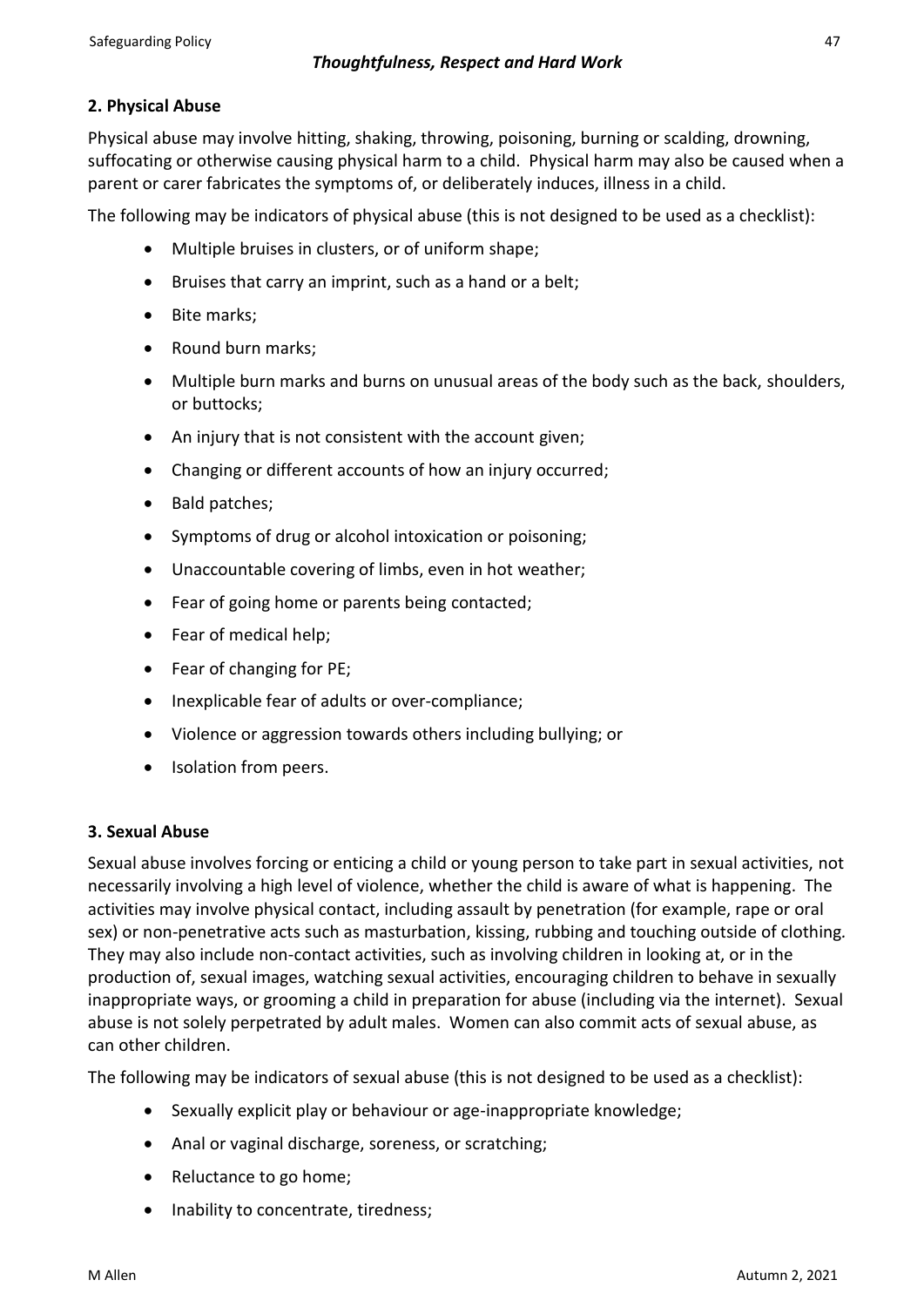**2. Physical Abuse**

Physical abuse may involve hitting, shaking, throwing, poisoning, burning or scalding, drowning, suffocating or otherwise causing physical harm to a child. Physical harm may also be caused when a parent or carer fabricates the symptoms of, or deliberately induces, illness in a child.

The following may be indicators of physical abuse (this is not designed to be used as a checklist):

- Multiple bruises in clusters, or of uniform shape;
- Bruises that carry an imprint, such as a hand or a belt;
- Bite marks;
- Round burn marks;
- Multiple burn marks and burns on unusual areas of the body such as the back, shoulders, or buttocks;
- An injury that is not consistent with the account given;
- Changing or different accounts of how an injury occurred;
- Bald patches;
- Symptoms of drug or alcohol intoxication or poisoning;
- Unaccountable covering of limbs, even in hot weather;
- Fear of going home or parents being contacted;
- Fear of medical help;
- Fear of changing for PE;
- Inexplicable fear of adults or over-compliance;
- Violence or aggression towards others including bullying; or
- Isolation from peers.

**3. Sexual Abuse**

Sexual abuse involves forcing or enticing a child or young person to take part in sexual activities, not necessarily involving a high level of violence, whether the child is aware of what is happening. The activities may involve physical contact, including assault by penetration (for example, rape or oral sex) or non-penetrative acts such as masturbation, kissing, rubbing and touching outside of clothing. They may also include non-contact activities, such as involving children in looking at, or in the production of, sexual images, watching sexual activities, encouraging children to behave in sexually inappropriate ways, or grooming a child in preparation for abuse (including via the internet). Sexual abuse is not solely perpetrated by adult males. Women can also commit acts of sexual abuse, as can other children.

The following may be indicators of sexual abuse (this is not designed to be used as a checklist):

- Sexually explicit play or behaviour or age-inappropriate knowledge;
- Anal or vaginal discharge, soreness, or scratching;
- Reluctance to go home;
- Inability to concentrate, tiredness;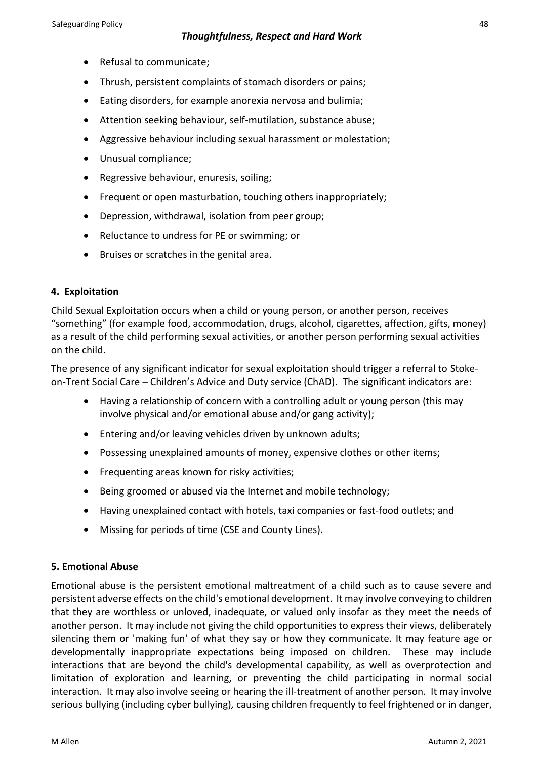- Refusal to communicate;
- Thrush, persistent complaints of stomach disorders or pains;
- Eating disorders, for example anorexia nervosa and bulimia;
- Attention seeking behaviour, self-mutilation, substance abuse;
- Aggressive behaviour including sexual harassment or molestation;
- Unusual compliance;
- Regressive behaviour, enuresis, soiling;
- Frequent or open masturbation, touching others inappropriately;
- Depression, withdrawal, isolation from peer group;
- Reluctance to undress for PE or swimming; or
- Bruises or scratches in the genital area.

### 4. Exploitation

Child Sexual Exploitation occurs when a child or young person, or another person, receives "something" (for example food, accommodation, drugs, alcohol, cigarettes, affection, gifts, money) as a result of the child performing sexual activities, or another person performing sexual activities on the child.

The presence of any significant indicator for sexual exploitation should trigger a referral to Stoke-on-Trent Social Care – Children's Advice and Duty service (ChAD). The significant indicators are:

- Having a relationship of concern with a controlling adult or young person (this may involve physical and/or emotional abuse and/or gang activity);
- Entering and/or leaving vehicles driven by unknown adults;
- Possessing unexplained amounts of money, expensive clothes or other items;
- Frequenting areas known for risky activities;
- Being groomed or abused via the Internet and mobile technology;
- Having unexplained contact with hotels, taxi companies or fast-food outlets; and
- Missing for periods of time (CSE and County Lines).

### 5. Emotional Abuse

Emotional abuse is the persistent emotional maltreatment of a child such as to cause severe and persistent adverse effects on the child's emotional development. It may involve conveying to children that they are worthless or unloved, inadequate, or valued only insofar as they meet the needs of another person. It may include not giving the child opportunities to express their views, deliberately silencing them or 'making fun' of what they say or how they communicate. It may feature age or developmentally inappropriate expectations being imposed on children. These may include interactions that are beyond the child's developmental capability, as well as overprotection and limitation of exploration and learning, or preventing the child participating in normal social interaction. It may also involve seeing or hearing the ill-treatment of another person. It may involve serious bullying (including cyber bullying), causing children frequently to feel frightened or in danger,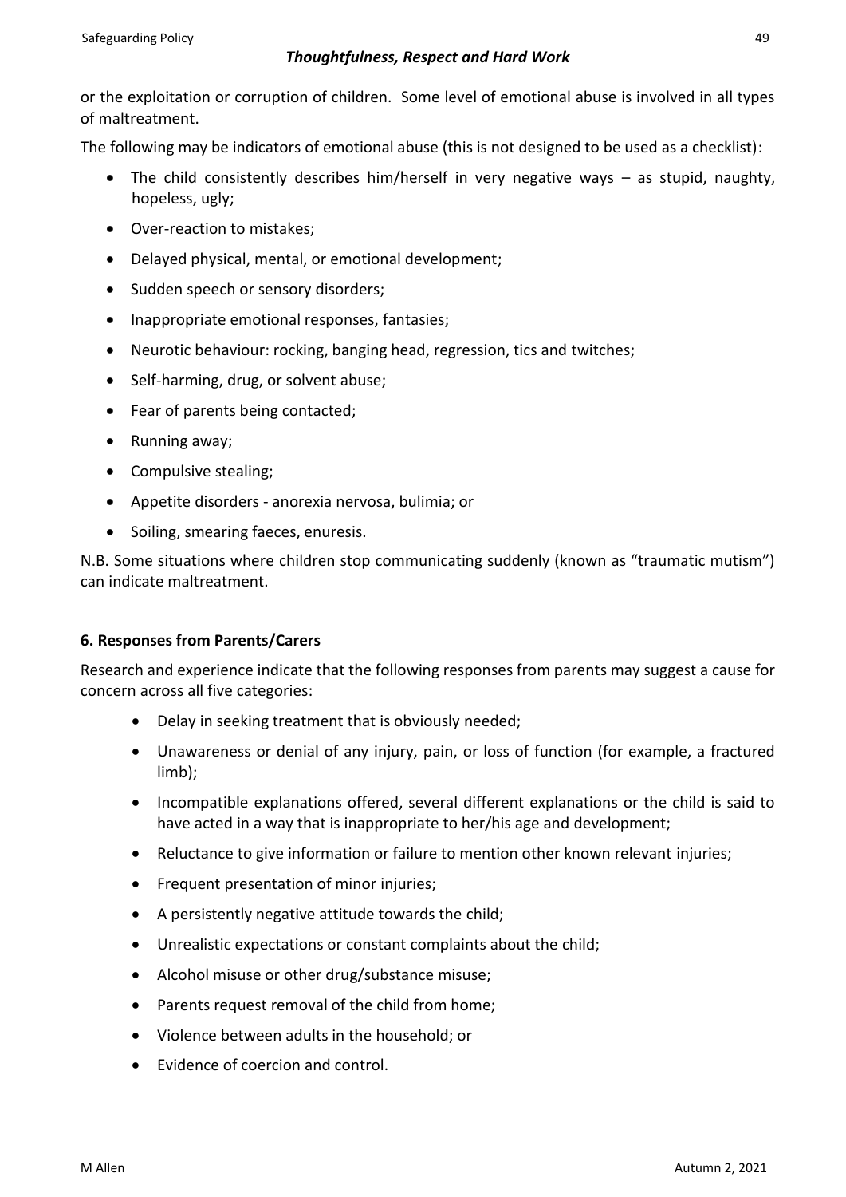or the exploitation or corruption of children. Some level of emotional abuse is involved in all types of maltreatment.

The following may be indicators of emotional abuse (this is not designed to be used as a checklist):

- The child consistently describes him/herself in very negative ways – as stupid, naughty, hopeless, ugly;
- Over-reaction to mistakes;
- Delayed physical, mental, or emotional development;
- Sudden speech or sensory disorders;
- Inappropriate emotional responses, fantasies;
- Neurotic behaviour: rocking, banging head, regression, tics and twitches;
- Self-harming, drug, or solvent abuse;
- Fear of parents being contacted;
- Running away;
- Compulsive stealing;
- Appetite disorders - anorexia nervosa, bulimia; or
- Soiling, smearing faeces, enuresis.

N.B. Some situations where children stop communicating suddenly (known as "traumatic mutism") can indicate maltreatment.

### 6. Responses from Parents/Carers

Research and experience indicate that the following responses from parents may suggest a cause for concern across all five categories:

- Delay in seeking treatment that is obviously needed;
- Unawareness or denial of any injury, pain, or loss of function (for example, a fractured limb);
- Incompatible explanations offered, several different explanations or the child is said to have acted in a way that is inappropriate to her/his age and development;
- Reluctance to give information or failure to mention other known relevant injuries;
- Frequent presentation of minor injuries;
- A persistently negative attitude towards the child;
- Unrealistic expectations or constant complaints about the child;
- Alcohol misuse or other drug/substance misuse;
- Parents request removal of the child from home;
- Violence between adults in the household; or
- Evidence of coercion and control.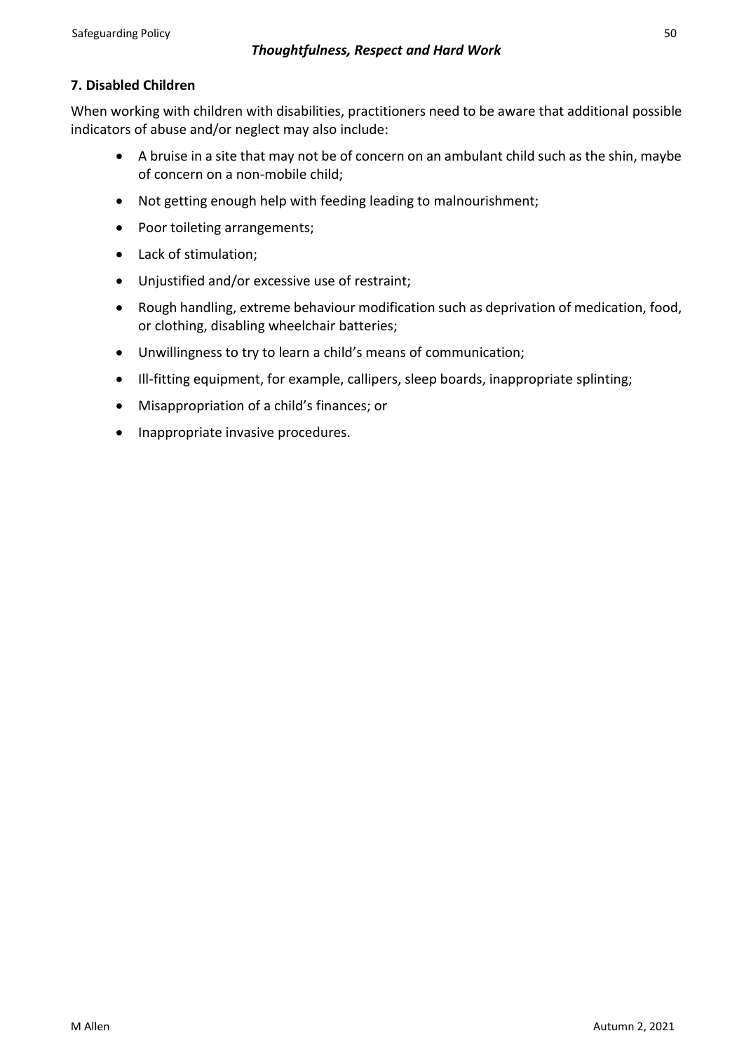## 7. Disabled Children

When working with children with disabilities, practitioners need to be aware that additional possible indicators of abuse and/or neglect may also include:

- A bruise in a site that may not be of concern on an ambulant child such as the shin, maybe of concern on a non-mobile child;
- Not getting enough help with feeding leading to malnourishment;
- Poor toileting arrangements;
- Lack of stimulation;
- Unjustified and/or excessive use of restraint;
- Rough handling, extreme behaviour modification such as deprivation of medication, food, or clothing, disabling wheelchair batteries;
- Unwillingness to try to learn a child's means of communication;
- Ill-fitting equipment, for example, callipers, sleep boards, inappropriate splinting;
- Misappropriation of a child's finances; or
- Inappropriate invasive procedures.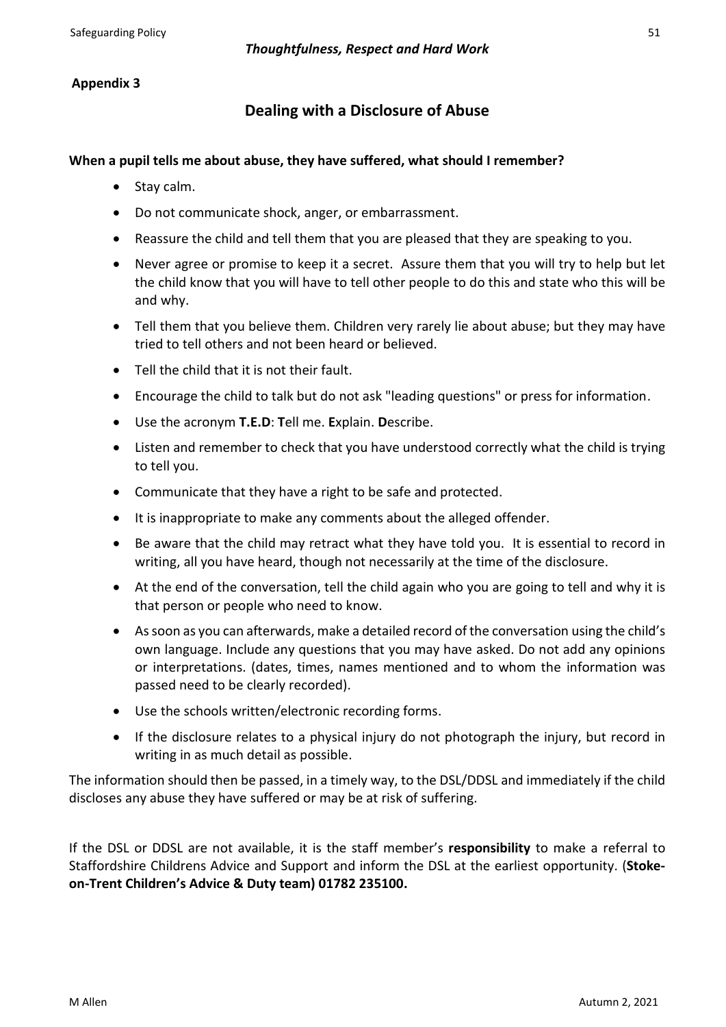**Appendix 3**

## Dealing with a Disclosure of Abuse

**When a pupil tells me about abuse, they have suffered, what should I remember?**

- Stay calm.
- Do not communicate shock, anger, or embarrassment.
- Reassure the child and tell them that you are pleased that they are speaking to you.
- Never agree or promise to keep it a secret. Assure them that you will try to help but let the child know that you will have to tell other people to do this and state who this will be and why.
- Tell them that you believe them. Children very rarely lie about abuse; but they may have tried to tell others and not been heard or believed.
- Tell the child that it is not their fault.
- Encourage the child to talk but do not ask "leading questions" or press for information.
- Use the acronym **T.E.D**: **T**ell me. **E**xplain. **D**escribe.
- Listen and remember to check that you have understood correctly what the child is trying to tell you.
- Communicate that they have a right to be safe and protected.
- It is inappropriate to make any comments about the alleged offender.
- Be aware that the child may retract what they have told you. It is essential to record in writing, all you have heard, though not necessarily at the time of the disclosure.
- At the end of the conversation, tell the child again who you are going to tell and why it is that person or people who need to know.
- As soon as you can afterwards, make a detailed record of the conversation using the child's own language. Include any questions that you may have asked. Do not add any opinions or interpretations. (dates, times, names mentioned and to whom the information was passed need to be clearly recorded).
- Use the schools written/electronic recording forms.
- If the disclosure relates to a physical injury do not photograph the injury, but record in writing in as much detail as possible.

The information should then be passed, in a timely way, to the DSL/DDSL and immediately if the child discloses any abuse they have suffered or may be at risk of suffering.

If the DSL or DDSL are not available, it is the staff member's **responsibility** to make a referral to Staffordshire Childrens Advice and Support and inform the DSL at the earliest opportunity. (**Stoke-on-Trent Children's Advice & Duty team) 01782 235100.**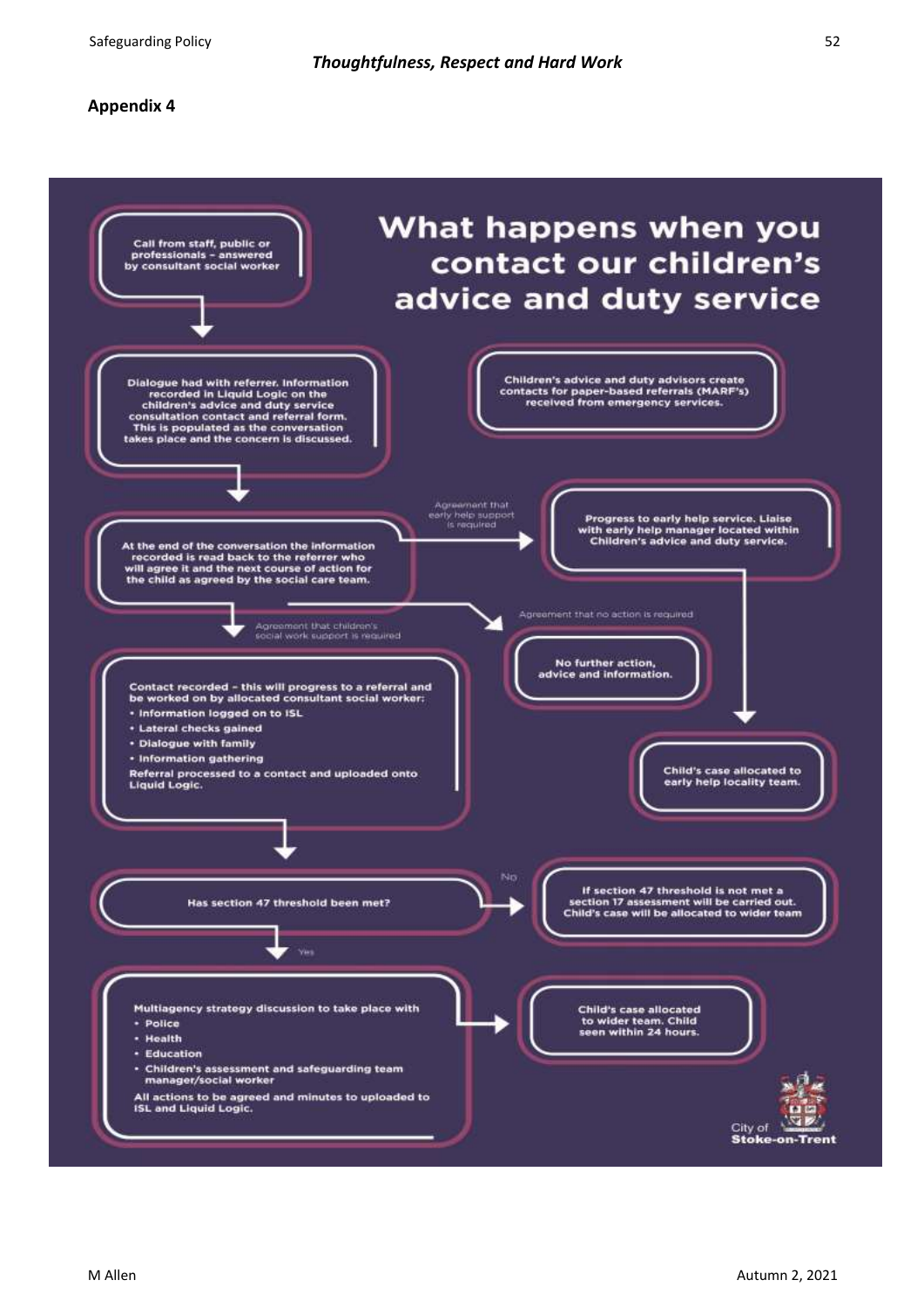## Appendix 4

# What happens when you contact our children's advice and duty service

Call from staff, public or professionals – answered by consultant social worker

Dialogue had with referrer. Information recorded in Liquid Logic on the children's advice and duty service consultation contact and referral form. This is populated as the conversation takes place and the concern is discussed.

Children's advice and duty advisors create contacts for paper-based referrals (MARF's) received from emergency services.

At the end of the conversation the information recorded is read back to the referrer who will agree it and the next course of action for the child as agreed by the social care team.

Agreement that early help support is required → Progress to early help service. Liaise with early help manager located within Children's advice and duty service. → Child's case allocated to early help locality team.

Agreement that no action is required → No further action, advice and information.

Agreement that children's social work support is required → Contact recorded – this will progress to a referral and be worked on by allocated consultant social worker:

- Information logged on to ISL
- Lateral checks gained
- Dialogue with family
- Information gathering

Referral processed to a contact and uploaded onto Liquid Logic.

Has section 47 threshold been met?

No → If section 47 threshold is not met a section 17 assessment will be carried out. Child's case will be allocated to wider team

Yes → Multiagency strategy discussion to take place with

- Police
- Health
- Education
- Children's assessment and safeguarding team manager/social worker

All actions to be agreed and minutes to uploaded to ISL and Liquid Logic.

→ Child's case allocated to wider team. Child seen within 24 hours.

City of Stoke-on-Trent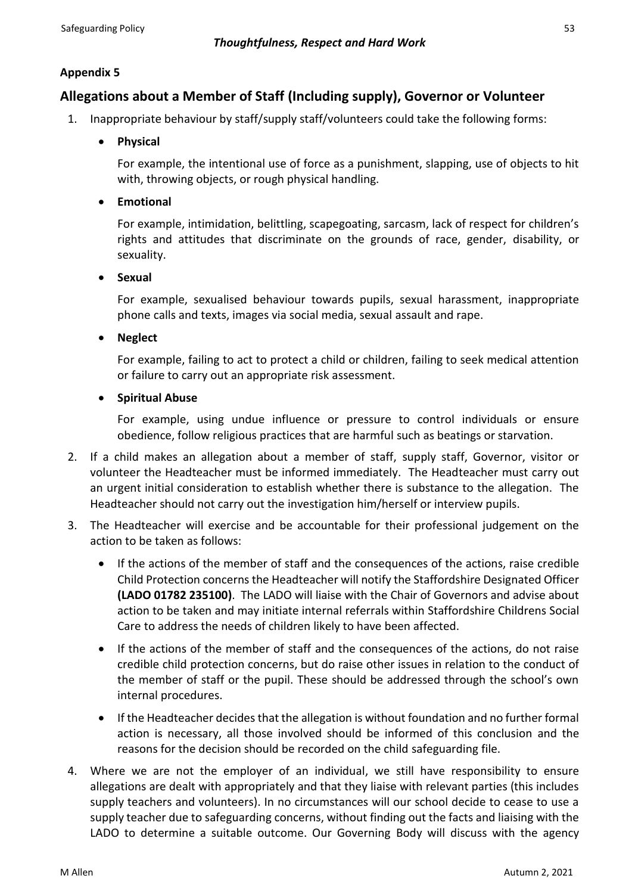**Appendix 5**

## Allegations about a Member of Staff (Including supply), Governor or Volunteer

1. Inappropriate behaviour by staff/supply staff/volunteers could take the following forms:

   - **Physical**

     For example, the intentional use of force as a punishment, slapping, use of objects to hit with, throwing objects, or rough physical handling.

   - **Emotional**

     For example, intimidation, belittling, scapegoating, sarcasm, lack of respect for children's rights and attitudes that discriminate on the grounds of race, gender, disability, or sexuality.

   - **Sexual**

     For example, sexualised behaviour towards pupils, sexual harassment, inappropriate phone calls and texts, images via social media, sexual assault and rape.

   - **Neglect**

     For example, failing to act to protect a child or children, failing to seek medical attention or failure to carry out an appropriate risk assessment.

   - **Spiritual Abuse**

     For example, using undue influence or pressure to control individuals or ensure obedience, follow religious practices that are harmful such as beatings or starvation.

2. If a child makes an allegation about a member of staff, supply staff, Governor, visitor or volunteer the Headteacher must be informed immediately. The Headteacher must carry out an urgent initial consideration to establish whether there is substance to the allegation. The Headteacher should not carry out the investigation him/herself or interview pupils.

3. The Headteacher will exercise and be accountable for their professional judgement on the action to be taken as follows:

   - If the actions of the member of staff and the consequences of the actions, raise credible Child Protection concerns the Headteacher will notify the Staffordshire Designated Officer **(LADO 01782 235100)**. The LADO will liaise with the Chair of Governors and advise about action to be taken and may initiate internal referrals within Staffordshire Childrens Social Care to address the needs of children likely to have been affected.
   - If the actions of the member of staff and the consequences of the actions, do not raise credible child protection concerns, but do raise other issues in relation to the conduct of the member of staff or the pupil. These should be addressed through the school's own internal procedures.
   - If the Headteacher decides that the allegation is without foundation and no further formal action is necessary, all those involved should be informed of this conclusion and the reasons for the decision should be recorded on the child safeguarding file.

4. Where we are not the employer of an individual, we still have responsibility to ensure allegations are dealt with appropriately and that they liaise with relevant parties (this includes supply teachers and volunteers). In no circumstances will our school decide to cease to use a supply teacher due to safeguarding concerns, without finding out the facts and liaising with the LADO to determine a suitable outcome. Our Governing Body will discuss with the agency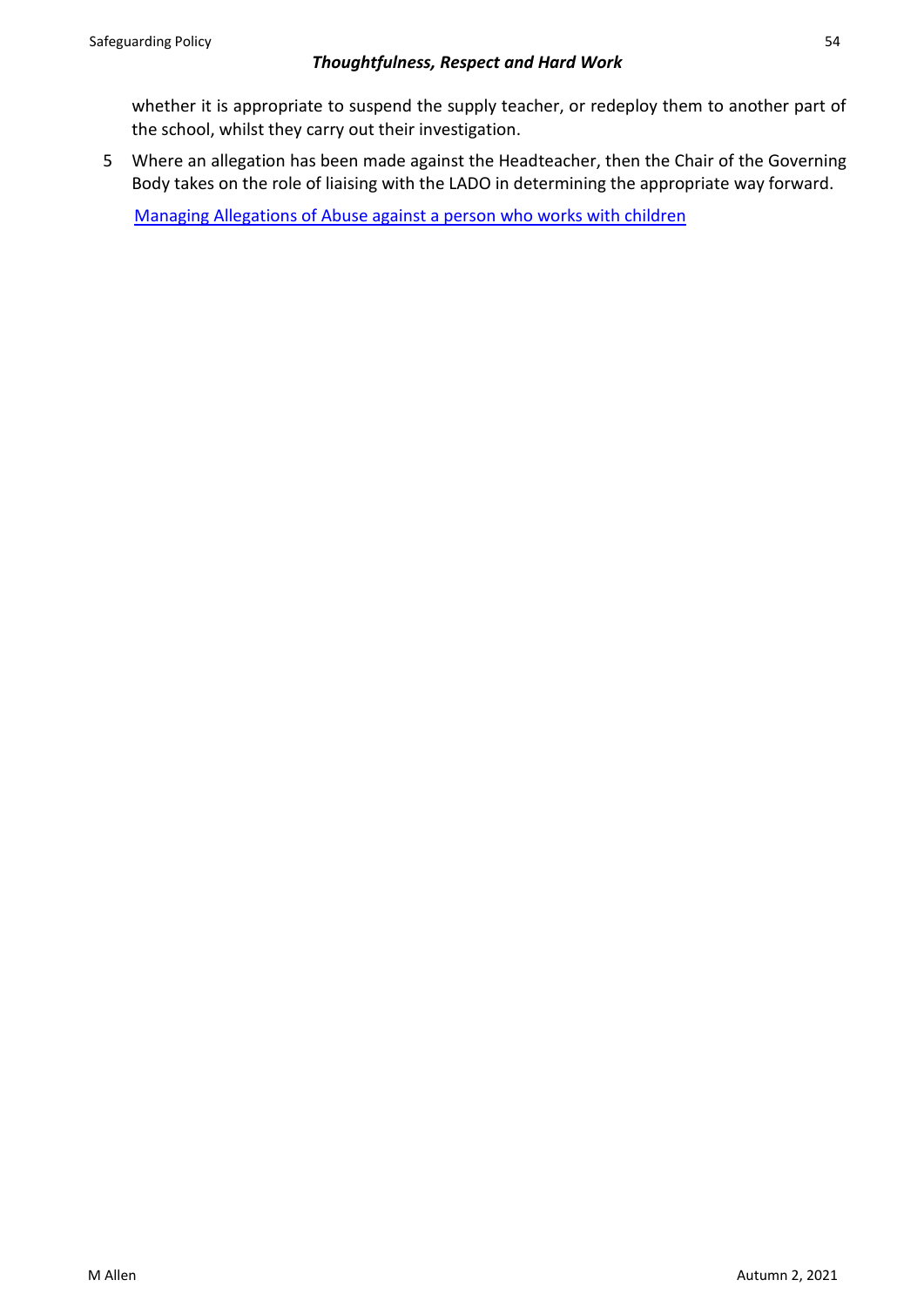whether it is appropriate to suspend the supply teacher, or redeploy them to another part of the school, whilst they carry out their investigation.

5. Where an allegation has been made against the Headteacher, then the Chair of the Governing Body takes on the role of liaising with the LADO in determining the appropriate way forward.

   Managing Allegations of Abuse against a person who works with children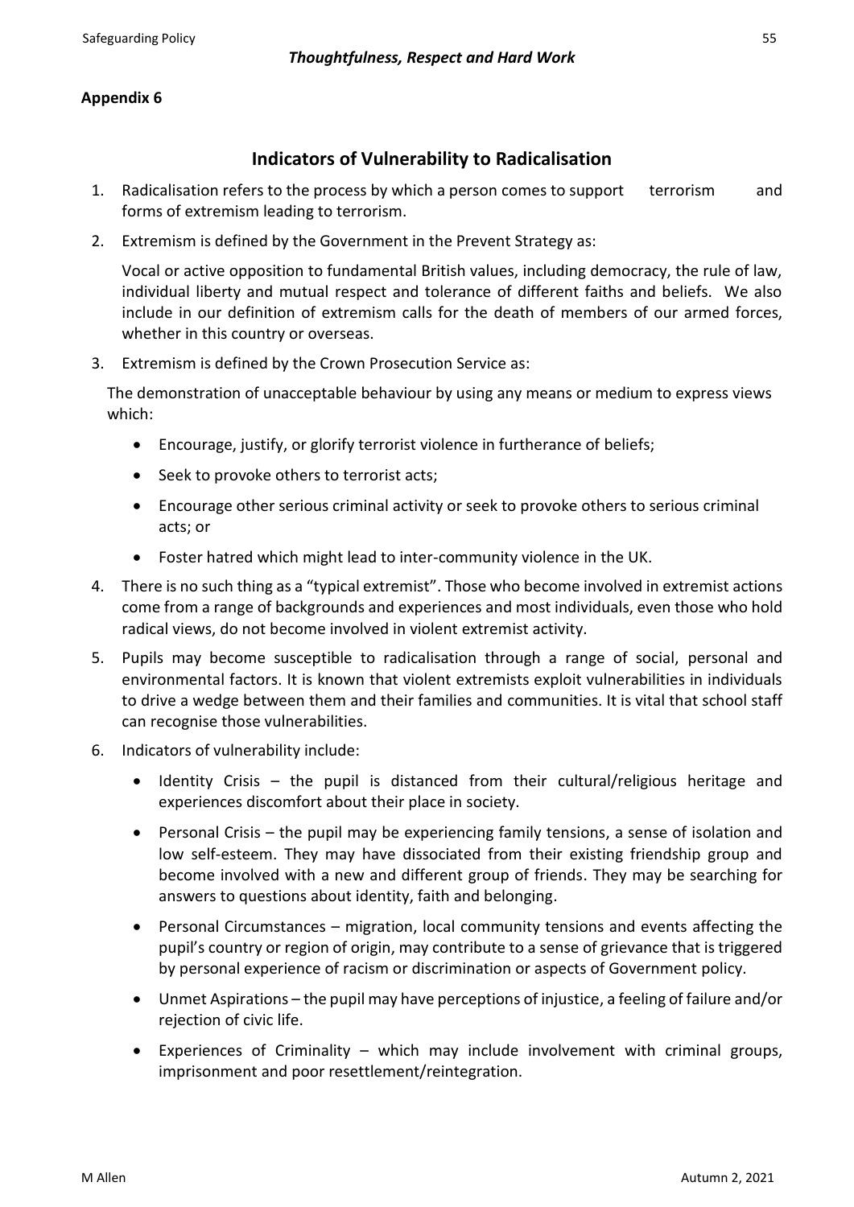**Appendix 6**

## Indicators of Vulnerability to Radicalisation

1. Radicalisation refers to the process by which a person comes to support terrorism and forms of extremism leading to terrorism.
2. Extremism is defined by the Government in the Prevent Strategy as:

   Vocal or active opposition to fundamental British values, including democracy, the rule of law, individual liberty and mutual respect and tolerance of different faiths and beliefs. We also include in our definition of extremism calls for the death of members of our armed forces, whether in this country or overseas.
3. Extremism is defined by the Crown Prosecution Service as:

   The demonstration of unacceptable behaviour by using any means or medium to express views which:

   - Encourage, justify, or glorify terrorist violence in furtherance of beliefs;
   - Seek to provoke others to terrorist acts;
   - Encourage other serious criminal activity or seek to provoke others to serious criminal acts; or
   - Foster hatred which might lead to inter-community violence in the UK.
4. There is no such thing as a "typical extremist". Those who become involved in extremist actions come from a range of backgrounds and experiences and most individuals, even those who hold radical views, do not become involved in violent extremist activity.
5. Pupils may become susceptible to radicalisation through a range of social, personal and environmental factors. It is known that violent extremists exploit vulnerabilities in individuals to drive a wedge between them and their families and communities. It is vital that school staff can recognise those vulnerabilities.
6. Indicators of vulnerability include:

   - Identity Crisis – the pupil is distanced from their cultural/religious heritage and experiences discomfort about their place in society.
   - Personal Crisis – the pupil may be experiencing family tensions, a sense of isolation and low self-esteem. They may have dissociated from their existing friendship group and become involved with a new and different group of friends. They may be searching for answers to questions about identity, faith and belonging.
   - Personal Circumstances – migration, local community tensions and events affecting the pupil's country or region of origin, may contribute to a sense of grievance that is triggered by personal experience of racism or discrimination or aspects of Government policy.
   - Unmet Aspirations – the pupil may have perceptions of injustice, a feeling of failure and/or rejection of civic life.
   - Experiences of Criminality – which may include involvement with criminal groups, imprisonment and poor resettlement/reintegration.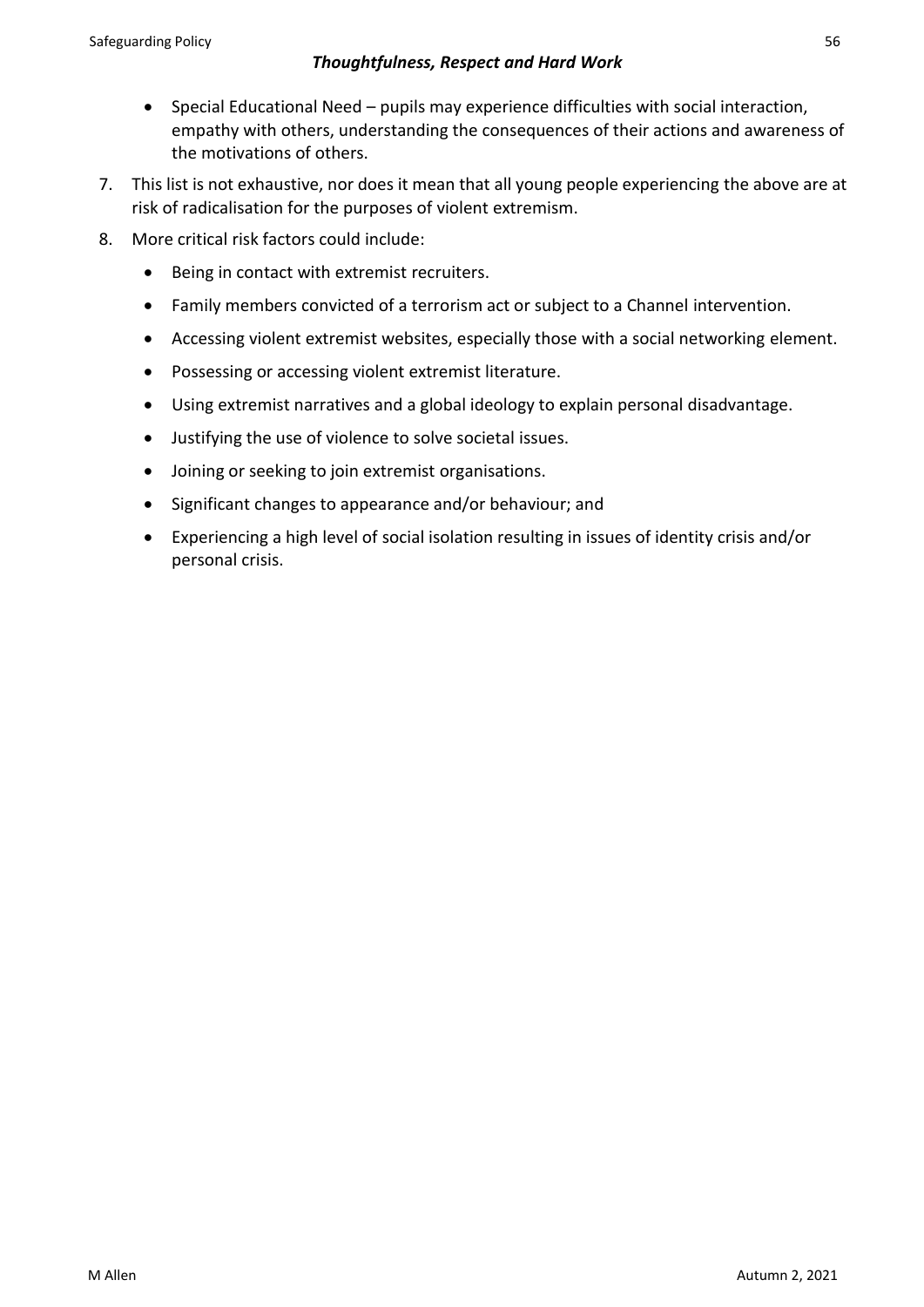- Special Educational Need – pupils may experience difficulties with social interaction, empathy with others, understanding the consequences of their actions and awareness of the motivations of others.

7. This list is not exhaustive, nor does it mean that all young people experiencing the above are at risk of radicalisation for the purposes of violent extremism.
8. More critical risk factors could include:
   - Being in contact with extremist recruiters.
   - Family members convicted of a terrorism act or subject to a Channel intervention.
   - Accessing violent extremist websites, especially those with a social networking element.
   - Possessing or accessing violent extremist literature.
   - Using extremist narratives and a global ideology to explain personal disadvantage.
   - Justifying the use of violence to solve societal issues.
   - Joining or seeking to join extremist organisations.
   - Significant changes to appearance and/or behaviour; and
   - Experiencing a high level of social isolation resulting in issues of identity crisis and/or personal crisis.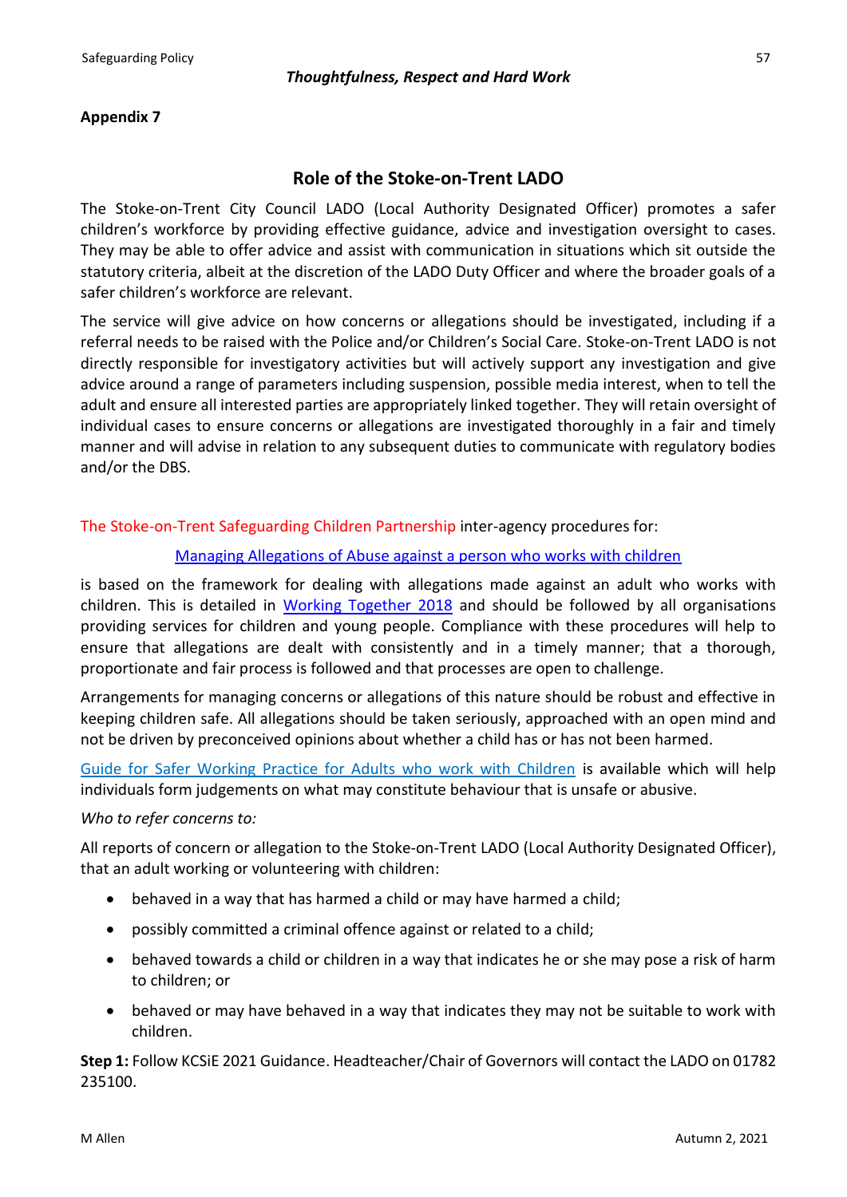**Appendix 7**

## Role of the Stoke-on-Trent LADO

The Stoke-on-Trent City Council LADO (Local Authority Designated Officer) promotes a safer children's workforce by providing effective guidance, advice and investigation oversight to cases. They may be able to offer advice and assist with communication in situations which sit outside the statutory criteria, albeit at the discretion of the LADO Duty Officer and where the broader goals of a safer children's workforce are relevant.

The service will give advice on how concerns or allegations should be investigated, including if a referral needs to be raised with the Police and/or Children's Social Care. Stoke-on-Trent LADO is not directly responsible for investigatory activities but will actively support any investigation and give advice around a range of parameters including suspension, possible media interest, when to tell the adult and ensure all interested parties are appropriately linked together. They will retain oversight of individual cases to ensure concerns or allegations are investigated thoroughly in a fair and timely manner and will advise in relation to any subsequent duties to communicate with regulatory bodies and/or the DBS.

The Stoke-on-Trent Safeguarding Children Partnership inter-agency procedures for:

Managing Allegations of Abuse against a person who works with children

is based on the framework for dealing with allegations made against an adult who works with children. This is detailed in Working Together 2018 and should be followed by all organisations providing services for children and young people. Compliance with these procedures will help to ensure that allegations are dealt with consistently and in a timely manner; that a thorough, proportionate and fair process is followed and that processes are open to challenge.

Arrangements for managing concerns or allegations of this nature should be robust and effective in keeping children safe. All allegations should be taken seriously, approached with an open mind and not be driven by preconceived opinions about whether a child has or has not been harmed.

Guide for Safer Working Practice for Adults who work with Children is available which will help individuals form judgements on what may constitute behaviour that is unsafe or abusive.

*Who to refer concerns to:*

All reports of concern or allegation to the Stoke-on-Trent LADO (Local Authority Designated Officer), that an adult working or volunteering with children:

- behaved in a way that has harmed a child or may have harmed a child;
- possibly committed a criminal offence against or related to a child;
- behaved towards a child or children in a way that indicates he or she may pose a risk of harm to children; or
- behaved or may have behaved in a way that indicates they may not be suitable to work with children.

**Step 1:** Follow KCSiE 2021 Guidance. Headteacher/Chair of Governors will contact the LADO on 01782 235100.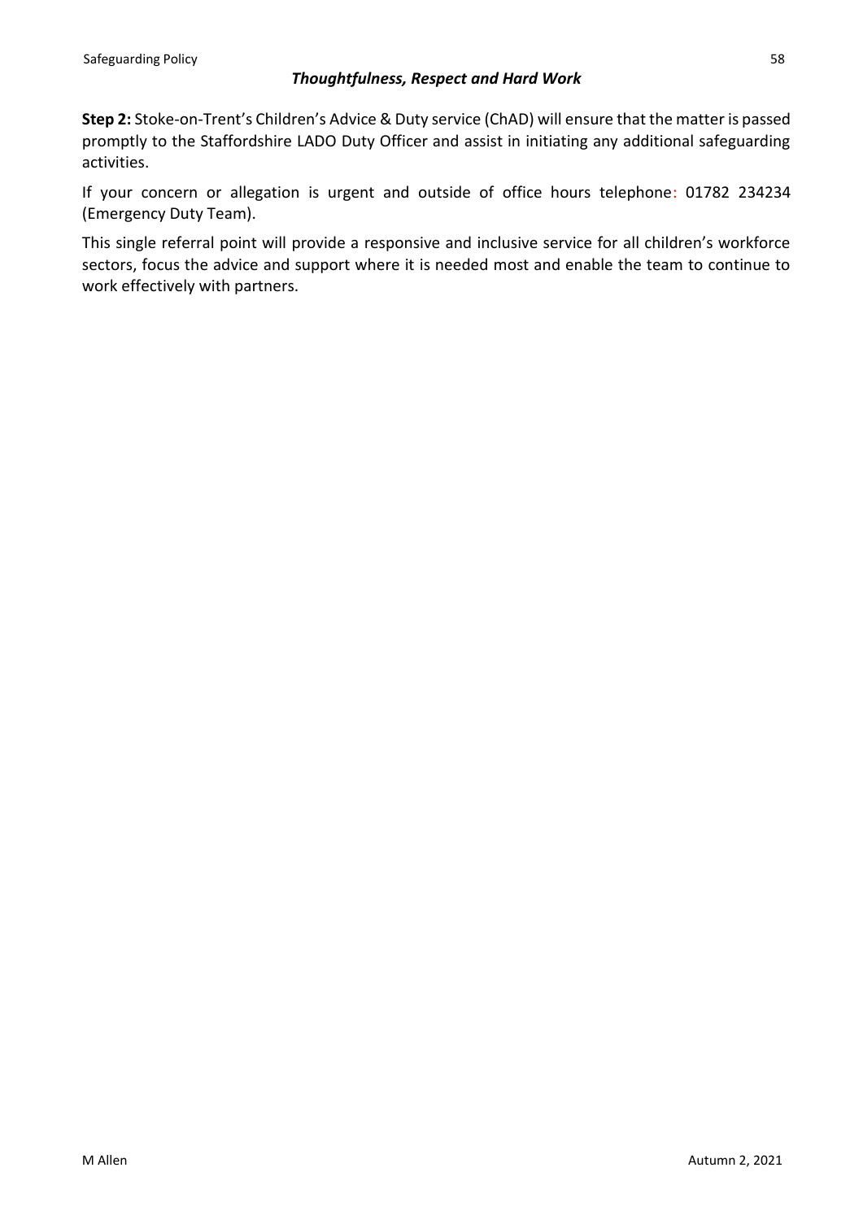**Step 2:** Stoke-on-Trent's Children's Advice & Duty service (ChAD) will ensure that the matter is passed promptly to the Staffordshire LADO Duty Officer and assist in initiating any additional safeguarding activities.

If your concern or allegation is urgent and outside of office hours telephone: 01782 234234 (Emergency Duty Team).

This single referral point will provide a responsive and inclusive service for all children's workforce sectors, focus the advice and support where it is needed most and enable the team to continue to work effectively with partners.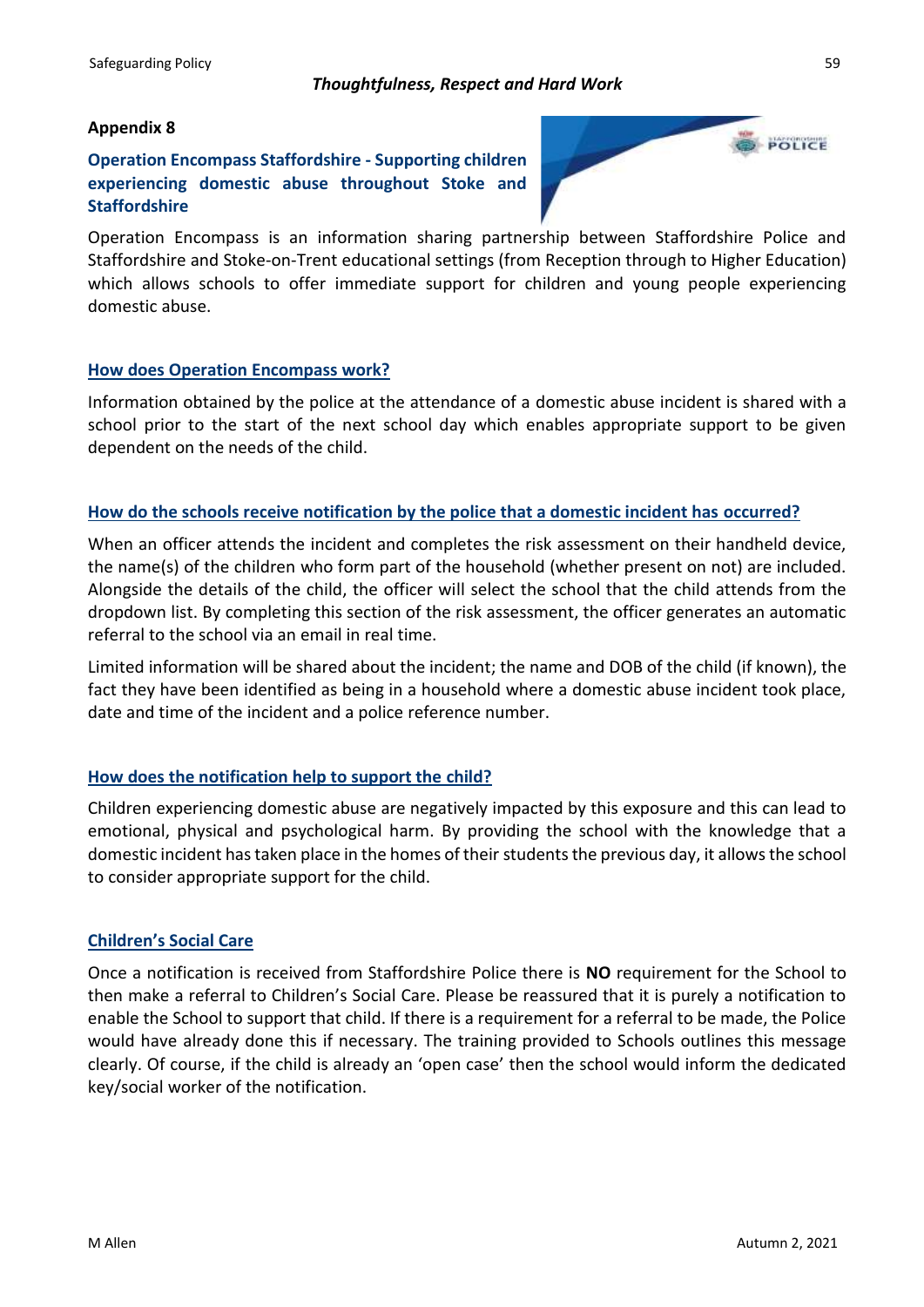**Appendix 8**

## Operation Encompass Staffordshire - Supporting children experiencing domestic abuse throughout Stoke and Staffordshire

Operation Encompass is an information sharing partnership between Staffordshire Police and Staffordshire and Stoke-on-Trent educational settings (from Reception through to Higher Education) which allows schools to offer immediate support for children and young people experiencing domestic abuse.

### How does Operation Encompass work?

Information obtained by the police at the attendance of a domestic abuse incident is shared with a school prior to the start of the next school day which enables appropriate support to be given dependent on the needs of the child.

### How do the schools receive notification by the police that a domestic incident has occurred?

When an officer attends the incident and completes the risk assessment on their handheld device, the name(s) of the children who form part of the household (whether present on not) are included. Alongside the details of the child, the officer will select the school that the child attends from the dropdown list. By completing this section of the risk assessment, the officer generates an automatic referral to the school via an email in real time.

Limited information will be shared about the incident; the name and DOB of the child (if known), the fact they have been identified as being in a household where a domestic abuse incident took place, date and time of the incident and a police reference number.

### How does the notification help to support the child?

Children experiencing domestic abuse are negatively impacted by this exposure and this can lead to emotional, physical and psychological harm. By providing the school with the knowledge that a domestic incident has taken place in the homes of their students the previous day, it allows the school to consider appropriate support for the child.

### Children's Social Care

Once a notification is received from Staffordshire Police there is **NO** requirement for the School to then make a referral to Children's Social Care. Please be reassured that it is purely a notification to enable the School to support that child. If there is a requirement for a referral to be made, the Police would have already done this if necessary. The training provided to Schools outlines this message clearly. Of course, if the child is already an 'open case' then the school would inform the dedicated key/social worker of the notification.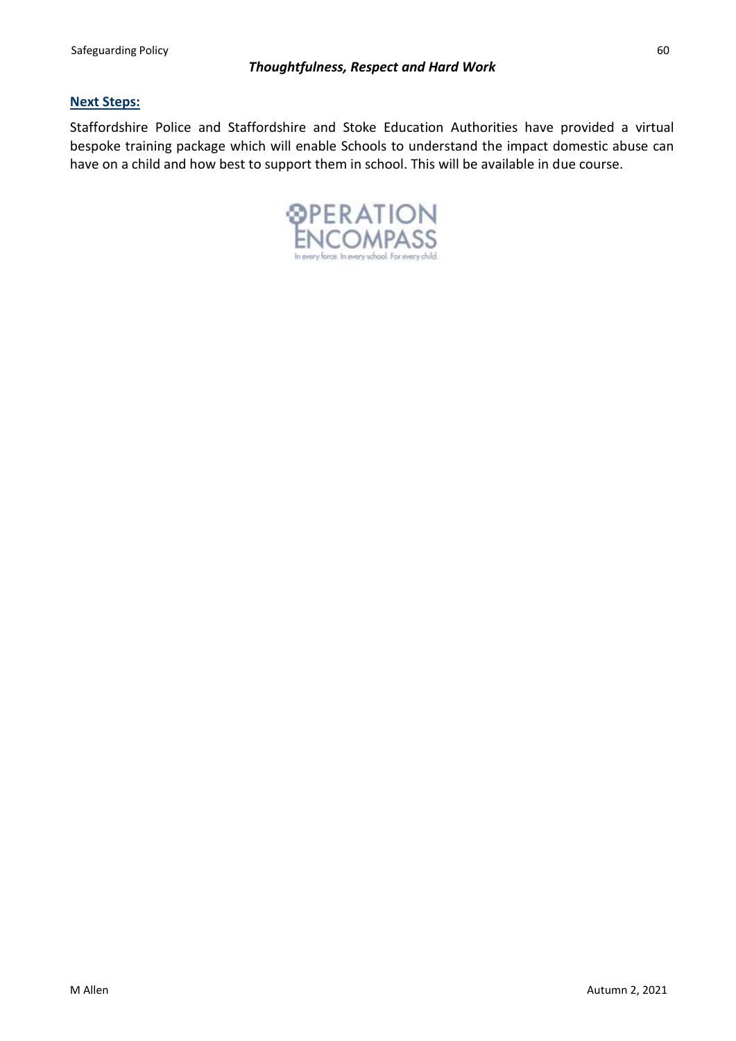## Next Steps:

Staffordshire Police and Staffordshire and Stoke Education Authorities have provided a virtual bespoke training package which will enable Schools to understand the impact domestic abuse can have on a child and how best to support them in school. This will be available in due course.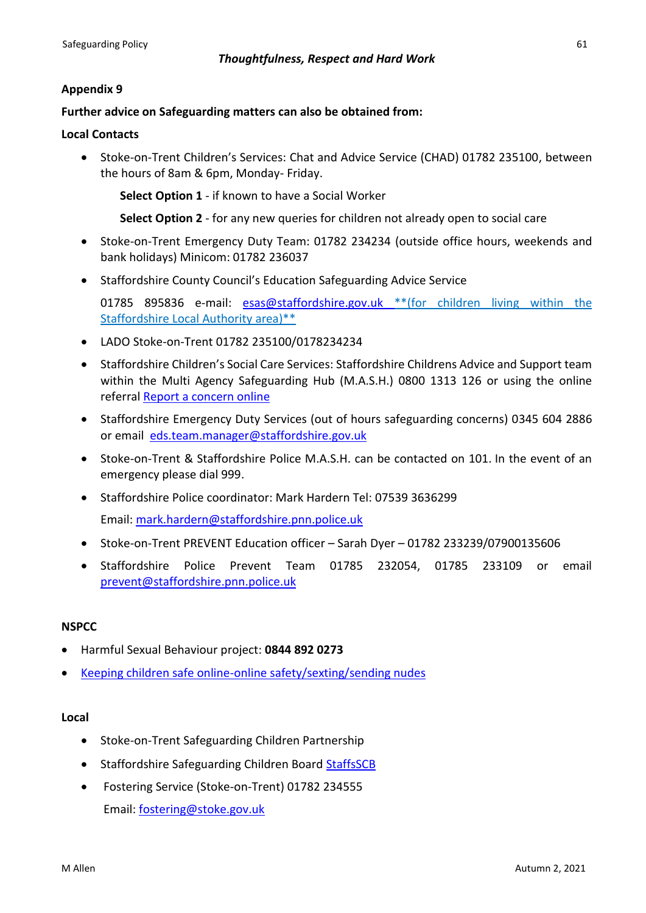*Thoughtfulness, Respect and Hard Work*

**Appendix 9**

**Further advice on Safeguarding matters can also be obtained from:**

**Local Contacts**

- Stoke-on-Trent Children's Services: Chat and Advice Service (CHAD) 01782 235100, between the hours of 8am & 6pm, Monday- Friday.

  **Select Option 1** - if known to have a Social Worker

  **Select Option 2** - for any new queries for children not already open to social care

- Stoke-on-Trent Emergency Duty Team: 01782 234234 (outside office hours, weekends and bank holidays) Minicom: 01782 236037
- Staffordshire County Council's Education Safeguarding Advice Service

  01785 895836 e-mail: esas@staffordshire.gov.uk **(for children living within the Staffordshire Local Authority area)**

- LADO Stoke-on-Trent 01782 235100/0178234234
- Staffordshire Children's Social Care Services: Staffordshire Childrens Advice and Support team within the Multi Agency Safeguarding Hub (M.A.S.H.) 0800 1313 126 or using the online referral Report a concern online
- Staffordshire Emergency Duty Services (out of hours safeguarding concerns) 0345 604 2886 or email eds.team.manager@staffordshire.gov.uk
- Stoke-on-Trent & Staffordshire Police M.A.S.H. can be contacted on 101. In the event of an emergency please dial 999.
- Staffordshire Police coordinator: Mark Hardern Tel: 07539 3636299

  Email: mark.hardern@staffordshire.pnn.police.uk

- Stoke-on-Trent PREVENT Education officer – Sarah Dyer – 01782 233239/07900135606
- Staffordshire Police Prevent Team 01785 232054, 01785 233109 or email prevent@staffordshire.pnn.police.uk

**NSPCC**

- Harmful Sexual Behaviour project: **0844 892 0273**
- Keeping children safe online-online safety/sexting/sending nudes

**Local**

- Stoke-on-Trent Safeguarding Children Partnership
- Staffordshire Safeguarding Children Board StaffsSCB
- Fostering Service (Stoke-on-Trent) 01782 234555

  Email: fostering@stoke.gov.uk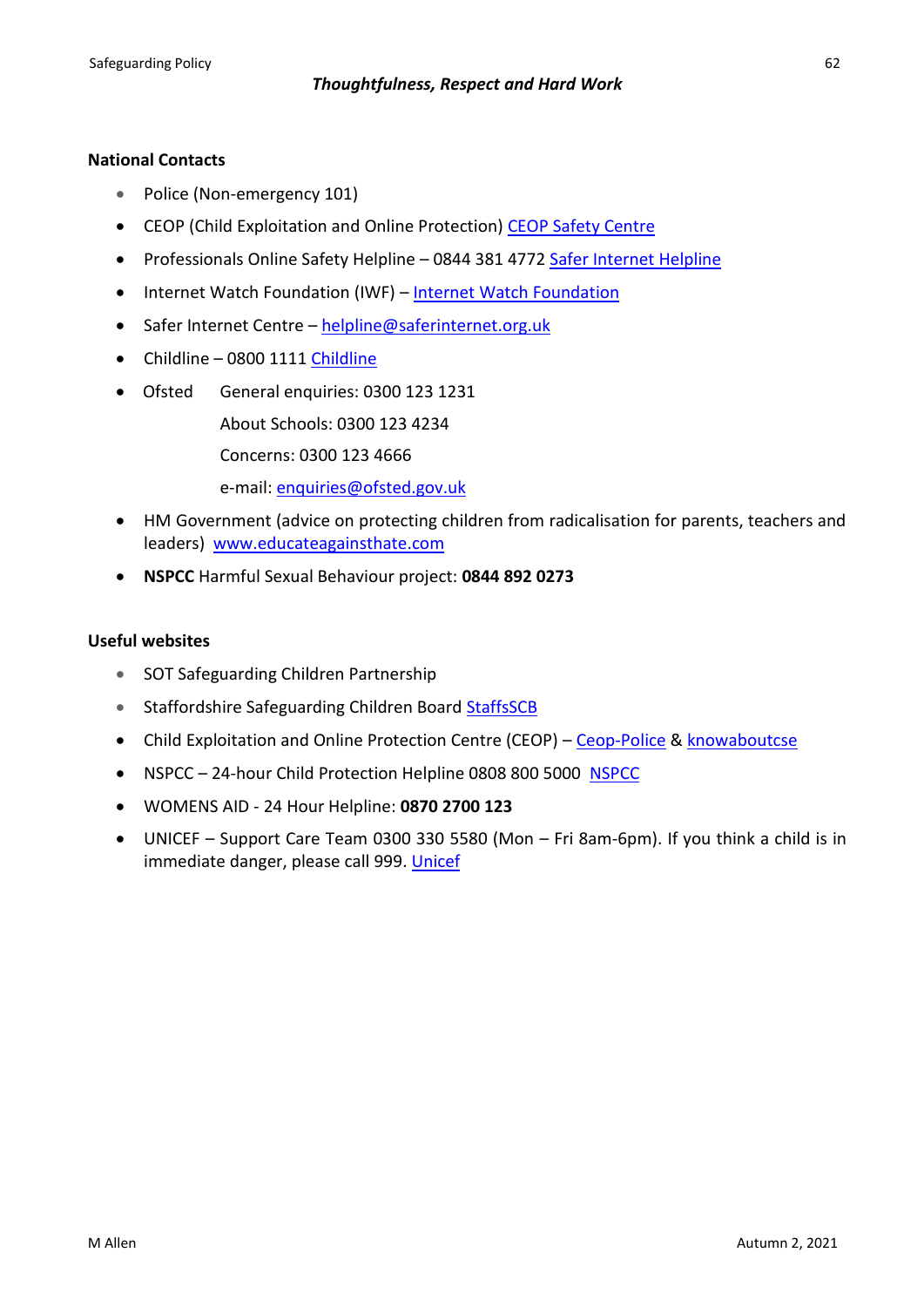## National Contacts

- Police (Non-emergency 101)
- CEOP (Child Exploitation and Online Protection) CEOP Safety Centre
- Professionals Online Safety Helpline – 0844 381 4772 Safer Internet Helpline
- Internet Watch Foundation (IWF) – Internet Watch Foundation
- Safer Internet Centre – helpline@saferinternet.org.uk
- Childline – 0800 1111 Childline
- Ofsted General enquiries: 0300 123 1231

  About Schools: 0300 123 4234

  Concerns: 0300 123 4666

  e-mail: enquiries@ofsted.gov.uk
- HM Government (advice on protecting children from radicalisation for parents, teachers and leaders) www.educateagainsthate.com
- **NSPCC** Harmful Sexual Behaviour project: **0844 892 0273**

## Useful websites

- SOT Safeguarding Children Partnership
- Staffordshire Safeguarding Children Board StaffsSCB
- Child Exploitation and Online Protection Centre (CEOP) – Ceop-Police & knowaboutcse
- NSPCC – 24-hour Child Protection Helpline 0808 800 5000 NSPCC
- WOMENS AID - 24 Hour Helpline: **0870 2700 123**
- UNICEF – Support Care Team 0300 330 5580 (Mon – Fri 8am-6pm). If you think a child is in immediate danger, please call 999. Unicef